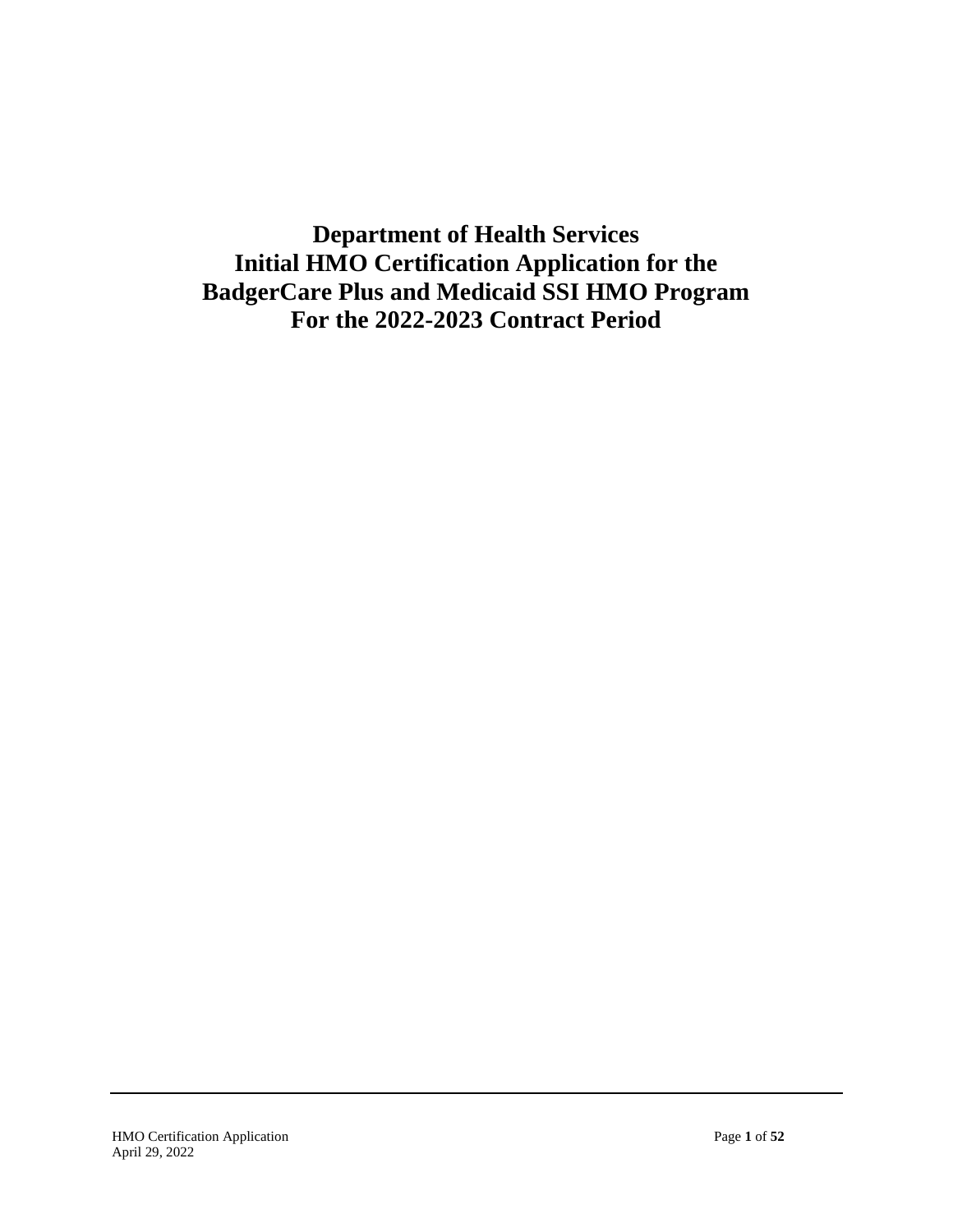# Department of Health Services
# Initial HMO Certification Application for the BadgerCare Plus and Medicaid SSI HMO Program
# For the 2022-2023 Contract Period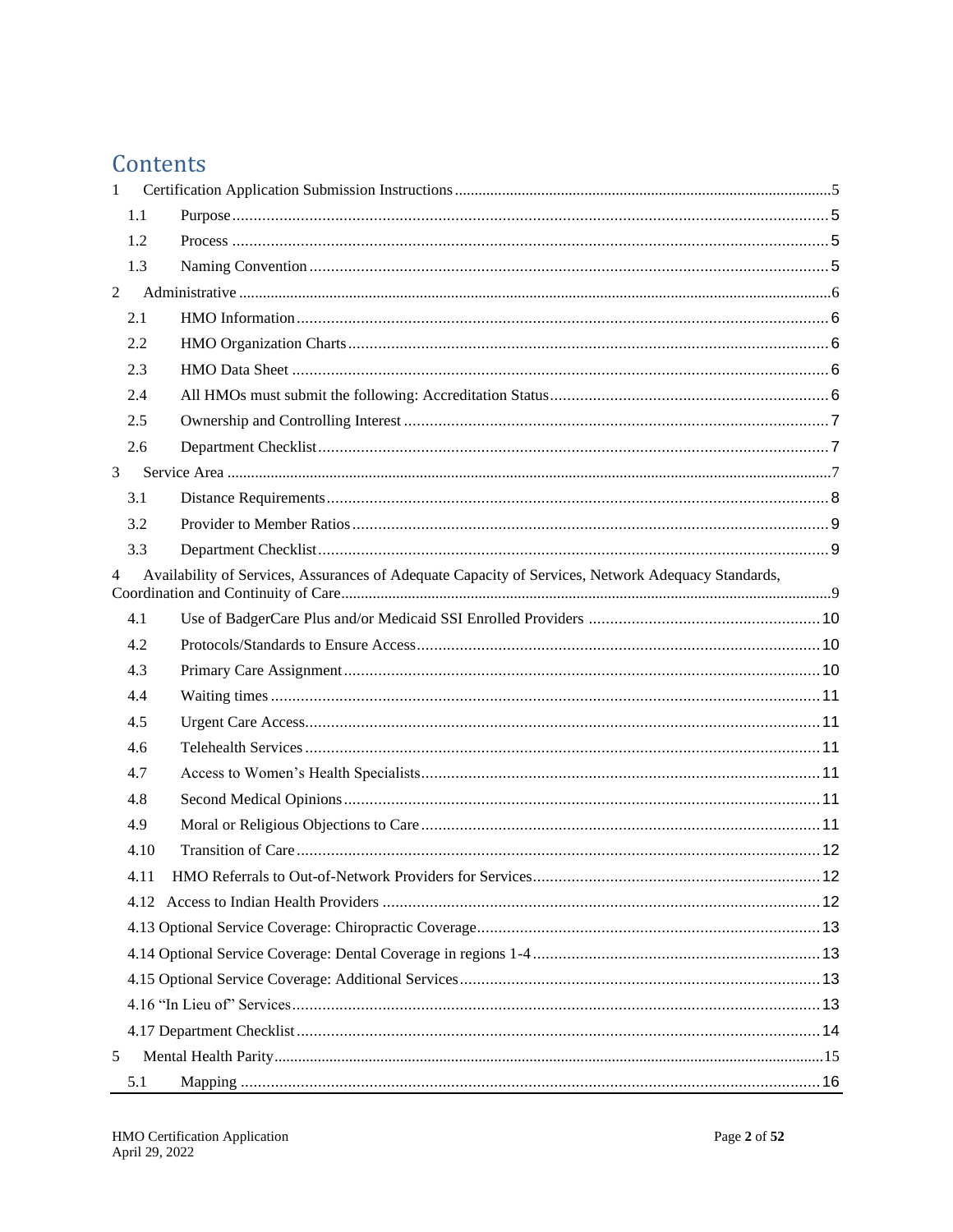# Contents

1 Certification Application Submission Instructions ....... 5
- 1.1 Purpose ....... 5
- 1.2 Process ....... 5
- 1.3 Naming Convention ....... 5

2 Administrative ....... 6
- 2.1 HMO Information ....... 6
- 2.2 HMO Organization Charts ....... 6
- 2.3 HMO Data Sheet ....... 6
- 2.4 All HMOs must submit the following: Accreditation Status ....... 6
- 2.5 Ownership and Controlling Interest ....... 7
- 2.6 Department Checklist ....... 7

3 Service Area ....... 7
- 3.1 Distance Requirements ....... 8
- 3.2 Provider to Member Ratios ....... 9
- 3.3 Department Checklist ....... 9

4 Availability of Services, Assurances of Adequate Capacity of Services, Network Adequacy Standards, Coordination and Continuity of Care ....... 9
- 4.1 Use of BadgerCare Plus and/or Medicaid SSI Enrolled Providers ....... 10
- 4.2 Protocols/Standards to Ensure Access ....... 10
- 4.3 Primary Care Assignment ....... 10
- 4.4 Waiting times ....... 11
- 4.5 Urgent Care Access ....... 11
- 4.6 Telehealth Services ....... 11
- 4.7 Access to Women's Health Specialists ....... 11
- 4.8 Second Medical Opinions ....... 11
- 4.9 Moral or Religious Objections to Care ....... 11
- 4.10 Transition of Care ....... 12
- 4.11 HMO Referrals to Out-of-Network Providers for Services ....... 12
- 4.12 Access to Indian Health Providers ....... 12
- 4.13 Optional Service Coverage: Chiropractic Coverage ....... 13
- 4.14 Optional Service Coverage: Dental Coverage in regions 1-4 ....... 13
- 4.15 Optional Service Coverage: Additional Services ....... 13
- 4.16 "In Lieu of" Services ....... 13
- 4.17 Department Checklist ....... 14

5 Mental Health Parity ....... 15
- 5.1 Mapping ....... 16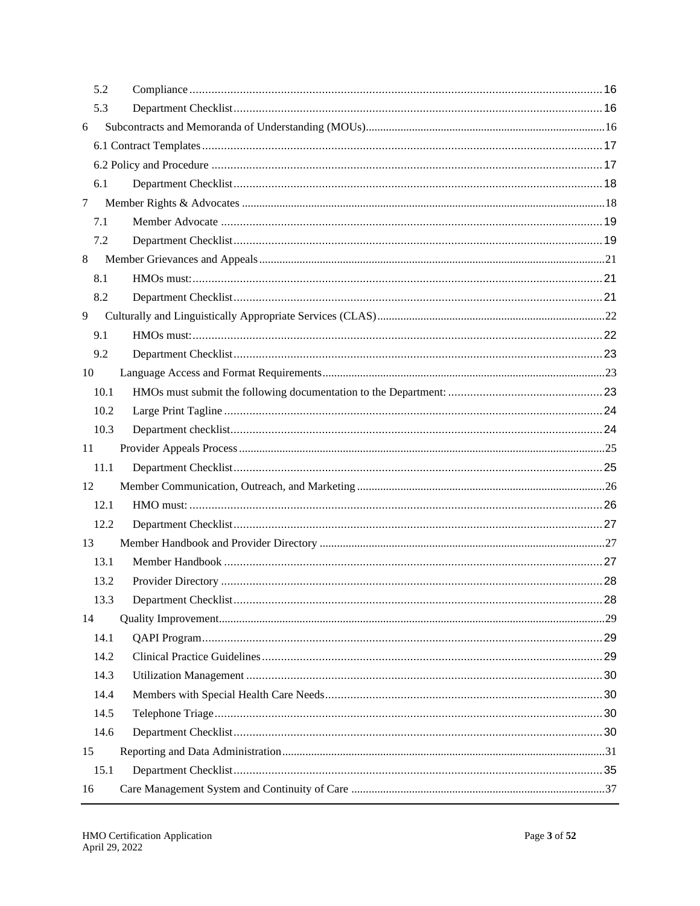| | | |
|---|---|---|
| 5.2 | Compliance | 16 |
| 5.3 | Department Checklist | 16 |
| 6 | Subcontracts and Memoranda of Understanding (MOUs) | 16 |
| 6.1 Contract Templates | | 17 |
| 6.2 Policy and Procedure | | 17 |
| 6.1 | Department Checklist | 18 |
| 7 | Member Rights & Advocates | 18 |
| 7.1 | Member Advocate | 19 |
| 7.2 | Department Checklist | 19 |
| 8 | Member Grievances and Appeals | 21 |
| 8.1 | HMOs must: | 21 |
| 8.2 | Department Checklist | 21 |
| 9 | Culturally and Linguistically Appropriate Services (CLAS) | 22 |
| 9.1 | HMOs must: | 22 |
| 9.2 | Department Checklist | 23 |
| 10 | Language Access and Format Requirements | 23 |
| 10.1 | HMOs must submit the following documentation to the Department: | 23 |
| 10.2 | Large Print Tagline | 24 |
| 10.3 | Department checklist | 24 |
| 11 | Provider Appeals Process | 25 |
| 11.1 | Department Checklist | 25 |
| 12 | Member Communication, Outreach, and Marketing | 26 |
| 12.1 | HMO must: | 26 |
| 12.2 | Department Checklist | 27 |
| 13 | Member Handbook and Provider Directory | 27 |
| 13.1 | Member Handbook | 27 |
| 13.2 | Provider Directory | 28 |
| 13.3 | Department Checklist | 28 |
| 14 | Quality Improvement | 29 |
| 14.1 | QAPI Program | 29 |
| 14.2 | Clinical Practice Guidelines | 29 |
| 14.3 | Utilization Management | 30 |
| 14.4 | Members with Special Health Care Needs | 30 |
| 14.5 | Telephone Triage | 30 |
| 14.6 | Department Checklist | 30 |
| 15 | Reporting and Data Administration | 31 |
| 15.1 | Department Checklist | 35 |
| 16 | Care Management System and Continuity of Care | 37 |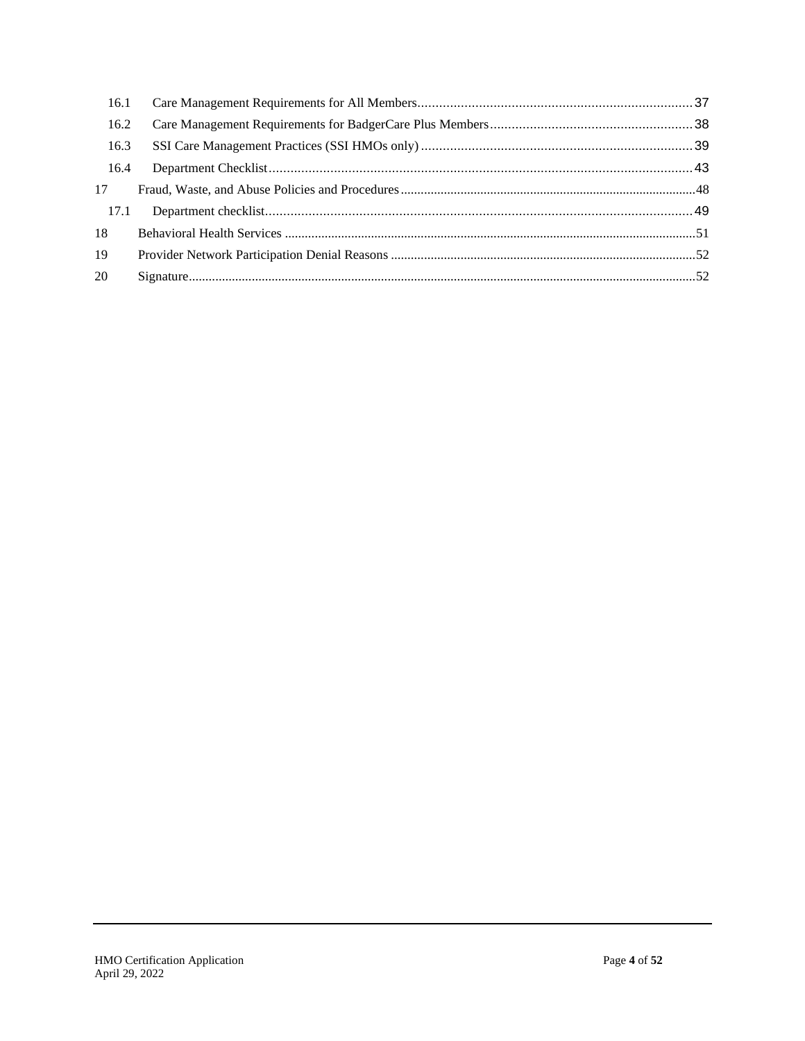16.1 Care Management Requirements for All Members ........ 37

16.2 Care Management Requirements for BadgerCare Plus Members ........ 38

16.3 SSI Care Management Practices (SSI HMOs only) ........ 39

16.4 Department Checklist ........ 43

17 Fraud, Waste, and Abuse Policies and Procedures ........ 48

17.1 Department checklist ........ 49

18 Behavioral Health Services ........ 51

19 Provider Network Participation Denial Reasons ........ 52

20 Signature ........ 52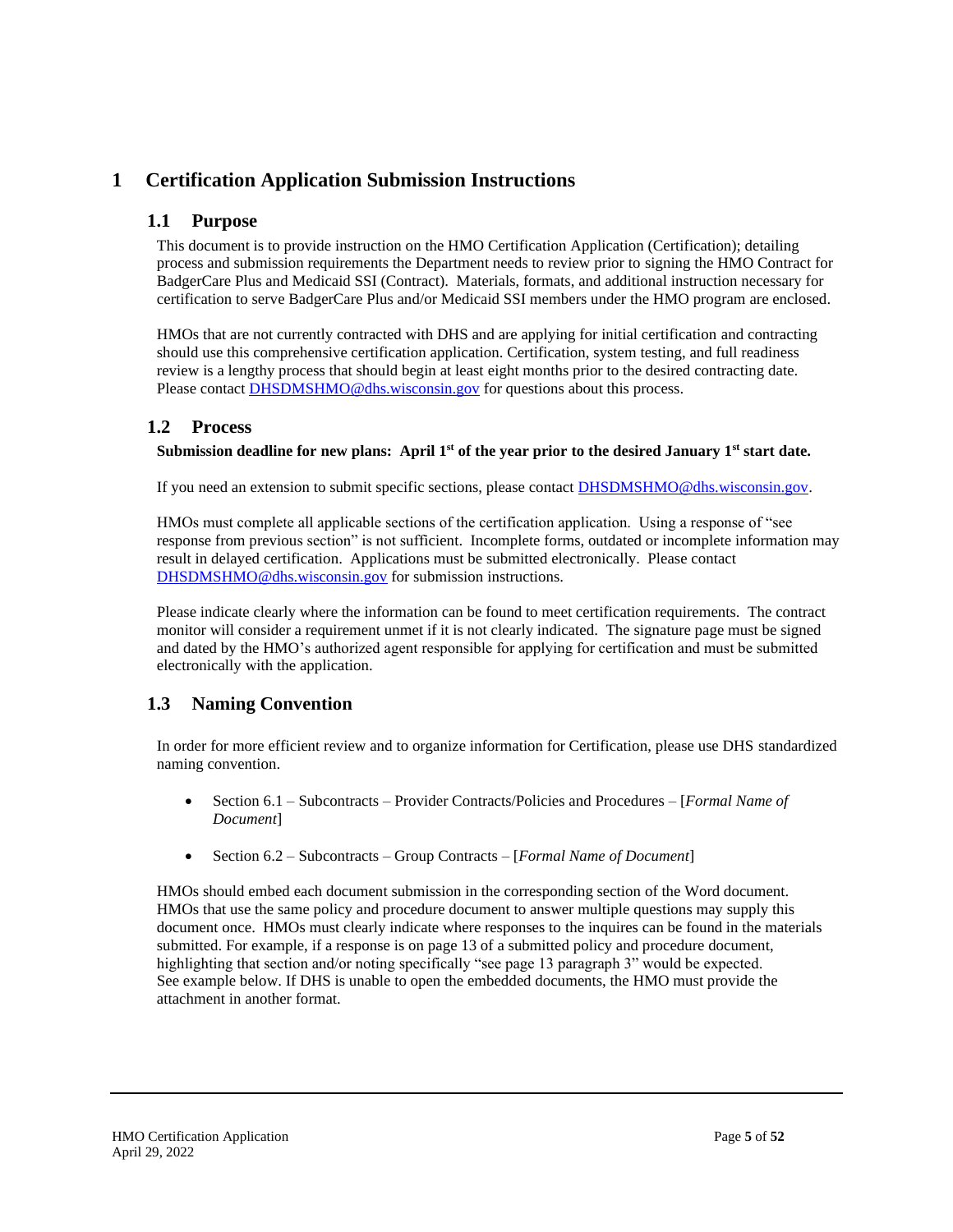# 1 Certification Application Submission Instructions

## 1.1 Purpose

This document is to provide instruction on the HMO Certification Application (Certification); detailing process and submission requirements the Department needs to review prior to signing the HMO Contract for BadgerCare Plus and Medicaid SSI (Contract). Materials, formats, and additional instruction necessary for certification to serve BadgerCare Plus and/or Medicaid SSI members under the HMO program are enclosed.

HMOs that are not currently contracted with DHS and are applying for initial certification and contracting should use this comprehensive certification application. Certification, system testing, and full readiness review is a lengthy process that should begin at least eight months prior to the desired contracting date. Please contact DHSDMSHMO@dhs.wisconsin.gov for questions about this process.

## 1.2 Process

**Submission deadline for new plans: April 1st of the year prior to the desired January 1st start date.**

If you need an extension to submit specific sections, please contact DHSDMSHMO@dhs.wisconsin.gov.

HMOs must complete all applicable sections of the certification application. Using a response of "see response from previous section" is not sufficient. Incomplete forms, outdated or incomplete information may result in delayed certification. Applications must be submitted electronically. Please contact DHSDMSHMO@dhs.wisconsin.gov for submission instructions.

Please indicate clearly where the information can be found to meet certification requirements. The contract monitor will consider a requirement unmet if it is not clearly indicated. The signature page must be signed and dated by the HMO's authorized agent responsible for applying for certification and must be submitted electronically with the application.

## 1.3 Naming Convention

In order for more efficient review and to organize information for Certification, please use DHS standardized naming convention.

- Section 6.1 – Subcontracts – Provider Contracts/Policies and Procedures – [*Formal Name of Document*]
- Section 6.2 – Subcontracts – Group Contracts – [*Formal Name of Document*]

HMOs should embed each document submission in the corresponding section of the Word document. HMOs that use the same policy and procedure document to answer multiple questions may supply this document once. HMOs must clearly indicate where responses to the inquires can be found in the materials submitted. For example, if a response is on page 13 of a submitted policy and procedure document, highlighting that section and/or noting specifically "see page 13 paragraph 3" would be expected. See example below. If DHS is unable to open the embedded documents, the HMO must provide the attachment in another format.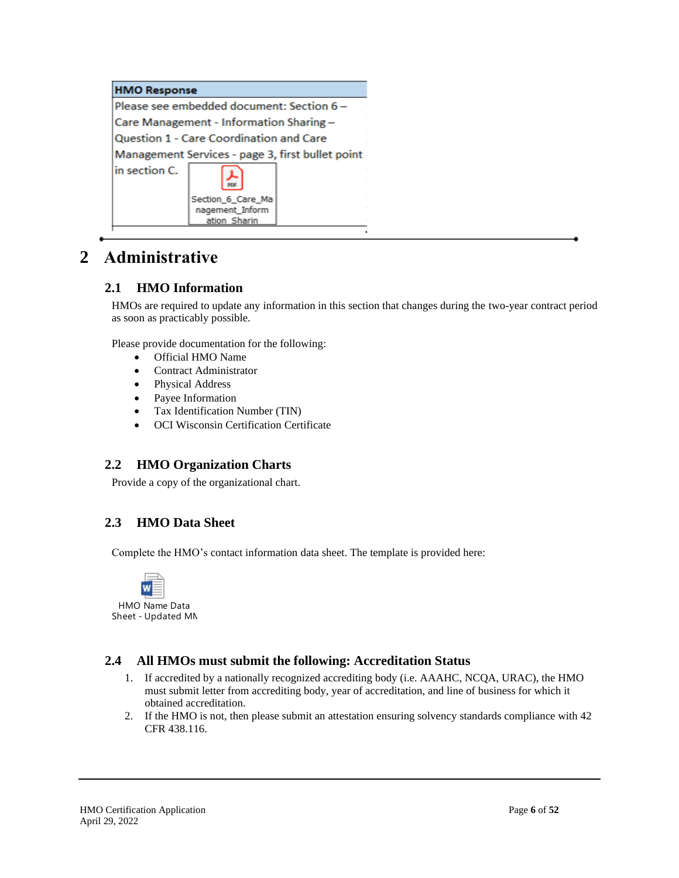| HMO Response |
| --- |
| Please see embedded document: Section 6 – Care Management - Information Sharing – Question 1 - Care Coordination and Care Management Services - page 3, first bullet point in section C. Section_6_Care_Management_Information_Sharin |

# 2 Administrative

## 2.1 HMO Information

HMOs are required to update any information in this section that changes during the two-year contract period as soon as practicably possible.

Please provide documentation for the following:

- Official HMO Name
- Contract Administrator
- Physical Address
- Payee Information
- Tax Identification Number (TIN)
- OCI Wisconsin Certification Certificate

## 2.2 HMO Organization Charts

Provide a copy of the organizational chart.

## 2.3 HMO Data Sheet

Complete the HMO's contact information data sheet. The template is provided here:

HMO Name Data Sheet - Updated MN

## 2.4 All HMOs must submit the following: Accreditation Status

1. If accredited by a nationally recognized accrediting body (i.e. AAAHC, NCQA, URAC), the HMO must submit letter from accrediting body, year of accreditation, and line of business for which it obtained accreditation.
2. If the HMO is not, then please submit an attestation ensuring solvency standards compliance with 42 CFR 438.116.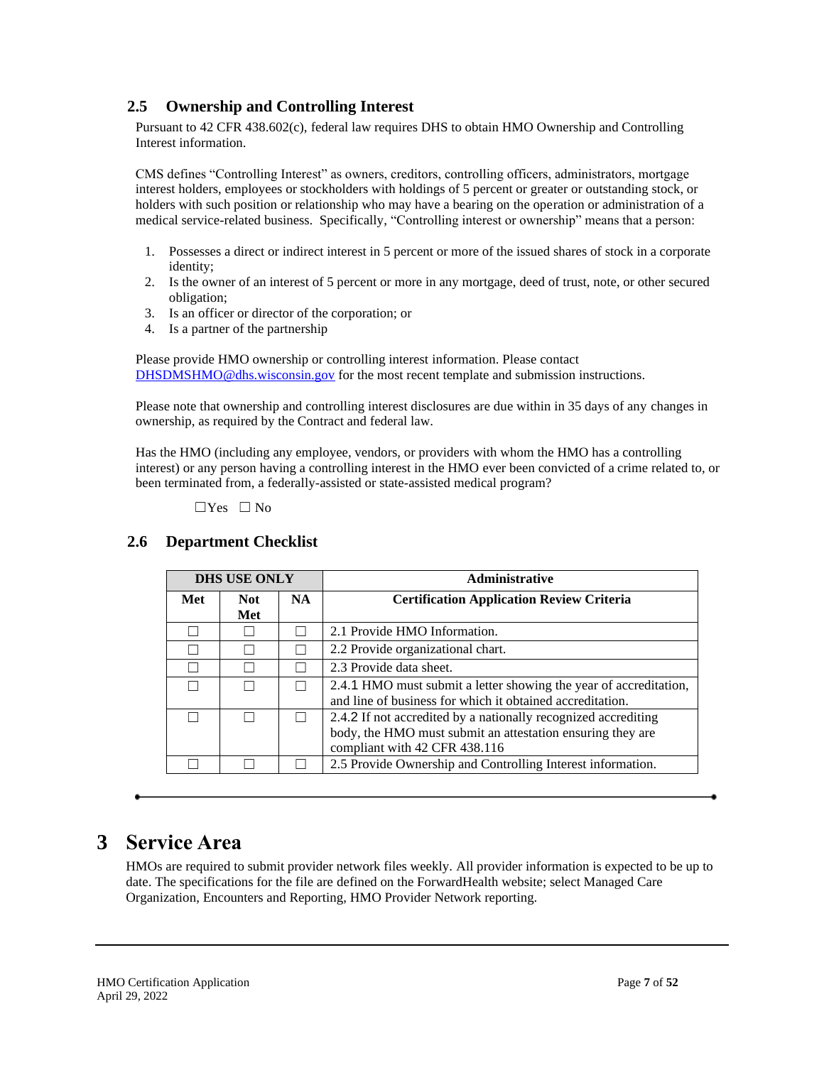### 2.5 Ownership and Controlling Interest

Pursuant to 42 CFR 438.602(c), federal law requires DHS to obtain HMO Ownership and Controlling Interest information.

CMS defines "Controlling Interest" as owners, creditors, controlling officers, administrators, mortgage interest holders, employees or stockholders with holdings of 5 percent or greater or outstanding stock, or holders with such position or relationship who may have a bearing on the operation or administration of a medical service-related business. Specifically, "Controlling interest or ownership" means that a person:

1. Possesses a direct or indirect interest in 5 percent or more of the issued shares of stock in a corporate identity;
2. Is the owner of an interest of 5 percent or more in any mortgage, deed of trust, note, or other secured obligation;
3. Is an officer or director of the corporation; or
4. Is a partner of the partnership

Please provide HMO ownership or controlling interest information. Please contact DHSDMSHMO@dhs.wisconsin.gov for the most recent template and submission instructions.

Please note that ownership and controlling interest disclosures are due within in 35 days of any changes in ownership, as required by the Contract and federal law.

Has the HMO (including any employee, vendors, or providers with whom the HMO has a controlling interest) or any person having a controlling interest in the HMO ever been convicted of a crime related to, or been terminated from, a federally-assisted or state-assisted medical program?

☐Yes ☐ No

### 2.6 Department Checklist

| DHS USE ONLY | | | Administrative |
|---|---|---|---|
| **Met** | **Not Met** | **NA** | **Certification Application Review Criteria** |
| ☐ | ☐ | ☐ | 2.1 Provide HMO Information. |
| ☐ | ☐ | ☐ | 2.2 Provide organizational chart. |
| ☐ | ☐ | ☐ | 2.3 Provide data sheet. |
| ☐ | ☐ | ☐ | 2.4.1 HMO must submit a letter showing the year of accreditation, and line of business for which it obtained accreditation. |
| ☐ | ☐ | ☐ | 2.4.2 If not accredited by a nationally recognized accrediting body, the HMO must submit an attestation ensuring they are compliant with 42 CFR 438.116 |
| ☐ | ☐ | ☐ | 2.5 Provide Ownership and Controlling Interest information. |

# 3 Service Area

HMOs are required to submit provider network files weekly. All provider information is expected to be up to date. The specifications for the file are defined on the ForwardHealth website; select Managed Care Organization, Encounters and Reporting, HMO Provider Network reporting.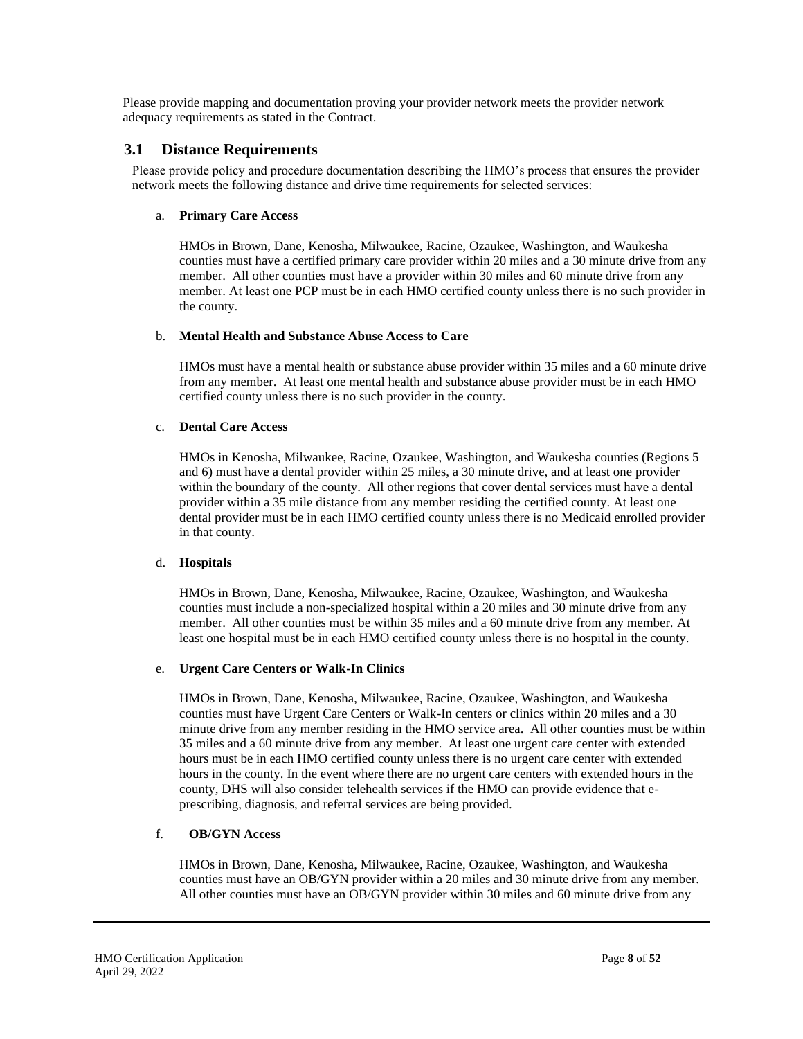Please provide mapping and documentation proving your provider network meets the provider network adequacy requirements as stated in the Contract.

## 3.1 Distance Requirements

Please provide policy and procedure documentation describing the HMO's process that ensures the provider network meets the following distance and drive time requirements for selected services:

a. **Primary Care Access**

HMOs in Brown, Dane, Kenosha, Milwaukee, Racine, Ozaukee, Washington, and Waukesha counties must have a certified primary care provider within 20 miles and a 30 minute drive from any member. All other counties must have a provider within 30 miles and 60 minute drive from any member. At least one PCP must be in each HMO certified county unless there is no such provider in the county.

b. **Mental Health and Substance Abuse Access to Care**

HMOs must have a mental health or substance abuse provider within 35 miles and a 60 minute drive from any member. At least one mental health and substance abuse provider must be in each HMO certified county unless there is no such provider in the county.

c. **Dental Care Access**

HMOs in Kenosha, Milwaukee, Racine, Ozaukee, Washington, and Waukesha counties (Regions 5 and 6) must have a dental provider within 25 miles, a 30 minute drive, and at least one provider within the boundary of the county. All other regions that cover dental services must have a dental provider within a 35 mile distance from any member residing the certified county. At least one dental provider must be in each HMO certified county unless there is no Medicaid enrolled provider in that county.

d. **Hospitals**

HMOs in Brown, Dane, Kenosha, Milwaukee, Racine, Ozaukee, Washington, and Waukesha counties must include a non-specialized hospital within a 20 miles and 30 minute drive from any member. All other counties must be within 35 miles and a 60 minute drive from any member. At least one hospital must be in each HMO certified county unless there is no hospital in the county.

e. **Urgent Care Centers or Walk-In Clinics**

HMOs in Brown, Dane, Kenosha, Milwaukee, Racine, Ozaukee, Washington, and Waukesha counties must have Urgent Care Centers or Walk-In centers or clinics within 20 miles and a 30 minute drive from any member residing in the HMO service area. All other counties must be within 35 miles and a 60 minute drive from any member. At least one urgent care center with extended hours must be in each HMO certified county unless there is no urgent care center with extended hours in the county. In the event where there are no urgent care centers with extended hours in the county, DHS will also consider telehealth services if the HMO can provide evidence that e-prescribing, diagnosis, and referral services are being provided.

f. **OB/GYN Access**

HMOs in Brown, Dane, Kenosha, Milwaukee, Racine, Ozaukee, Washington, and Waukesha counties must have an OB/GYN provider within a 20 miles and 30 minute drive from any member. All other counties must have an OB/GYN provider within 30 miles and 60 minute drive from any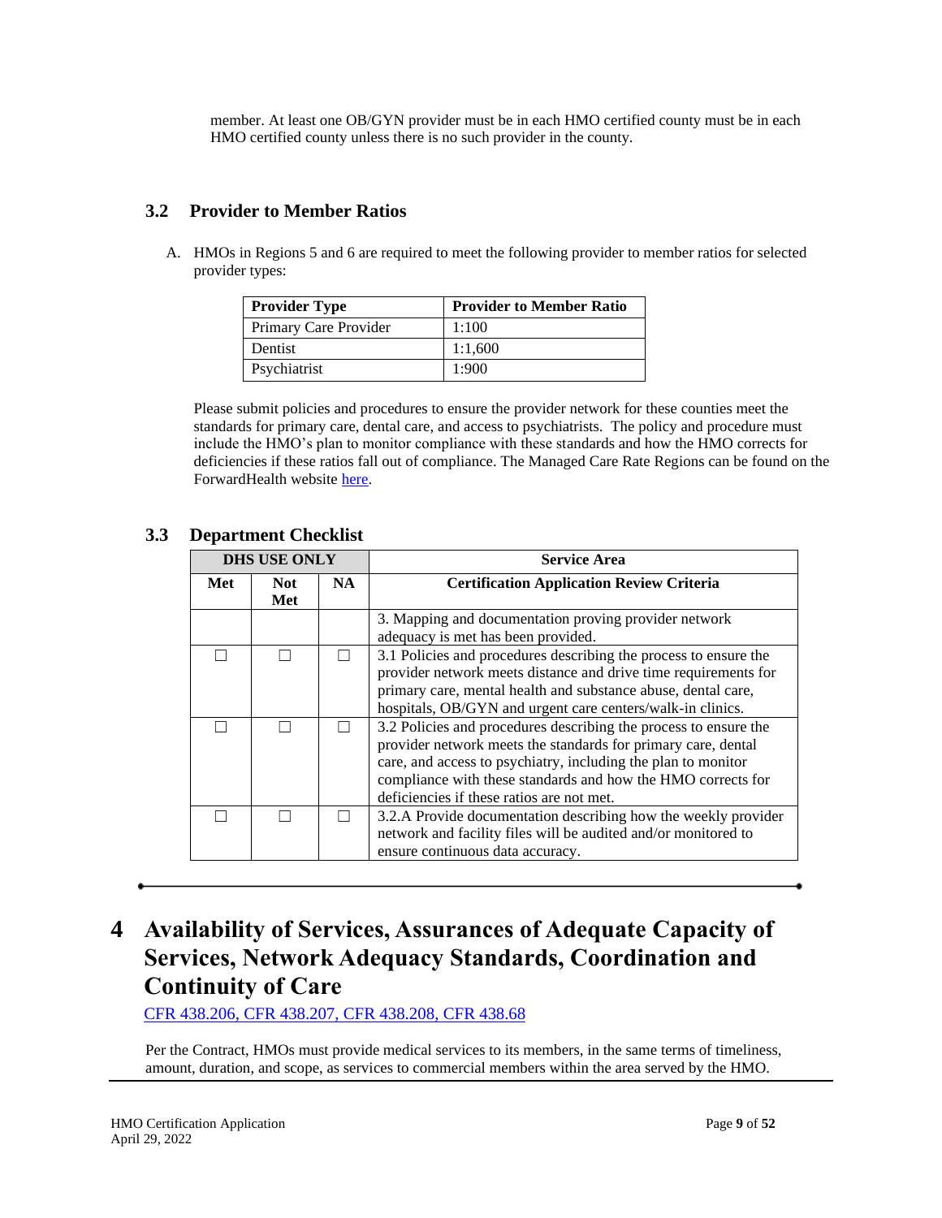member. At least one OB/GYN provider must be in each HMO certified county must be in each HMO certified county unless there is no such provider in the county.

### 3.2 Provider to Member Ratios

A. HMOs in Regions 5 and 6 are required to meet the following provider to member ratios for selected provider types:

| Provider Type | Provider to Member Ratio |
| --- | --- |
| Primary Care Provider | 1:100 |
| Dentist | 1:1,600 |
| Psychiatrist | 1:900 |

Please submit policies and procedures to ensure the provider network for these counties meet the standards for primary care, dental care, and access to psychiatrists. The policy and procedure must include the HMO's plan to monitor compliance with these standards and how the HMO corrects for deficiencies if these ratios fall out of compliance. The Managed Care Rate Regions can be found on the ForwardHealth website here.

### 3.3 Department Checklist

| DHS USE ONLY | | | Service Area |
| --- | --- | --- | --- |
| Met | Not Met | NA | Certification Application Review Criteria |
| | | | 3. Mapping and documentation proving provider network adequacy is met has been provided. |
| ☐ | ☐ | ☐ | 3.1 Policies and procedures describing the process to ensure the provider network meets distance and drive time requirements for primary care, mental health and substance abuse, dental care, hospitals, OB/GYN and urgent care centers/walk-in clinics. |
| ☐ | ☐ | ☐ | 3.2 Policies and procedures describing the process to ensure the provider network meets the standards for primary care, dental care, and access to psychiatry, including the plan to monitor compliance with these standards and how the HMO corrects for deficiencies if these ratios are not met. |
| ☐ | ☐ | ☐ | 3.2.A Provide documentation describing how the weekly provider network and facility files will be audited and/or monitored to ensure continuous data accuracy. |

# 4 Availability of Services, Assurances of Adequate Capacity of Services, Network Adequacy Standards, Coordination and Continuity of Care

CFR 438.206, CFR 438.207, CFR 438.208, CFR 438.68

Per the Contract, HMOs must provide medical services to its members, in the same terms of timeliness, amount, duration, and scope, as services to commercial members within the area served by the HMO.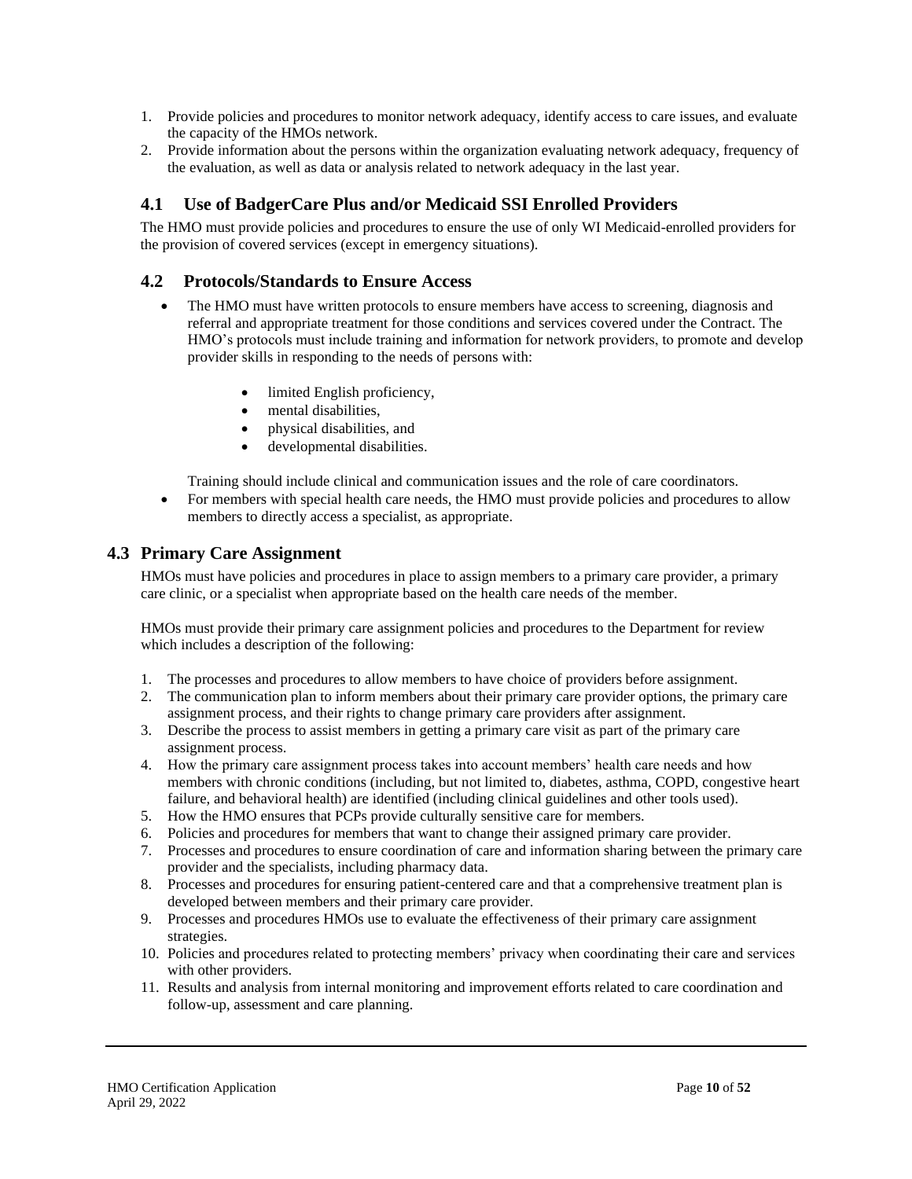1. Provide policies and procedures to monitor network adequacy, identify access to care issues, and evaluate the capacity of the HMOs network.
2. Provide information about the persons within the organization evaluating network adequacy, frequency of the evaluation, as well as data or analysis related to network adequacy in the last year.

### 4.1 Use of BadgerCare Plus and/or Medicaid SSI Enrolled Providers

The HMO must provide policies and procedures to ensure the use of only WI Medicaid-enrolled providers for the provision of covered services (except in emergency situations).

### 4.2 Protocols/Standards to Ensure Access

- The HMO must have written protocols to ensure members have access to screening, diagnosis and referral and appropriate treatment for those conditions and services covered under the Contract. The HMO's protocols must include training and information for network providers, to promote and develop provider skills in responding to the needs of persons with:

  - limited English proficiency,
  - mental disabilities,
  - physical disabilities, and
  - developmental disabilities.

  Training should include clinical and communication issues and the role of care coordinators.
- For members with special health care needs, the HMO must provide policies and procedures to allow members to directly access a specialist, as appropriate.

## 4.3 Primary Care Assignment

HMOs must have policies and procedures in place to assign members to a primary care provider, a primary care clinic, or a specialist when appropriate based on the health care needs of the member.

HMOs must provide their primary care assignment policies and procedures to the Department for review which includes a description of the following:

1. The processes and procedures to allow members to have choice of providers before assignment.
2. The communication plan to inform members about their primary care provider options, the primary care assignment process, and their rights to change primary care providers after assignment.
3. Describe the process to assist members in getting a primary care visit as part of the primary care assignment process.
4. How the primary care assignment process takes into account members' health care needs and how members with chronic conditions (including, but not limited to, diabetes, asthma, COPD, congestive heart failure, and behavioral health) are identified (including clinical guidelines and other tools used).
5. How the HMO ensures that PCPs provide culturally sensitive care for members.
6. Policies and procedures for members that want to change their assigned primary care provider.
7. Processes and procedures to ensure coordination of care and information sharing between the primary care provider and the specialists, including pharmacy data.
8. Processes and procedures for ensuring patient-centered care and that a comprehensive treatment plan is developed between members and their primary care provider.
9. Processes and procedures HMOs use to evaluate the effectiveness of their primary care assignment strategies.
10. Policies and procedures related to protecting members' privacy when coordinating their care and services with other providers.
11. Results and analysis from internal monitoring and improvement efforts related to care coordination and follow-up, assessment and care planning.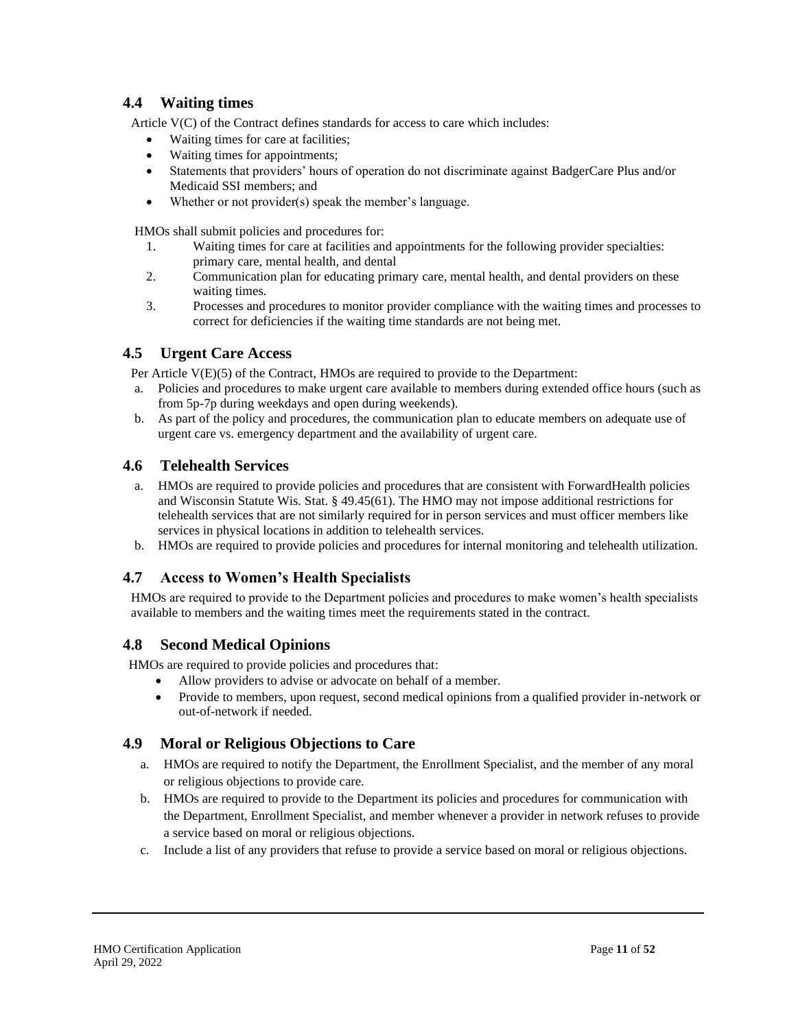## 4.4 Waiting times

Article V(C) of the Contract defines standards for access to care which includes:

- Waiting times for care at facilities;
- Waiting times for appointments;
- Statements that providers' hours of operation do not discriminate against BadgerCare Plus and/or Medicaid SSI members; and
- Whether or not provider(s) speak the member's language.

HMOs shall submit policies and procedures for:

1. Waiting times for care at facilities and appointments for the following provider specialties: primary care, mental health, and dental
2. Communication plan for educating primary care, mental health, and dental providers on these waiting times.
3. Processes and procedures to monitor provider compliance with the waiting times and processes to correct for deficiencies if the waiting time standards are not being met.

## 4.5 Urgent Care Access

Per Article V(E)(5) of the Contract, HMOs are required to provide to the Department:

a. Policies and procedures to make urgent care available to members during extended office hours (such as from 5p-7p during weekdays and open during weekends).
b. As part of the policy and procedures, the communication plan to educate members on adequate use of urgent care vs. emergency department and the availability of urgent care.

## 4.6 Telehealth Services

a. HMOs are required to provide policies and procedures that are consistent with ForwardHealth policies and Wisconsin Statute Wis. Stat. § 49.45(61). The HMO may not impose additional restrictions for telehealth services that are not similarly required for in person services and must officer members like services in physical locations in addition to telehealth services.
b. HMOs are required to provide policies and procedures for internal monitoring and telehealth utilization.

## 4.7 Access to Women's Health Specialists

HMOs are required to provide to the Department policies and procedures to make women's health specialists available to members and the waiting times meet the requirements stated in the contract.

## 4.8 Second Medical Opinions

HMOs are required to provide policies and procedures that:

- Allow providers to advise or advocate on behalf of a member.
- Provide to members, upon request, second medical opinions from a qualified provider in-network or out-of-network if needed.

## 4.9 Moral or Religious Objections to Care

a. HMOs are required to notify the Department, the Enrollment Specialist, and the member of any moral or religious objections to provide care.
b. HMOs are required to provide to the Department its policies and procedures for communication with the Department, Enrollment Specialist, and member whenever a provider in network refuses to provide a service based on moral or religious objections.
c. Include a list of any providers that refuse to provide a service based on moral or religious objections.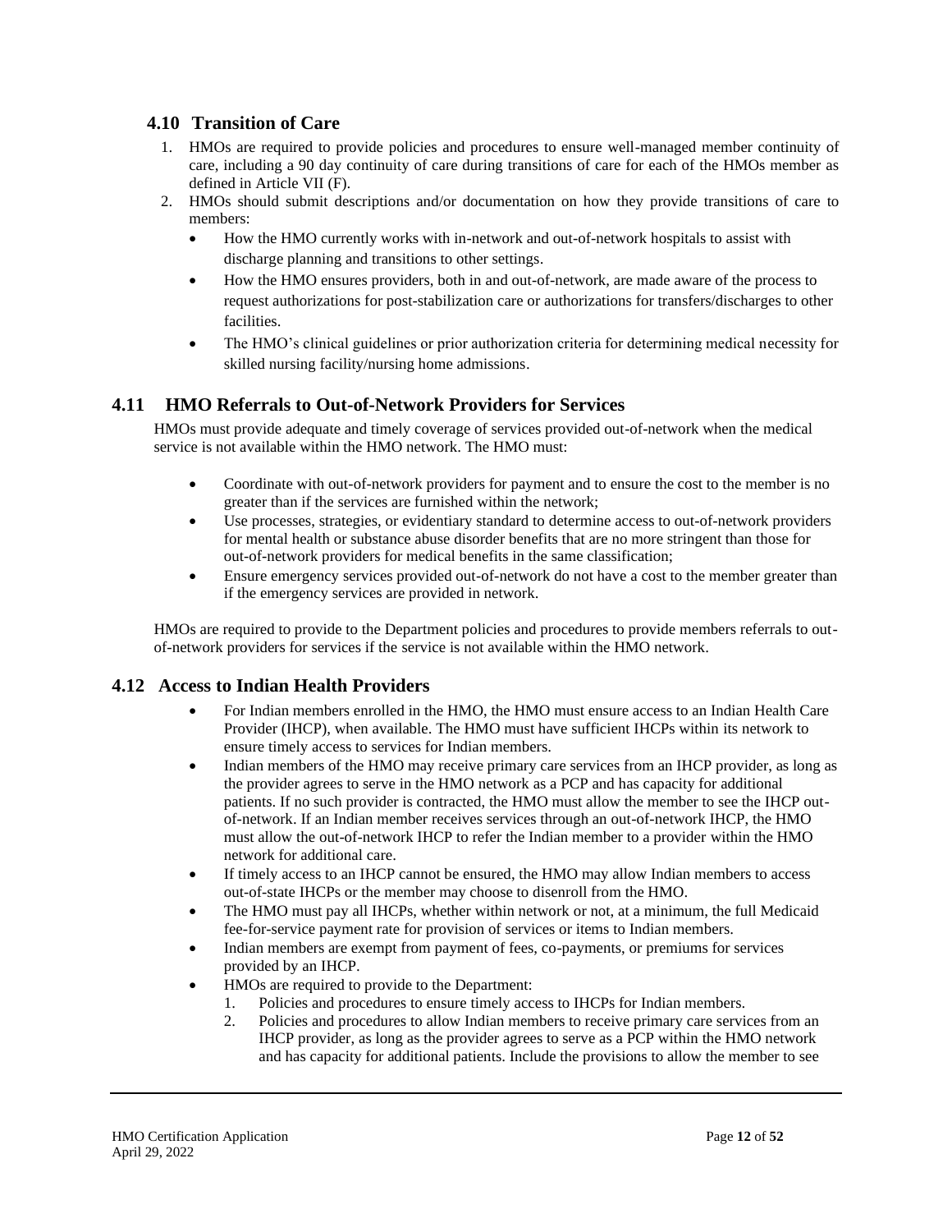## 4.10 Transition of Care

1. HMOs are required to provide policies and procedures to ensure well-managed member continuity of care, including a 90 day continuity of care during transitions of care for each of the HMOs member as defined in Article VII (F).
2. HMOs should submit descriptions and/or documentation on how they provide transitions of care to members:
   - How the HMO currently works with in-network and out-of-network hospitals to assist with discharge planning and transitions to other settings.
   - How the HMO ensures providers, both in and out-of-network, are made aware of the process to request authorizations for post-stabilization care or authorizations for transfers/discharges to other facilities.
   - The HMO's clinical guidelines or prior authorization criteria for determining medical necessity for skilled nursing facility/nursing home admissions.

## 4.11 HMO Referrals to Out-of-Network Providers for Services

HMOs must provide adequate and timely coverage of services provided out-of-network when the medical service is not available within the HMO network. The HMO must:

- Coordinate with out-of-network providers for payment and to ensure the cost to the member is no greater than if the services are furnished within the network;
- Use processes, strategies, or evidentiary standard to determine access to out-of-network providers for mental health or substance abuse disorder benefits that are no more stringent than those for out-of-network providers for medical benefits in the same classification;
- Ensure emergency services provided out-of-network do not have a cost to the member greater than if the emergency services are provided in network.

HMOs are required to provide to the Department policies and procedures to provide members referrals to out-of-network providers for services if the service is not available within the HMO network.

## 4.12 Access to Indian Health Providers

- For Indian members enrolled in the HMO, the HMO must ensure access to an Indian Health Care Provider (IHCP), when available. The HMO must have sufficient IHCPs within its network to ensure timely access to services for Indian members.
- Indian members of the HMO may receive primary care services from an IHCP provider, as long as the provider agrees to serve in the HMO network as a PCP and has capacity for additional patients. If no such provider is contracted, the HMO must allow the member to see the IHCP out-of-network. If an Indian member receives services through an out-of-network IHCP, the HMO must allow the out-of-network IHCP to refer the Indian member to a provider within the HMO network for additional care.
- If timely access to an IHCP cannot be ensured, the HMO may allow Indian members to access out-of-state IHCPs or the member may choose to disenroll from the HMO.
- The HMO must pay all IHCPs, whether within network or not, at a minimum, the full Medicaid fee-for-service payment rate for provision of services or items to Indian members.
- Indian members are exempt from payment of fees, co-payments, or premiums for services provided by an IHCP.
- HMOs are required to provide to the Department:
  1. Policies and procedures to ensure timely access to IHCPs for Indian members.
  2. Policies and procedures to allow Indian members to receive primary care services from an IHCP provider, as long as the provider agrees to serve as a PCP within the HMO network and has capacity for additional patients. Include the provisions to allow the member to see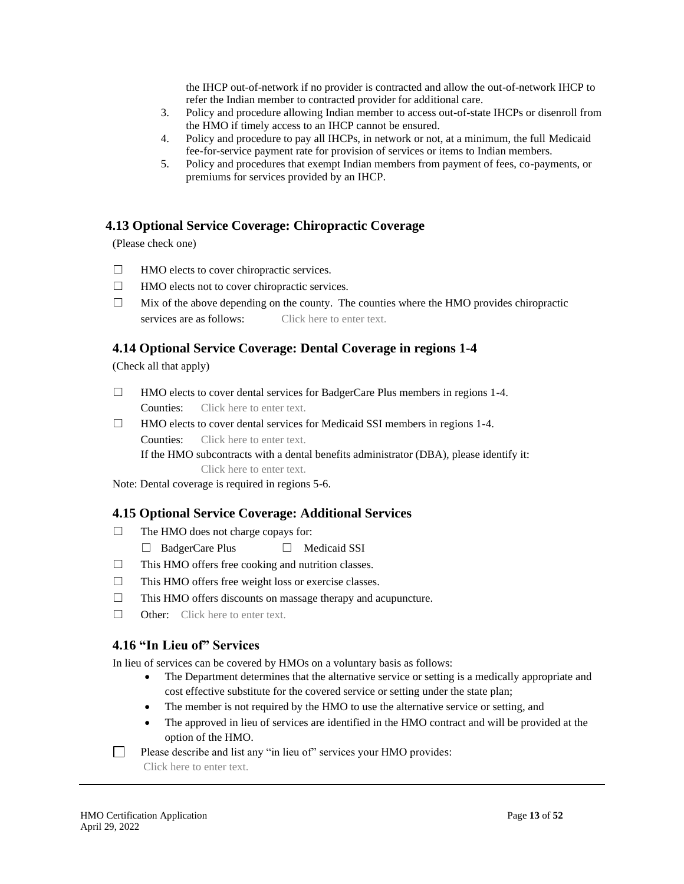the IHCP out-of-network if no provider is contracted and allow the out-of-network IHCP to refer the Indian member to contracted provider for additional care.

3. Policy and procedure allowing Indian member to access out-of-state IHCPs or disenroll from the HMO if timely access to an IHCP cannot be ensured.
4. Policy and procedure to pay all IHCPs, in network or not, at a minimum, the full Medicaid fee-for-service payment rate for provision of services or items to Indian members.
5. Policy and procedures that exempt Indian members from payment of fees, co-payments, or premiums for services provided by an IHCP.

## 4.13 Optional Service Coverage: Chiropractic Coverage

(Please check one)

☐ HMO elects to cover chiropractic services.

☐ HMO elects not to cover chiropractic services.

☐ Mix of the above depending on the county. The counties where the HMO provides chiropractic services are as follows: Click here to enter text.

## 4.14 Optional Service Coverage: Dental Coverage in regions 1-4

(Check all that apply)

☐ HMO elects to cover dental services for BadgerCare Plus members in regions 1-4.
Counties: Click here to enter text.

☐ HMO elects to cover dental services for Medicaid SSI members in regions 1-4.
Counties: Click here to enter text.
If the HMO subcontracts with a dental benefits administrator (DBA), please identify it:
Click here to enter text.

Note: Dental coverage is required in regions 5-6.

## 4.15 Optional Service Coverage: Additional Services

☐ The HMO does not charge copays for:
☐ BadgerCare Plus ☐ Medicaid SSI

☐ This HMO offers free cooking and nutrition classes.

☐ This HMO offers free weight loss or exercise classes.

☐ This HMO offers discounts on massage therapy and acupuncture.

☐ Other: Click here to enter text.

## 4.16 "In Lieu of" Services

In lieu of services can be covered by HMOs on a voluntary basis as follows:

- The Department determines that the alternative service or setting is a medically appropriate and cost effective substitute for the covered service or setting under the state plan;
- The member is not required by the HMO to use the alternative service or setting, and
- The approved in lieu of services are identified in the HMO contract and will be provided at the option of the HMO.

☐ Please describe and list any "in lieu of" services your HMO provides:
Click here to enter text.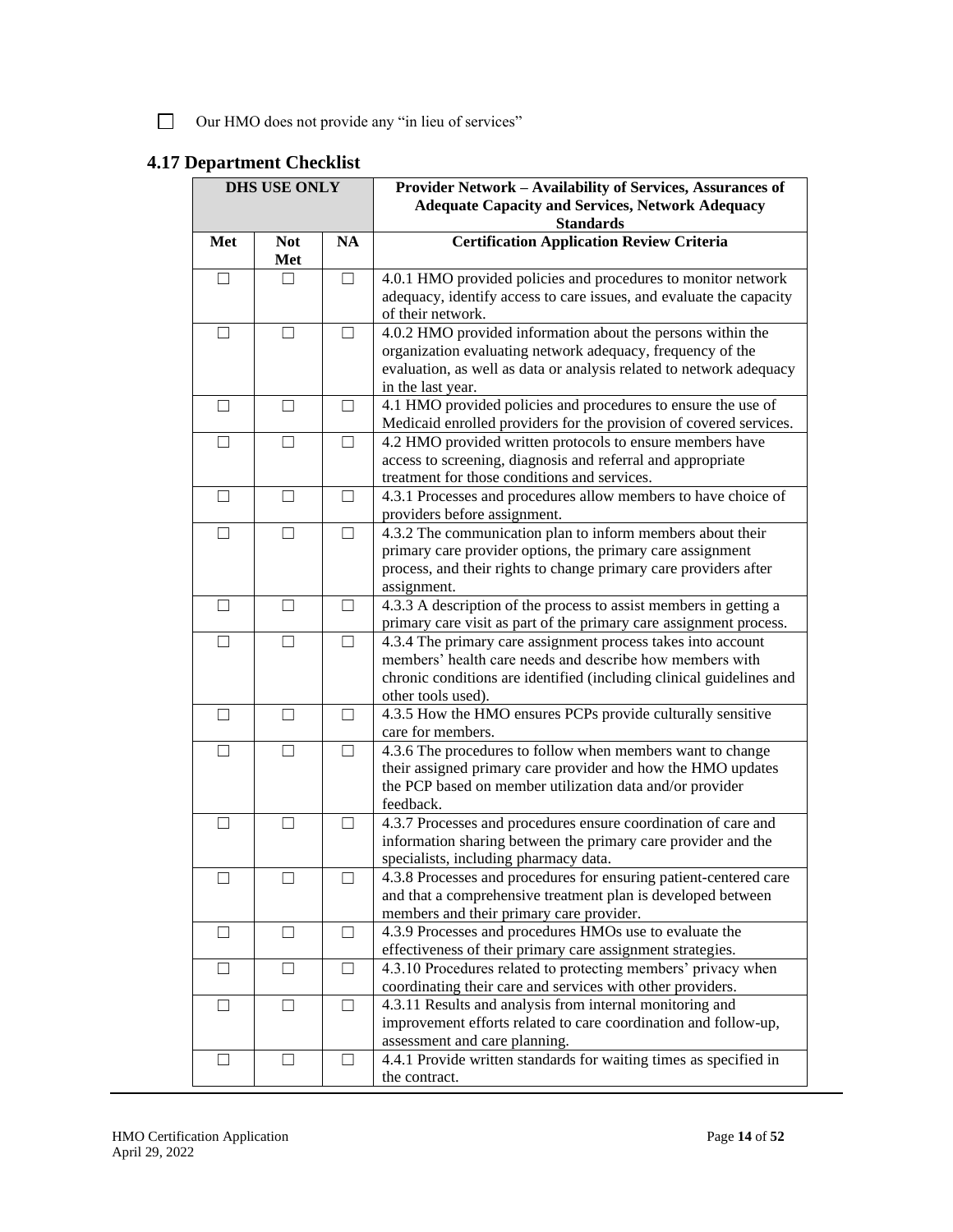☐ Our HMO does not provide any "in lieu of services"

## 4.17 Department Checklist

| DHS USE ONLY | | | Provider Network – Availability of Services, Assurances of Adequate Capacity and Services, Network Adequacy Standards |
|---|---|---|---|
| **Met** | **Not Met** | **NA** | **Certification Application Review Criteria** |
| ☐ | ☐ | ☐ | 4.0.1 HMO provided policies and procedures to monitor network adequacy, identify access to care issues, and evaluate the capacity of their network. |
| ☐ | ☐ | ☐ | 4.0.2 HMO provided information about the persons within the organization evaluating network adequacy, frequency of the evaluation, as well as data or analysis related to network adequacy in the last year. |
| ☐ | ☐ | ☐ | 4.1 HMO provided policies and procedures to ensure the use of Medicaid enrolled providers for the provision of covered services. |
| ☐ | ☐ | ☐ | 4.2 HMO provided written protocols to ensure members have access to screening, diagnosis and referral and appropriate treatment for those conditions and services. |
| ☐ | ☐ | ☐ | 4.3.1 Processes and procedures allow members to have choice of providers before assignment. |
| ☐ | ☐ | ☐ | 4.3.2 The communication plan to inform members about their primary care provider options, the primary care assignment process, and their rights to change primary care providers after assignment. |
| ☐ | ☐ | ☐ | 4.3.3 A description of the process to assist members in getting a primary care visit as part of the primary care assignment process. |
| ☐ | ☐ | ☐ | 4.3.4 The primary care assignment process takes into account members' health care needs and describe how members with chronic conditions are identified (including clinical guidelines and other tools used). |
| ☐ | ☐ | ☐ | 4.3.5 How the HMO ensures PCPs provide culturally sensitive care for members. |
| ☐ | ☐ | ☐ | 4.3.6 The procedures to follow when members want to change their assigned primary care provider and how the HMO updates the PCP based on member utilization data and/or provider feedback. |
| ☐ | ☐ | ☐ | 4.3.7 Processes and procedures ensure coordination of care and information sharing between the primary care provider and the specialists, including pharmacy data. |
| ☐ | ☐ | ☐ | 4.3.8 Processes and procedures for ensuring patient-centered care and that a comprehensive treatment plan is developed between members and their primary care provider. |
| ☐ | ☐ | ☐ | 4.3.9 Processes and procedures HMOs use to evaluate the effectiveness of their primary care assignment strategies. |
| ☐ | ☐ | ☐ | 4.3.10 Procedures related to protecting members' privacy when coordinating their care and services with other providers. |
| ☐ | ☐ | ☐ | 4.3.11 Results and analysis from internal monitoring and improvement efforts related to care coordination and follow-up, assessment and care planning. |
| ☐ | ☐ | ☐ | 4.4.1 Provide written standards for waiting times as specified in the contract. |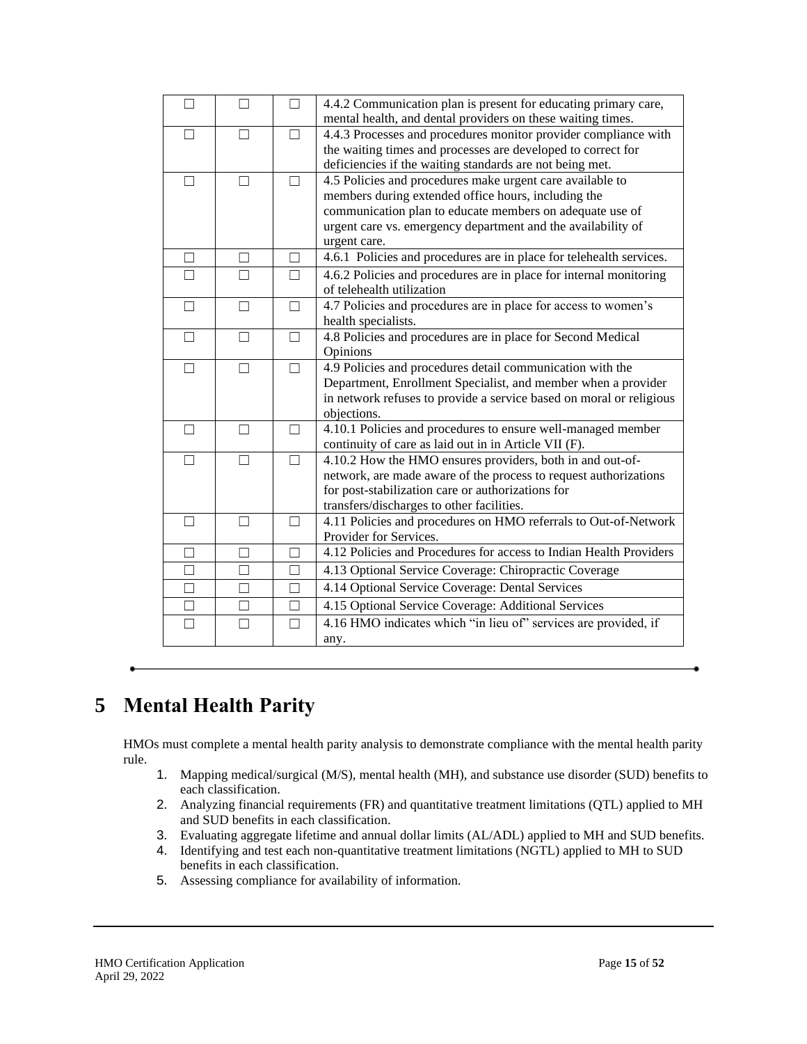| | | | |
|---|---|---|---|
| ☐ | ☐ | ☐ | 4.4.2 Communication plan is present for educating primary care, mental health, and dental providers on these waiting times. |
| ☐ | ☐ | ☐ | 4.4.3 Processes and procedures monitor provider compliance with the waiting times and processes are developed to correct for deficiencies if the waiting standards are not being met. |
| ☐ | ☐ | ☐ | 4.5 Policies and procedures make urgent care available to members during extended office hours, including the communication plan to educate members on adequate use of urgent care vs. emergency department and the availability of urgent care. |
| ☐ | ☐ | ☐ | 4.6.1 Policies and procedures are in place for telehealth services. |
| ☐ | ☐ | ☐ | 4.6.2 Policies and procedures are in place for internal monitoring of telehealth utilization |
| ☐ | ☐ | ☐ | 4.7 Policies and procedures are in place for access to women's health specialists. |
| ☐ | ☐ | ☐ | 4.8 Policies and procedures are in place for Second Medical Opinions |
| ☐ | ☐ | ☐ | 4.9 Policies and procedures detail communication with the Department, Enrollment Specialist, and member when a provider in network refuses to provide a service based on moral or religious objections. |
| ☐ | ☐ | ☐ | 4.10.1 Policies and procedures to ensure well-managed member continuity of care as laid out in in Article VII (F). |
| ☐ | ☐ | ☐ | 4.10.2 How the HMO ensures providers, both in and out-of-network, are made aware of the process to request authorizations for post-stabilization care or authorizations for transfers/discharges to other facilities. |
| ☐ | ☐ | ☐ | 4.11 Policies and procedures on HMO referrals to Out-of-Network Provider for Services. |
| ☐ | ☐ | ☐ | 4.12 Policies and Procedures for access to Indian Health Providers |
| ☐ | ☐ | ☐ | 4.13 Optional Service Coverage: Chiropractic Coverage |
| ☐ | ☐ | ☐ | 4.14 Optional Service Coverage: Dental Services |
| ☐ | ☐ | ☐ | 4.15 Optional Service Coverage: Additional Services |
| ☐ | ☐ | ☐ | 4.16 HMO indicates which "in lieu of" services are provided, if any. |

# 5 Mental Health Parity

HMOs must complete a mental health parity analysis to demonstrate compliance with the mental health parity rule.

1. Mapping medical/surgical (M/S), mental health (MH), and substance use disorder (SUD) benefits to each classification.
2. Analyzing financial requirements (FR) and quantitative treatment limitations (QTL) applied to MH and SUD benefits in each classification.
3. Evaluating aggregate lifetime and annual dollar limits (AL/ADL) applied to MH and SUD benefits.
4. Identifying and test each non-quantitative treatment limitations (NGTL) applied to MH to SUD benefits in each classification.
5. Assessing compliance for availability of information.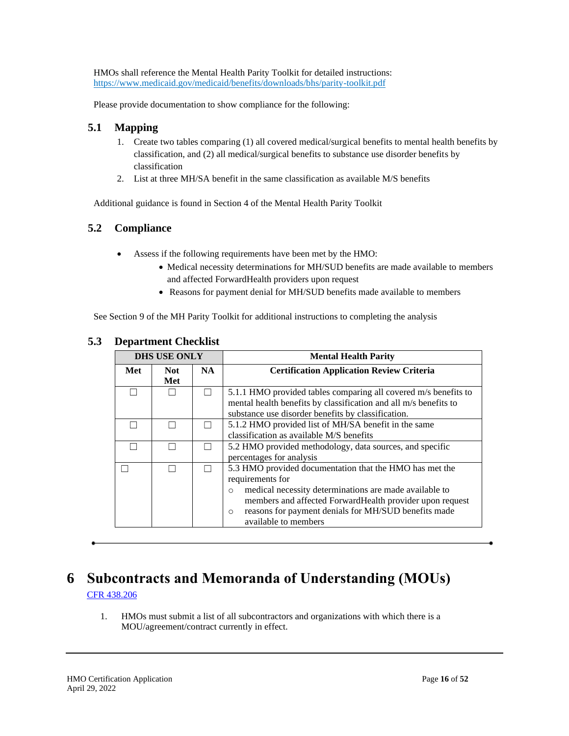HMOs shall reference the Mental Health Parity Toolkit for detailed instructions: https://www.medicaid.gov/medicaid/benefits/downloads/bhs/parity-toolkit.pdf

Please provide documentation to show compliance for the following:

### 5.1 Mapping

1. Create two tables comparing (1) all covered medical/surgical benefits to mental health benefits by classification, and (2) all medical/surgical benefits to substance use disorder benefits by classification
2. List at three MH/SA benefit in the same classification as available M/S benefits

Additional guidance is found in Section 4 of the Mental Health Parity Toolkit

### 5.2 Compliance

- Assess if the following requirements have been met by the HMO:
  - Medical necessity determinations for MH/SUD benefits are made available to members and affected ForwardHealth providers upon request
  - Reasons for payment denial for MH/SUD benefits made available to members

See Section 9 of the MH Parity Toolkit for additional instructions to completing the analysis

### 5.3 Department Checklist

| DHS USE ONLY | | | Mental Health Parity |
|---|---|---|---|
| Met | Not Met | NA | Certification Application Review Criteria |
| ☐ | ☐ | ☐ | 5.1.1 HMO provided tables comparing all covered m/s benefits to mental health benefits by classification and all m/s benefits to substance use disorder benefits by classification. |
| ☐ | ☐ | ☐ | 5.1.2 HMO provided list of MH/SA benefit in the same classification as available M/S benefits |
| ☐ | ☐ | ☐ | 5.2 HMO provided methodology, data sources, and specific percentages for analysis |
| ☐ | ☐ | ☐ | 5.3 HMO provided documentation that the HMO has met the requirements for<br>○ medical necessity determinations are made available to members and affected ForwardHealth provider upon request<br>○ reasons for payment denials for MH/SUD benefits made available to members |

# 6 Subcontracts and Memoranda of Understanding (MOUs)

CFR 438.206

1. HMOs must submit a list of all subcontractors and organizations with which there is a MOU/agreement/contract currently in effect.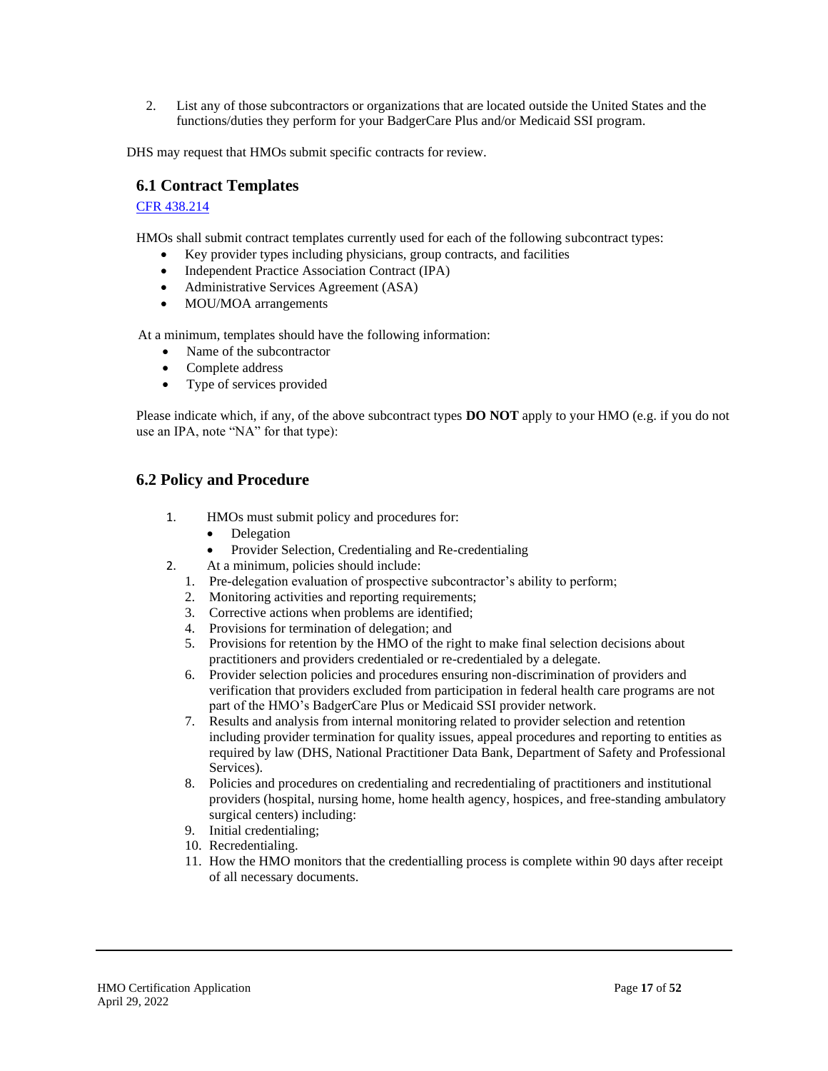2. List any of those subcontractors or organizations that are located outside the United States and the functions/duties they perform for your BadgerCare Plus and/or Medicaid SSI program.

DHS may request that HMOs submit specific contracts for review.

### 6.1 Contract Templates

[CFR 438.214](CFR 438.214)

HMOs shall submit contract templates currently used for each of the following subcontract types:

- Key provider types including physicians, group contracts, and facilities
- Independent Practice Association Contract (IPA)
- Administrative Services Agreement (ASA)
- MOU/MOA arrangements

At a minimum, templates should have the following information:

- Name of the subcontractor
- Complete address
- Type of services provided

Please indicate which, if any, of the above subcontract types **DO NOT** apply to your HMO (e.g. if you do not use an IPA, note "NA" for that type):

### 6.2 Policy and Procedure

1. HMOs must submit policy and procedures for:
   - Delegation
   - Provider Selection, Credentialing and Re-credentialing
2. At a minimum, policies should include:
   1. Pre-delegation evaluation of prospective subcontractor's ability to perform;
   2. Monitoring activities and reporting requirements;
   3. Corrective actions when problems are identified;
   4. Provisions for termination of delegation; and
   5. Provisions for retention by the HMO of the right to make final selection decisions about practitioners and providers credentialed or re-credentialed by a delegate.
   6. Provider selection policies and procedures ensuring non-discrimination of providers and verification that providers excluded from participation in federal health care programs are not part of the HMO's BadgerCare Plus or Medicaid SSI provider network.
   7. Results and analysis from internal monitoring related to provider selection and retention including provider termination for quality issues, appeal procedures and reporting to entities as required by law (DHS, National Practitioner Data Bank, Department of Safety and Professional Services).
   8. Policies and procedures on credentialing and recredentialing of practitioners and institutional providers (hospital, nursing home, home health agency, hospices, and free-standing ambulatory surgical centers) including:
   9. Initial credentialing;
   10. Recredentialing.
   11. How the HMO monitors that the credentialling process is complete within 90 days after receipt of all necessary documents.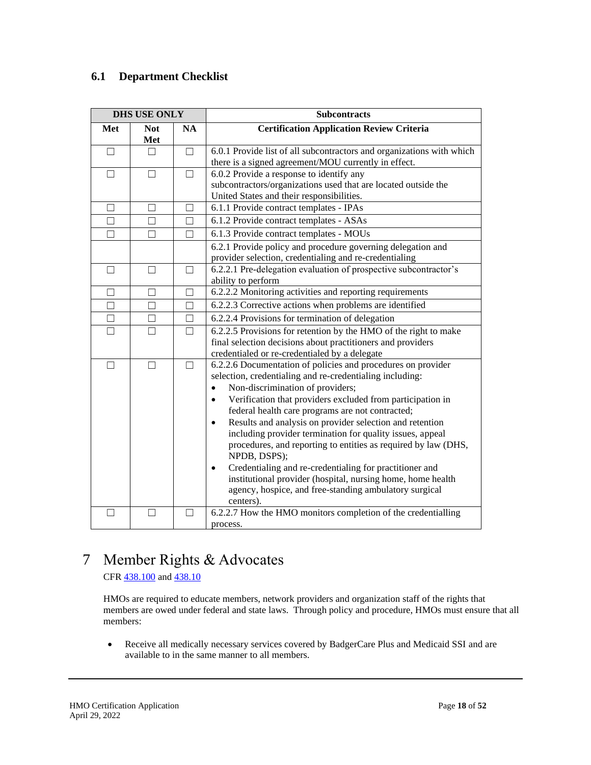### 6.1 Department Checklist

| DHS USE ONLY | | | Subcontracts |
|---|---|---|---|
| Met | Not Met | NA | Certification Application Review Criteria |
| ☐ | ☐ | ☐ | 6.0.1 Provide list of all subcontractors and organizations with which there is a signed agreement/MOU currently in effect. |
| ☐ | ☐ | ☐ | 6.0.2 Provide a response to identify any subcontractors/organizations used that are located outside the United States and their responsibilities. |
| ☐ | ☐ | ☐ | 6.1.1 Provide contract templates - IPAs |
| ☐ | ☐ | ☐ | 6.1.2 Provide contract templates - ASAs |
| ☐ | ☐ | ☐ | 6.1.3 Provide contract templates - MOUs |
| | | | 6.2.1 Provide policy and procedure governing delegation and provider selection, credentialing and re-credentialing |
| ☐ | ☐ | ☐ | 6.2.2.1 Pre-delegation evaluation of prospective subcontractor's ability to perform |
| ☐ | ☐ | ☐ | 6.2.2.2 Monitoring activities and reporting requirements |
| ☐ | ☐ | ☐ | 6.2.2.3 Corrective actions when problems are identified |
| ☐ | ☐ | ☐ | 6.2.2.4 Provisions for termination of delegation |
| ☐ | ☐ | ☐ | 6.2.2.5 Provisions for retention by the HMO of the right to make final selection decisions about practitioners and providers credentialed or re-credentialed by a delegate |
| ☐ | ☐ | ☐ | 6.2.2.6 Documentation of policies and procedures on provider selection, credentialing and re-credentialing including: <br>• Non-discrimination of providers; <br>• Verification that providers excluded from participation in federal health care programs are not contracted; <br>• Results and analysis on provider selection and retention including provider termination for quality issues, appeal procedures, and reporting to entities as required by law (DHS, NPDB, DSPS); <br>• Credentialing and re-credentialing for practitioner and institutional provider (hospital, nursing home, home health agency, hospice, and free-standing ambulatory surgical centers). |
| ☐ | ☐ | ☐ | 6.2.2.7 How the HMO monitors completion of the credentialling process. |

# 7 Member Rights & Advocates

CFR 438.100 and 438.10

HMOs are required to educate members, network providers and organization staff of the rights that members are owed under federal and state laws. Through policy and procedure, HMOs must ensure that all members:

- Receive all medically necessary services covered by BadgerCare Plus and Medicaid SSI and are available to in the same manner to all members.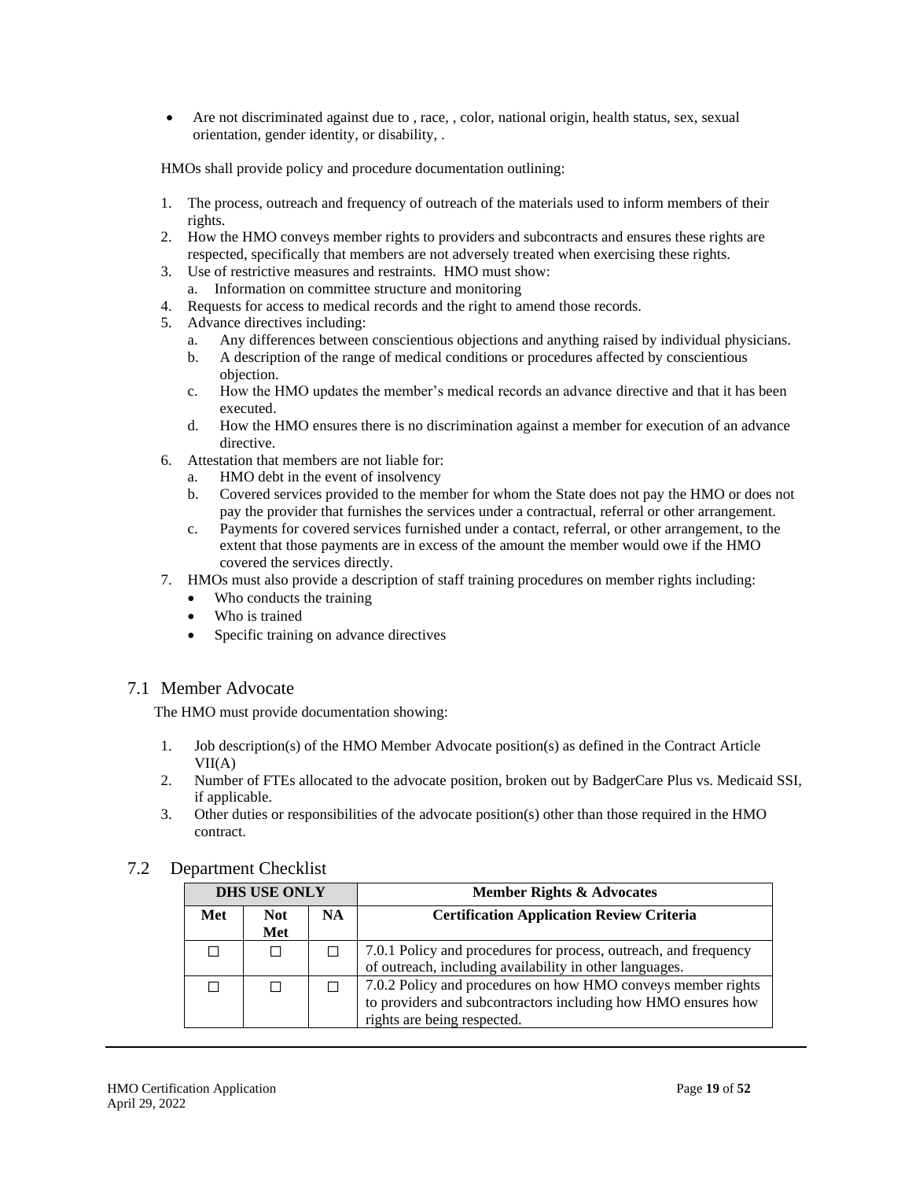- Are not discriminated against due to , race, , color, national origin, health status, sex, sexual orientation, gender identity, or disability, .

HMOs shall provide policy and procedure documentation outlining:

1. The process, outreach and frequency of outreach of the materials used to inform members of their rights.
2. How the HMO conveys member rights to providers and subcontracts and ensures these rights are respected, specifically that members are not adversely treated when exercising these rights.
3. Use of restrictive measures and restraints. HMO must show:
   a. Information on committee structure and monitoring
4. Requests for access to medical records and the right to amend those records.
5. Advance directives including:
   a. Any differences between conscientious objections and anything raised by individual physicians.
   b. A description of the range of medical conditions or procedures affected by conscientious objection.
   c. How the HMO updates the member's medical records an advance directive and that it has been executed.
   d. How the HMO ensures there is no discrimination against a member for execution of an advance directive.
6. Attestation that members are not liable for:
   a. HMO debt in the event of insolvency
   b. Covered services provided to the member for whom the State does not pay the HMO or does not pay the provider that furnishes the services under a contractual, referral or other arrangement.
   c. Payments for covered services furnished under a contact, referral, or other arrangement, to the extent that those payments are in excess of the amount the member would owe if the HMO covered the services directly.
7. HMOs must also provide a description of staff training procedures on member rights including:
   - Who conducts the training
   - Who is trained
   - Specific training on advance directives

## 7.1 Member Advocate

The HMO must provide documentation showing:

1. Job description(s) of the HMO Member Advocate position(s) as defined in the Contract Article VII(A)
2. Number of FTEs allocated to the advocate position, broken out by BadgerCare Plus vs. Medicaid SSI, if applicable.
3. Other duties or responsibilities of the advocate position(s) other than those required in the HMO contract.

## 7.2 Department Checklist

| DHS USE ONLY | | | Member Rights & Advocates |
|---|---|---|---|
| **Met** | **Not Met** | **NA** | **Certification Application Review Criteria** |
| ☐ | ☐ | ☐ | 7.0.1 Policy and procedures for process, outreach, and frequency of outreach, including availability in other languages. |
| ☐ | ☐ | ☐ | 7.0.2 Policy and procedures on how HMO conveys member rights to providers and subcontractors including how HMO ensures how rights are being respected. |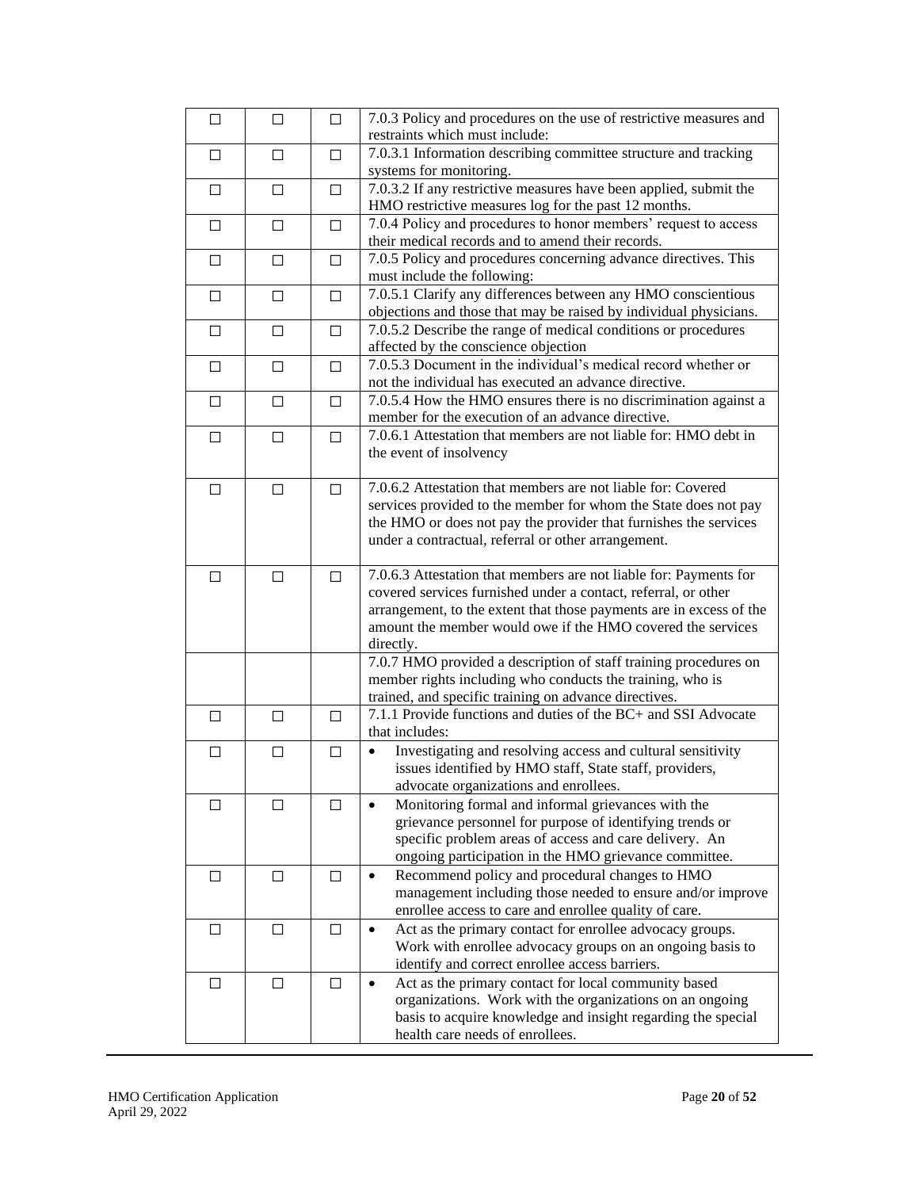| | | | |
|---|---|---|---|
| ☐ | ☐ | ☐ | 7.0.3 Policy and procedures on the use of restrictive measures and restraints which must include: |
| ☐ | ☐ | ☐ | 7.0.3.1 Information describing committee structure and tracking systems for monitoring. |
| ☐ | ☐ | ☐ | 7.0.3.2 If any restrictive measures have been applied, submit the HMO restrictive measures log for the past 12 months. |
| ☐ | ☐ | ☐ | 7.0.4 Policy and procedures to honor members' request to access their medical records and to amend their records. |
| ☐ | ☐ | ☐ | 7.0.5 Policy and procedures concerning advance directives. This must include the following: |
| ☐ | ☐ | ☐ | 7.0.5.1 Clarify any differences between any HMO conscientious objections and those that may be raised by individual physicians. |
| ☐ | ☐ | ☐ | 7.0.5.2 Describe the range of medical conditions or procedures affected by the conscience objection |
| ☐ | ☐ | ☐ | 7.0.5.3 Document in the individual's medical record whether or not the individual has executed an advance directive. |
| ☐ | ☐ | ☐ | 7.0.5.4 How the HMO ensures there is no discrimination against a member for the execution of an advance directive. |
| ☐ | ☐ | ☐ | 7.0.6.1 Attestation that members are not liable for: HMO debt in the event of insolvency |
| ☐ | ☐ | ☐ | 7.0.6.2 Attestation that members are not liable for: Covered services provided to the member for whom the State does not pay the HMO or does not pay the provider that furnishes the services under a contractual, referral or other arrangement. |
| ☐ | ☐ | ☐ | 7.0.6.3 Attestation that members are not liable for: Payments for covered services furnished under a contact, referral, or other arrangement, to the extent that those payments are in excess of the amount the member would owe if the HMO covered the services directly. |
| | | | 7.0.7 HMO provided a description of staff training procedures on member rights including who conducts the training, who is trained, and specific training on advance directives. |
| ☐ | ☐ | ☐ | 7.1.1 Provide functions and duties of the BC+ and SSI Advocate that includes: |
| ☐ | ☐ | ☐ | • Investigating and resolving access and cultural sensitivity issues identified by HMO staff, State staff, providers, advocate organizations and enrollees. |
| ☐ | ☐ | ☐ | • Monitoring formal and informal grievances with the grievance personnel for purpose of identifying trends or specific problem areas of access and care delivery. An ongoing participation in the HMO grievance committee. |
| ☐ | ☐ | ☐ | • Recommend policy and procedural changes to HMO management including those needed to ensure and/or improve enrollee access to care and enrollee quality of care. |
| ☐ | ☐ | ☐ | • Act as the primary contact for enrollee advocacy groups. Work with enrollee advocacy groups on an ongoing basis to identify and correct enrollee access barriers. |
| ☐ | ☐ | ☐ | • Act as the primary contact for local community based organizations. Work with the organizations on an ongoing basis to acquire knowledge and insight regarding the special health care needs of enrollees. |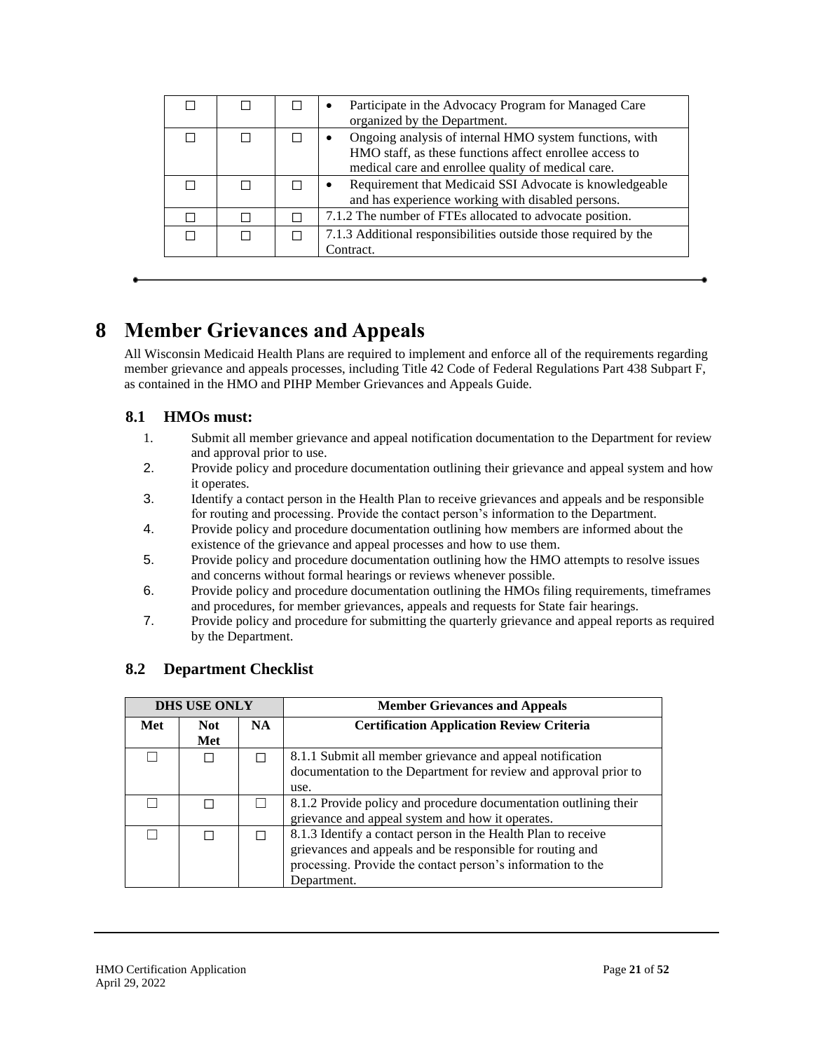| | | | |
|---|---|---|---|
| ☐ | ☐ | ☐ | • Participate in the Advocacy Program for Managed Care organized by the Department. |
| ☐ | ☐ | ☐ | • Ongoing analysis of internal HMO system functions, with HMO staff, as these functions affect enrollee access to medical care and enrollee quality of medical care. |
| ☐ | ☐ | ☐ | • Requirement that Medicaid SSI Advocate is knowledgeable and has experience working with disabled persons. |
| ☐ | ☐ | ☐ | 7.1.2 The number of FTEs allocated to advocate position. |
| ☐ | ☐ | ☐ | 7.1.3 Additional responsibilities outside those required by the Contract. |

# 8 Member Grievances and Appeals

All Wisconsin Medicaid Health Plans are required to implement and enforce all of the requirements regarding member grievance and appeals processes, including Title 42 Code of Federal Regulations Part 438 Subpart F, as contained in the HMO and PIHP Member Grievances and Appeals Guide.

## 8.1 HMOs must:

1. Submit all member grievance and appeal notification documentation to the Department for review and approval prior to use.
2. Provide policy and procedure documentation outlining their grievance and appeal system and how it operates.
3. Identify a contact person in the Health Plan to receive grievances and appeals and be responsible for routing and processing. Provide the contact person's information to the Department.
4. Provide policy and procedure documentation outlining how members are informed about the existence of the grievance and appeal processes and how to use them.
5. Provide policy and procedure documentation outlining how the HMO attempts to resolve issues and concerns without formal hearings or reviews whenever possible.
6. Provide policy and procedure documentation outlining the HMOs filing requirements, timeframes and procedures, for member grievances, appeals and requests for State fair hearings.
7. Provide policy and procedure for submitting the quarterly grievance and appeal reports as required by the Department.

## 8.2 Department Checklist

| DHS USE ONLY | | | Member Grievances and Appeals |
|---|---|---|---|
| **Met** | **Not Met** | **NA** | **Certification Application Review Criteria** |
| ☐ | ☐ | ☐ | 8.1.1 Submit all member grievance and appeal notification documentation to the Department for review and approval prior to use. |
| ☐ | ☐ | ☐ | 8.1.2 Provide policy and procedure documentation outlining their grievance and appeal system and how it operates. |
| ☐ | ☐ | ☐ | 8.1.3 Identify a contact person in the Health Plan to receive grievances and appeals and be responsible for routing and processing. Provide the contact person's information to the Department. |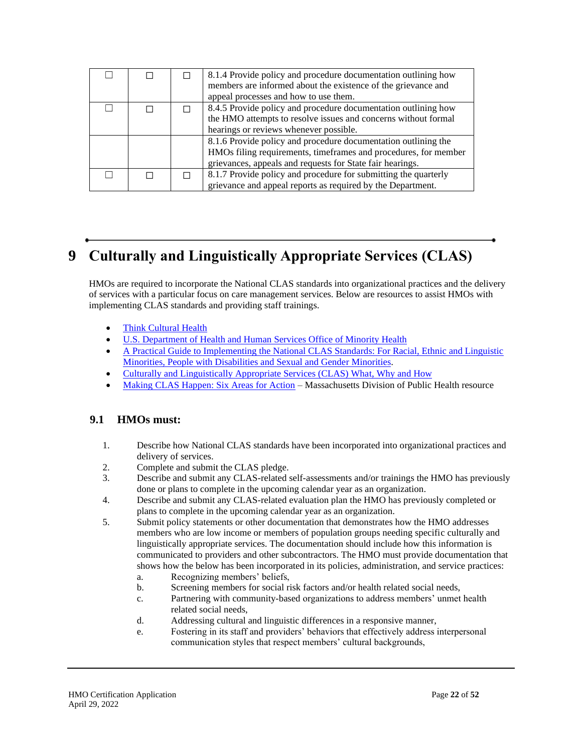| | | | |
|---|---|---|---|
| ☐ | ☐ | ☐ | 8.1.4 Provide policy and procedure documentation outlining how members are informed about the existence of the grievance and appeal processes and how to use them. |
| ☐ | ☐ | ☐ | 8.4.5 Provide policy and procedure documentation outlining how the HMO attempts to resolve issues and concerns without formal hearings or reviews whenever possible. |
| | | | 8.1.6 Provide policy and procedure documentation outlining the HMOs filing requirements, timeframes and procedures, for member grievances, appeals and requests for State fair hearings. |
| ☐ | ☐ | ☐ | 8.1.7 Provide policy and procedure for submitting the quarterly grievance and appeal reports as required by the Department. |

# 9 Culturally and Linguistically Appropriate Services (CLAS)

HMOs are required to incorporate the National CLAS standards into organizational practices and the delivery of services with a particular focus on care management services. Below are resources to assist HMOs with implementing CLAS standards and providing staff trainings.

- Think Cultural Health
- U.S. Department of Health and Human Services Office of Minority Health
- A Practical Guide to Implementing the National CLAS Standards: For Racial, Ethnic and Linguistic Minorities, People with Disabilities and Sexual and Gender Minorities.
- Culturally and Linguistically Appropriate Services (CLAS) What, Why and How
- Making CLAS Happen: Six Areas for Action – Massachusetts Division of Public Health resource

## 9.1 HMOs must:

1. Describe how National CLAS standards have been incorporated into organizational practices and delivery of services.
2. Complete and submit the CLAS pledge.
3. Describe and submit any CLAS-related self-assessments and/or trainings the HMO has previously done or plans to complete in the upcoming calendar year as an organization.
4. Describe and submit any CLAS-related evaluation plan the HMO has previously completed or plans to complete in the upcoming calendar year as an organization.
5. Submit policy statements or other documentation that demonstrates how the HMO addresses members who are low income or members of population groups needing specific culturally and linguistically appropriate services. The documentation should include how this information is communicated to providers and other subcontractors. The HMO must provide documentation that shows how the below has been incorporated in its policies, administration, and service practices:
   a. Recognizing members' beliefs,
   b. Screening members for social risk factors and/or health related social needs,
   c. Partnering with community-based organizations to address members' unmet health related social needs,
   d. Addressing cultural and linguistic differences in a responsive manner,
   e. Fostering in its staff and providers' behaviors that effectively address interpersonal communication styles that respect members' cultural backgrounds,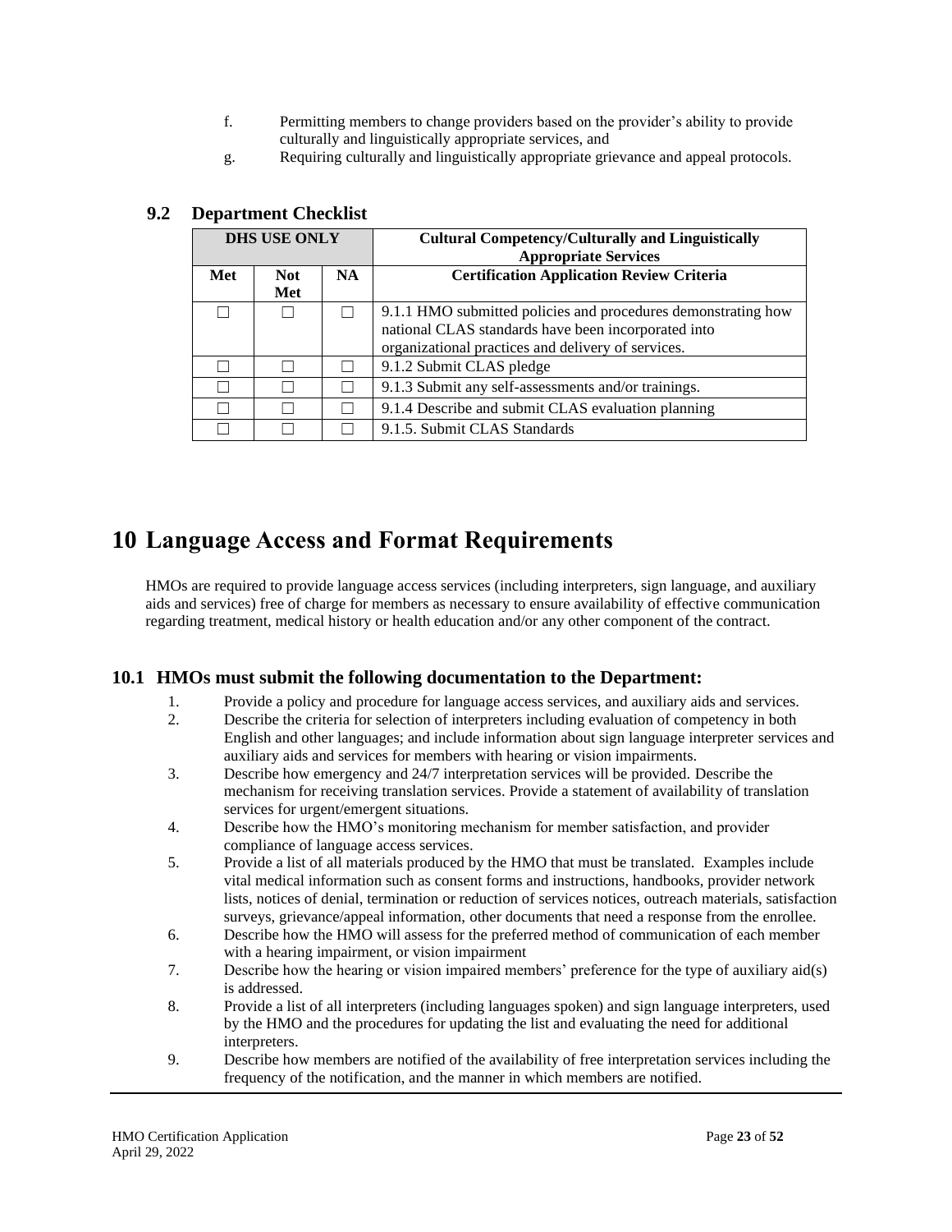f. Permitting members to change providers based on the provider's ability to provide culturally and linguistically appropriate services, and

g. Requiring culturally and linguistically appropriate grievance and appeal protocols.

## 9.2 Department Checklist

| DHS USE ONLY | | | Cultural Competency/Culturally and Linguistically Appropriate Services |
|---|---|---|---|
| **Met** | **Not Met** | **NA** | **Certification Application Review Criteria** |
| ☐ | ☐ | ☐ | 9.1.1 HMO submitted policies and procedures demonstrating how national CLAS standards have been incorporated into organizational practices and delivery of services. |
| ☐ | ☐ | ☐ | 9.1.2 Submit CLAS pledge |
| ☐ | ☐ | ☐ | 9.1.3 Submit any self-assessments and/or trainings. |
| ☐ | ☐ | ☐ | 9.1.4 Describe and submit CLAS evaluation planning |
| ☐ | ☐ | ☐ | 9.1.5. Submit CLAS Standards |

# 10 Language Access and Format Requirements

HMOs are required to provide language access services (including interpreters, sign language, and auxiliary aids and services) free of charge for members as necessary to ensure availability of effective communication regarding treatment, medical history or health education and/or any other component of the contract.

## 10.1 HMOs must submit the following documentation to the Department:

1. Provide a policy and procedure for language access services, and auxiliary aids and services.
2. Describe the criteria for selection of interpreters including evaluation of competency in both English and other languages; and include information about sign language interpreter services and auxiliary aids and services for members with hearing or vision impairments.
3. Describe how emergency and 24/7 interpretation services will be provided. Describe the mechanism for receiving translation services. Provide a statement of availability of translation services for urgent/emergent situations.
4. Describe how the HMO's monitoring mechanism for member satisfaction, and provider compliance of language access services.
5. Provide a list of all materials produced by the HMO that must be translated. Examples include vital medical information such as consent forms and instructions, handbooks, provider network lists, notices of denial, termination or reduction of services notices, outreach materials, satisfaction surveys, grievance/appeal information, other documents that need a response from the enrollee.
6. Describe how the HMO will assess for the preferred method of communication of each member with a hearing impairment, or vision impairment
7. Describe how the hearing or vision impaired members' preference for the type of auxiliary aid(s) is addressed.
8. Provide a list of all interpreters (including languages spoken) and sign language interpreters, used by the HMO and the procedures for updating the list and evaluating the need for additional interpreters.
9. Describe how members are notified of the availability of free interpretation services including the frequency of the notification, and the manner in which members are notified.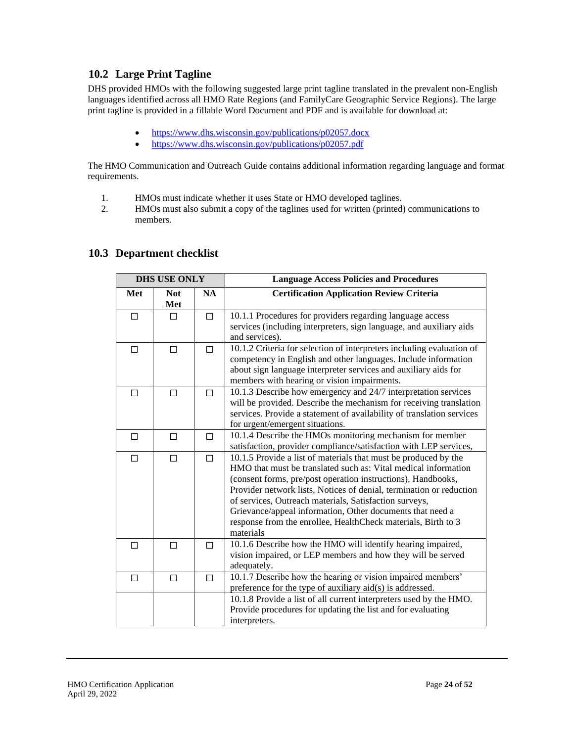## 10.2 Large Print Tagline

DHS provided HMOs with the following suggested large print tagline translated in the prevalent non-English languages identified across all HMO Rate Regions (and FamilyCare Geographic Service Regions). The large print tagline is provided in a fillable Word Document and PDF and is available for download at:

- https://www.dhs.wisconsin.gov/publications/p02057.docx
- https://www.dhs.wisconsin.gov/publications/p02057.pdf

The HMO Communication and Outreach Guide contains additional information regarding language and format requirements.

1. HMOs must indicate whether it uses State or HMO developed taglines.
2. HMOs must also submit a copy of the taglines used for written (printed) communications to members.

## 10.3 Department checklist

| DHS USE ONLY | | | Language Access Policies and Procedures |
|---|---|---|---|
| **Met** | **Not Met** | **NA** | **Certification Application Review Criteria** |
| ☐ | ☐ | ☐ | 10.1.1 Procedures for providers regarding language access services (including interpreters, sign language, and auxiliary aids and services). |
| ☐ | ☐ | ☐ | 10.1.2 Criteria for selection of interpreters including evaluation of competency in English and other languages. Include information about sign language interpreter services and auxiliary aids for members with hearing or vision impairments. |
| ☐ | ☐ | ☐ | 10.1.3 Describe how emergency and 24/7 interpretation services will be provided. Describe the mechanism for receiving translation services. Provide a statement of availability of translation services for urgent/emergent situations. |
| ☐ | ☐ | ☐ | 10.1.4 Describe the HMOs monitoring mechanism for member satisfaction, provider compliance/satisfaction with LEP services, |
| ☐ | ☐ | ☐ | 10.1.5 Provide a list of materials that must be produced by the HMO that must be translated such as: Vital medical information (consent forms, pre/post operation instructions), Handbooks, Provider network lists, Notices of denial, termination or reduction of services, Outreach materials, Satisfaction surveys, Grievance/appeal information, Other documents that need a response from the enrollee, HealthCheck materials, Birth to 3 materials |
| ☐ | ☐ | ☐ | 10.1.6 Describe how the HMO will identify hearing impaired, vision impaired, or LEP members and how they will be served adequately. |
| ☐ | ☐ | ☐ | 10.1.7 Describe how the hearing or vision impaired members' preference for the type of auxiliary aid(s) is addressed. |
| | | | 10.1.8 Provide a list of all current interpreters used by the HMO. Provide procedures for updating the list and for evaluating interpreters. |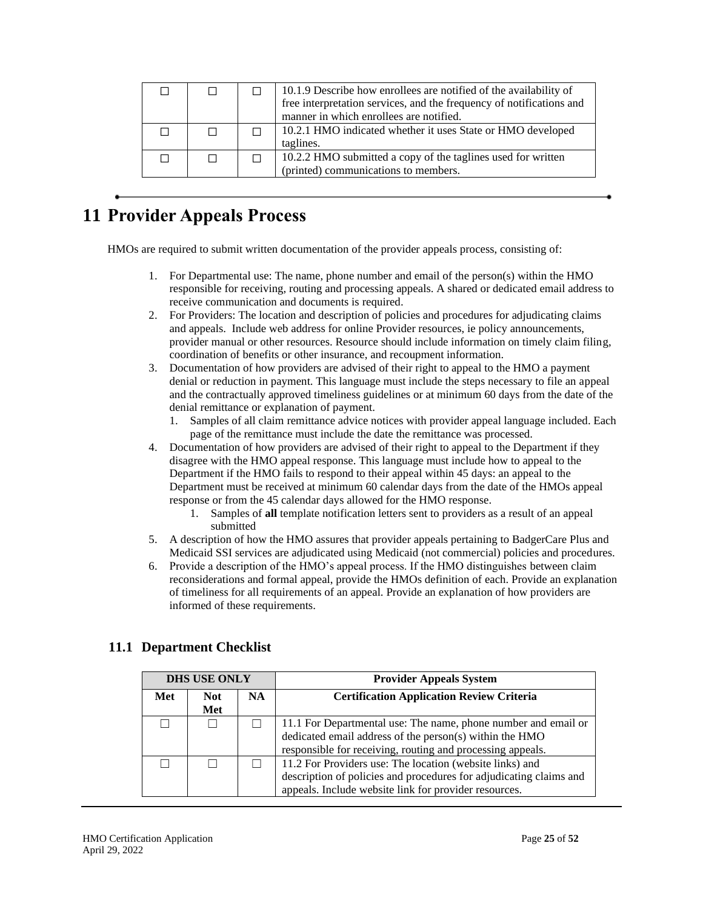| | | | |
|---|---|---|---|
| ☐ | ☐ | ☐ | 10.1.9 Describe how enrollees are notified of the availability of free interpretation services, and the frequency of notifications and manner in which enrollees are notified. |
| ☐ | ☐ | ☐ | 10.2.1 HMO indicated whether it uses State or HMO developed taglines. |
| ☐ | ☐ | ☐ | 10.2.2 HMO submitted a copy of the taglines used for written (printed) communications to members. |

# 11 Provider Appeals Process

HMOs are required to submit written documentation of the provider appeals process, consisting of:

1. For Departmental use: The name, phone number and email of the person(s) within the HMO responsible for receiving, routing and processing appeals. A shared or dedicated email address to receive communication and documents is required.
2. For Providers: The location and description of policies and procedures for adjudicating claims and appeals. Include web address for online Provider resources, ie policy announcements, provider manual or other resources. Resource should include information on timely claim filing, coordination of benefits or other insurance, and recoupment information.
3. Documentation of how providers are advised of their right to appeal to the HMO a payment denial or reduction in payment. This language must include the steps necessary to file an appeal and the contractually approved timeliness guidelines or at minimum 60 days from the date of the denial remittance or explanation of payment.
   1. Samples of all claim remittance advice notices with provider appeal language included. Each page of the remittance must include the date the remittance was processed.
4. Documentation of how providers are advised of their right to appeal to the Department if they disagree with the HMO appeal response. This language must include how to appeal to the Department if the HMO fails to respond to their appeal within 45 days: an appeal to the Department must be received at minimum 60 calendar days from the date of the HMOs appeal response or from the 45 calendar days allowed for the HMO response.
   1. Samples of **all** template notification letters sent to providers as a result of an appeal submitted
5. A description of how the HMO assures that provider appeals pertaining to BadgerCare Plus and Medicaid SSI services are adjudicated using Medicaid (not commercial) policies and procedures.
6. Provide a description of the HMO's appeal process. If the HMO distinguishes between claim reconsiderations and formal appeal, provide the HMOs definition of each. Provide an explanation of timeliness for all requirements of an appeal. Provide an explanation of how providers are informed of these requirements.

## 11.1 Department Checklist

| DHS USE ONLY | | | Provider Appeals System |
|---|---|---|---|
| Met | Not Met | NA | Certification Application Review Criteria |
| ☐ | ☐ | ☐ | 11.1 For Departmental use: The name, phone number and email or dedicated email address of the person(s) within the HMO responsible for receiving, routing and processing appeals. |
| ☐ | ☐ | ☐ | 11.2 For Providers use: The location (website links) and description of policies and procedures for adjudicating claims and appeals. Include website link for provider resources. |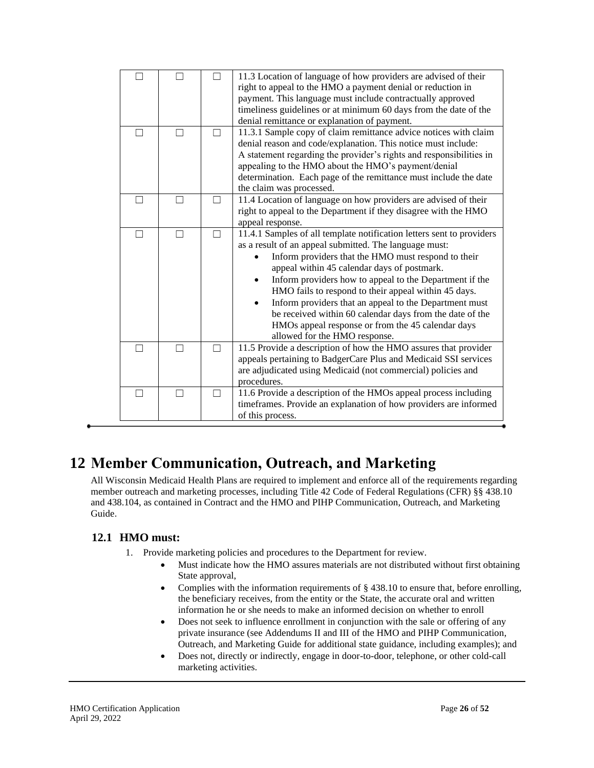| ☐ | ☐ | ☐ | 11.3 Location of language of how providers are advised of their right to appeal to the HMO a payment denial or reduction in payment. This language must include contractually approved timeliness guidelines or at minimum 60 days from the date of the denial remittance or explanation of payment. |
|---|---|---|---|
| ☐ | ☐ | ☐ | 11.3.1 Sample copy of claim remittance advice notices with claim denial reason and code/explanation. This notice must include: A statement regarding the provider's rights and responsibilities in appealing to the HMO about the HMO's payment/denial determination. Each page of the remittance must include the date the claim was processed. |
| ☐ | ☐ | ☐ | 11.4 Location of language on how providers are advised of their right to appeal to the Department if they disagree with the HMO appeal response. |
| ☐ | ☐ | ☐ | 11.4.1 Samples of all template notification letters sent to providers as a result of an appeal submitted. The language must:<br>• Inform providers that the HMO must respond to their appeal within 45 calendar days of postmark.<br>• Inform providers how to appeal to the Department if the HMO fails to respond to their appeal within 45 days.<br>• Inform providers that an appeal to the Department must be received within 60 calendar days from the date of the HMOs appeal response or from the 45 calendar days allowed for the HMO response. |
| ☐ | ☐ | ☐ | 11.5 Provide a description of how the HMO assures that provider appeals pertaining to BadgerCare Plus and Medicaid SSI services are adjudicated using Medicaid (not commercial) policies and procedures. |
| ☐ | ☐ | ☐ | 11.6 Provide a description of the HMOs appeal process including timeframes. Provide an explanation of how providers are informed of this process. |

# 12 Member Communication, Outreach, and Marketing

All Wisconsin Medicaid Health Plans are required to implement and enforce all of the requirements regarding member outreach and marketing processes, including Title 42 Code of Federal Regulations (CFR) §§ 438.10 and 438.104, as contained in Contract and the HMO and PIHP Communication, Outreach, and Marketing Guide.

## 12.1 HMO must:

1. Provide marketing policies and procedures to the Department for review.
   - Must indicate how the HMO assures materials are not distributed without first obtaining State approval,
   - Complies with the information requirements of § 438.10 to ensure that, before enrolling, the beneficiary receives, from the entity or the State, the accurate oral and written information he or she needs to make an informed decision on whether to enroll
   - Does not seek to influence enrollment in conjunction with the sale or offering of any private insurance (see Addendums II and III of the HMO and PIHP Communication, Outreach, and Marketing Guide for additional state guidance, including examples); and
   - Does not, directly or indirectly, engage in door-to-door, telephone, or other cold-call marketing activities.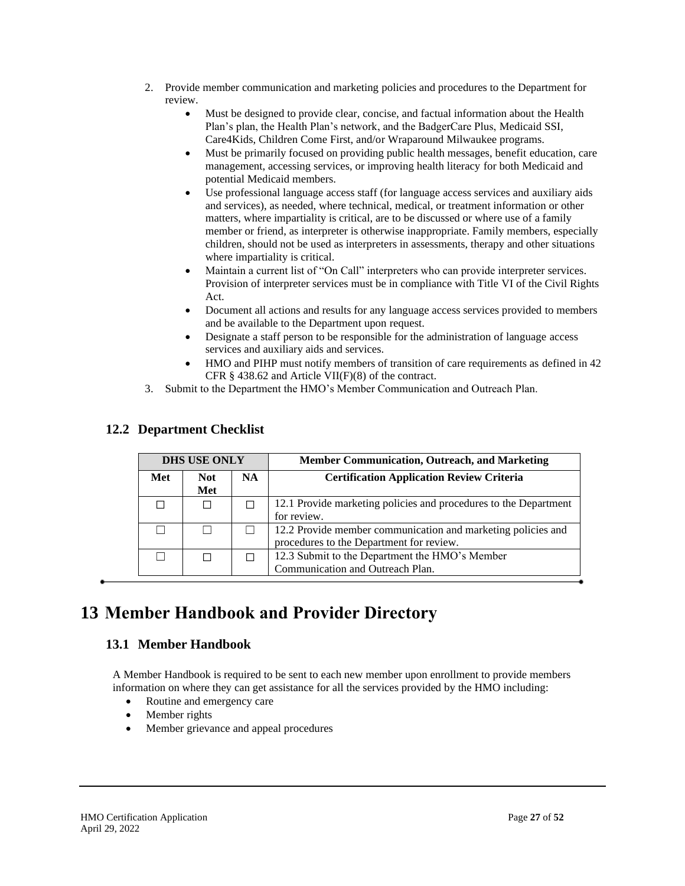2. Provide member communication and marketing policies and procedures to the Department for review.
    - Must be designed to provide clear, concise, and factual information about the Health Plan's plan, the Health Plan's network, and the BadgerCare Plus, Medicaid SSI, Care4Kids, Children Come First, and/or Wraparound Milwaukee programs.
    - Must be primarily focused on providing public health messages, benefit education, care management, accessing services, or improving health literacy for both Medicaid and potential Medicaid members.
    - Use professional language access staff (for language access services and auxiliary aids and services), as needed, where technical, medical, or treatment information or other matters, where impartiality is critical, are to be discussed or where use of a family member or friend, as interpreter is otherwise inappropriate. Family members, especially children, should not be used as interpreters in assessments, therapy and other situations where impartiality is critical.
    - Maintain a current list of "On Call" interpreters who can provide interpreter services. Provision of interpreter services must be in compliance with Title VI of the Civil Rights Act.
    - Document all actions and results for any language access services provided to members and be available to the Department upon request.
    - Designate a staff person to be responsible for the administration of language access services and auxiliary aids and services.
    - HMO and PIHP must notify members of transition of care requirements as defined in 42 CFR § 438.62 and Article VII(F)(8) of the contract.
3. Submit to the Department the HMO's Member Communication and Outreach Plan.

## 12.2 Department Checklist

| DHS USE ONLY | | | Member Communication, Outreach, and Marketing |
|---|---|---|---|
| Met | Not Met | NA | Certification Application Review Criteria |
| ☐ | ☐ | ☐ | 12.1 Provide marketing policies and procedures to the Department for review. |
| ☐ | ☐ | ☐ | 12.2 Provide member communication and marketing policies and procedures to the Department for review. |
| ☐ | ☐ | ☐ | 12.3 Submit to the Department the HMO's Member Communication and Outreach Plan. |

# 13 Member Handbook and Provider Directory

## 13.1 Member Handbook

A Member Handbook is required to be sent to each new member upon enrollment to provide members information on where they can get assistance for all the services provided by the HMO including:

- Routine and emergency care
- Member rights
- Member grievance and appeal procedures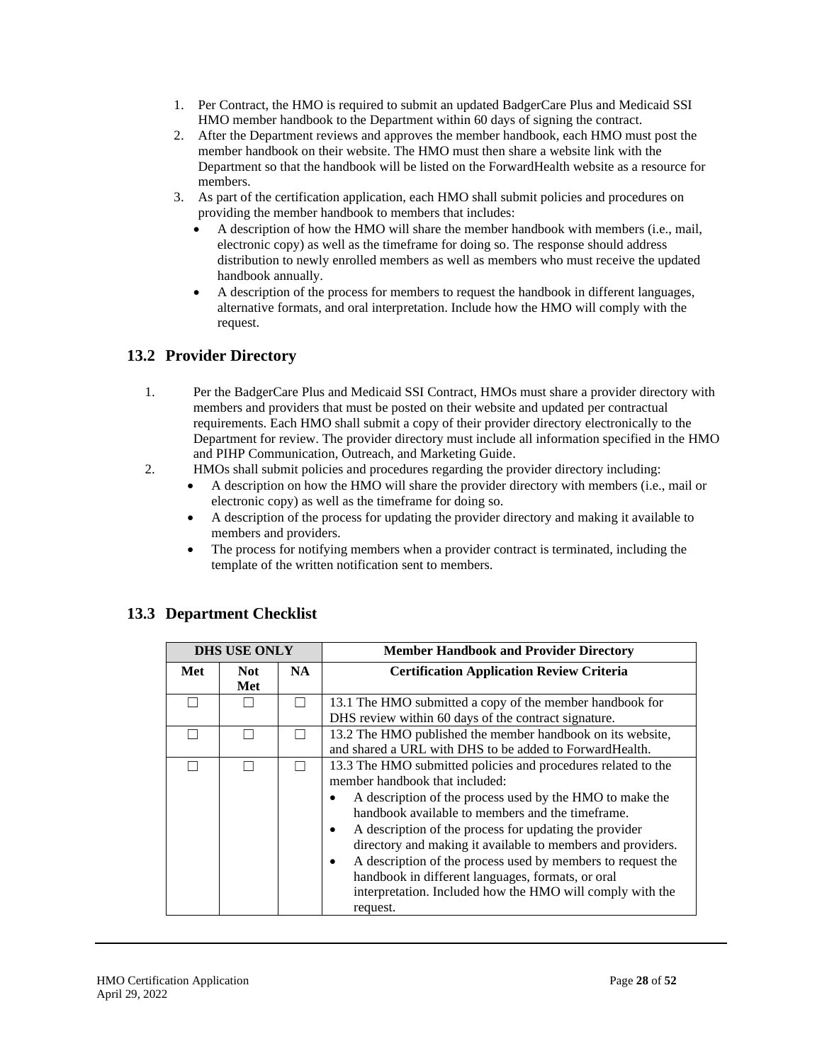1. Per Contract, the HMO is required to submit an updated BadgerCare Plus and Medicaid SSI HMO member handbook to the Department within 60 days of signing the contract.
2. After the Department reviews and approves the member handbook, each HMO must post the member handbook on their website. The HMO must then share a website link with the Department so that the handbook will be listed on the ForwardHealth website as a resource for members.
3. As part of the certification application, each HMO shall submit policies and procedures on providing the member handbook to members that includes:
   - A description of how the HMO will share the member handbook with members (i.e., mail, electronic copy) as well as the timeframe for doing so. The response should address distribution to newly enrolled members as well as members who must receive the updated handbook annually.
   - A description of the process for members to request the handbook in different languages, alternative formats, and oral interpretation. Include how the HMO will comply with the request.

## 13.2 Provider Directory

1. Per the BadgerCare Plus and Medicaid SSI Contract, HMOs must share a provider directory with members and providers that must be posted on their website and updated per contractual requirements. Each HMO shall submit a copy of their provider directory electronically to the Department for review. The provider directory must include all information specified in the HMO and PIHP Communication, Outreach, and Marketing Guide.
2. HMOs shall submit policies and procedures regarding the provider directory including:
   - A description on how the HMO will share the provider directory with members (i.e., mail or electronic copy) as well as the timeframe for doing so.
   - A description of the process for updating the provider directory and making it available to members and providers.
   - The process for notifying members when a provider contract is terminated, including the template of the written notification sent to members.

## 13.3 Department Checklist

| DHS USE ONLY | | | Member Handbook and Provider Directory |
|---|---|---|---|
| **Met** | **Not Met** | **NA** | **Certification Application Review Criteria** |
| ☐ | ☐ | ☐ | 13.1 The HMO submitted a copy of the member handbook for DHS review within 60 days of the contract signature. |
| ☐ | ☐ | ☐ | 13.2 The HMO published the member handbook on its website, and shared a URL with DHS to be added to ForwardHealth. |
| ☐ | ☐ | ☐ | 13.3 The HMO submitted policies and procedures related to the member handbook that included:<br>• A description of the process used by the HMO to make the handbook available to members and the timeframe.<br>• A description of the process for updating the provider directory and making it available to members and providers.<br>• A description of the process used by members to request the handbook in different languages, formats, or oral interpretation. Included how the HMO will comply with the request. |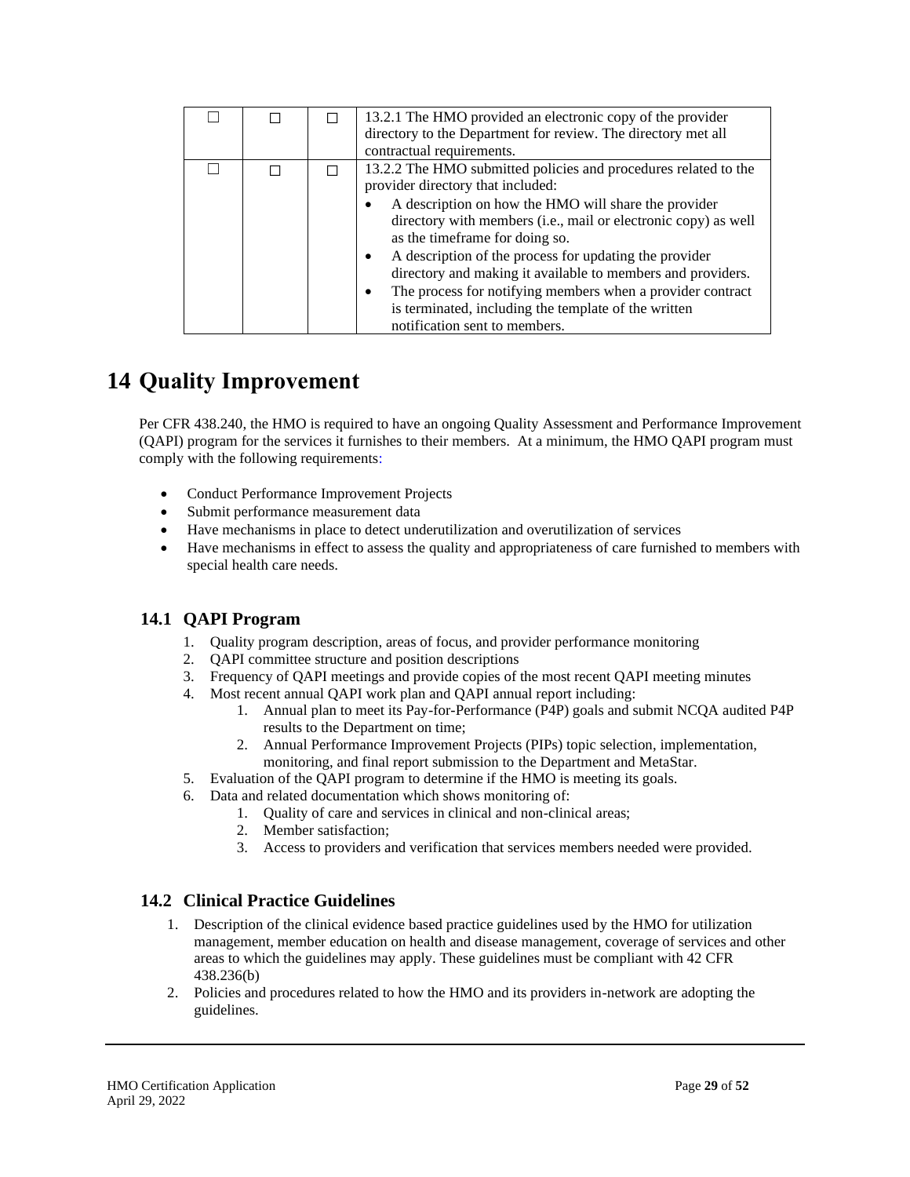| ☐ | ☐ | ☐ | 13.2.1 The HMO provided an electronic copy of the provider directory to the Department for review. The directory met all contractual requirements. |
|---|---|---|---|
| ☐ | ☐ | ☐ | 13.2.2 The HMO submitted policies and procedures related to the provider directory that included:<br>• A description on how the HMO will share the provider directory with members (i.e., mail or electronic copy) as well as the timeframe for doing so.<br>• A description of the process for updating the provider directory and making it available to members and providers.<br>• The process for notifying members when a provider contract is terminated, including the template of the written notification sent to members. |

# 14 Quality Improvement

Per CFR 438.240, the HMO is required to have an ongoing Quality Assessment and Performance Improvement (QAPI) program for the services it furnishes to their members. At a minimum, the HMO QAPI program must comply with the following requirements:

- Conduct Performance Improvement Projects
- Submit performance measurement data
- Have mechanisms in place to detect underutilization and overutilization of services
- Have mechanisms in effect to assess the quality and appropriateness of care furnished to members with special health care needs.

## 14.1 QAPI Program

1. Quality program description, areas of focus, and provider performance monitoring
2. QAPI committee structure and position descriptions
3. Frequency of QAPI meetings and provide copies of the most recent QAPI meeting minutes
4. Most recent annual QAPI work plan and QAPI annual report including:
    1. Annual plan to meet its Pay-for-Performance (P4P) goals and submit NCQA audited P4P results to the Department on time;
    2. Annual Performance Improvement Projects (PIPs) topic selection, implementation, monitoring, and final report submission to the Department and MetaStar.
5. Evaluation of the QAPI program to determine if the HMO is meeting its goals.
6. Data and related documentation which shows monitoring of:
    1. Quality of care and services in clinical and non-clinical areas;
    2. Member satisfaction;
    3. Access to providers and verification that services members needed were provided.

## 14.2 Clinical Practice Guidelines

1. Description of the clinical evidence based practice guidelines used by the HMO for utilization management, member education on health and disease management, coverage of services and other areas to which the guidelines may apply. These guidelines must be compliant with 42 CFR 438.236(b)
2. Policies and procedures related to how the HMO and its providers in-network are adopting the guidelines.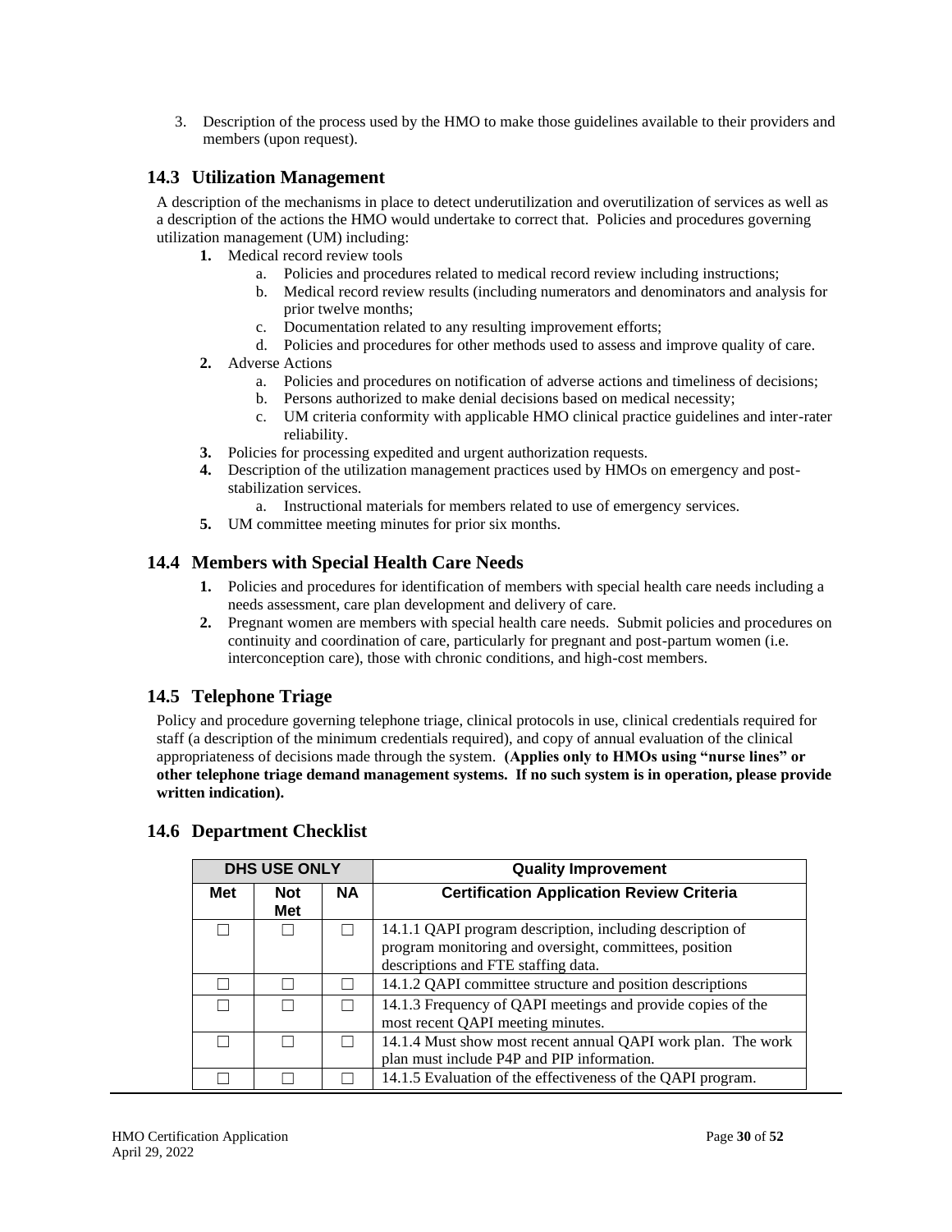3. Description of the process used by the HMO to make those guidelines available to their providers and members (upon request).

## 14.3 Utilization Management

A description of the mechanisms in place to detect underutilization and overutilization of services as well as a description of the actions the HMO would undertake to correct that. Policies and procedures governing utilization management (UM) including:

1. Medical record review tools
   a. Policies and procedures related to medical record review including instructions;
   b. Medical record review results (including numerators and denominators and analysis for prior twelve months;
   c. Documentation related to any resulting improvement efforts;
   d. Policies and procedures for other methods used to assess and improve quality of care.
2. Adverse Actions
   a. Policies and procedures on notification of adverse actions and timeliness of decisions;
   b. Persons authorized to make denial decisions based on medical necessity;
   c. UM criteria conformity with applicable HMO clinical practice guidelines and inter-rater reliability.
3. Policies for processing expedited and urgent authorization requests.
4. Description of the utilization management practices used by HMOs on emergency and post-stabilization services.
   a. Instructional materials for members related to use of emergency services.
5. UM committee meeting minutes for prior six months.

## 14.4 Members with Special Health Care Needs

1. Policies and procedures for identification of members with special health care needs including a needs assessment, care plan development and delivery of care.
2. Pregnant women are members with special health care needs. Submit policies and procedures on continuity and coordination of care, particularly for pregnant and post-partum women (i.e. interconception care), those with chronic conditions, and high-cost members.

## 14.5 Telephone Triage

Policy and procedure governing telephone triage, clinical protocols in use, clinical credentials required for staff (a description of the minimum credentials required), and copy of annual evaluation of the clinical appropriateness of decisions made through the system. **(Applies only to HMOs using "nurse lines" or other telephone triage demand management systems. If no such system is in operation, please provide written indication).**

## 14.6 Department Checklist

| DHS USE ONLY | | | Quality Improvement |
|---|---|---|---|
| **Met** | **Not Met** | **NA** | **Certification Application Review Criteria** |
| ☐ | ☐ | ☐ | 14.1.1 QAPI program description, including description of program monitoring and oversight, committees, position descriptions and FTE staffing data. |
| ☐ | ☐ | ☐ | 14.1.2 QAPI committee structure and position descriptions |
| ☐ | ☐ | ☐ | 14.1.3 Frequency of QAPI meetings and provide copies of the most recent QAPI meeting minutes. |
| ☐ | ☐ | ☐ | 14.1.4 Must show most recent annual QAPI work plan. The work plan must include P4P and PIP information. |
| ☐ | ☐ | ☐ | 14.1.5 Evaluation of the effectiveness of the QAPI program. |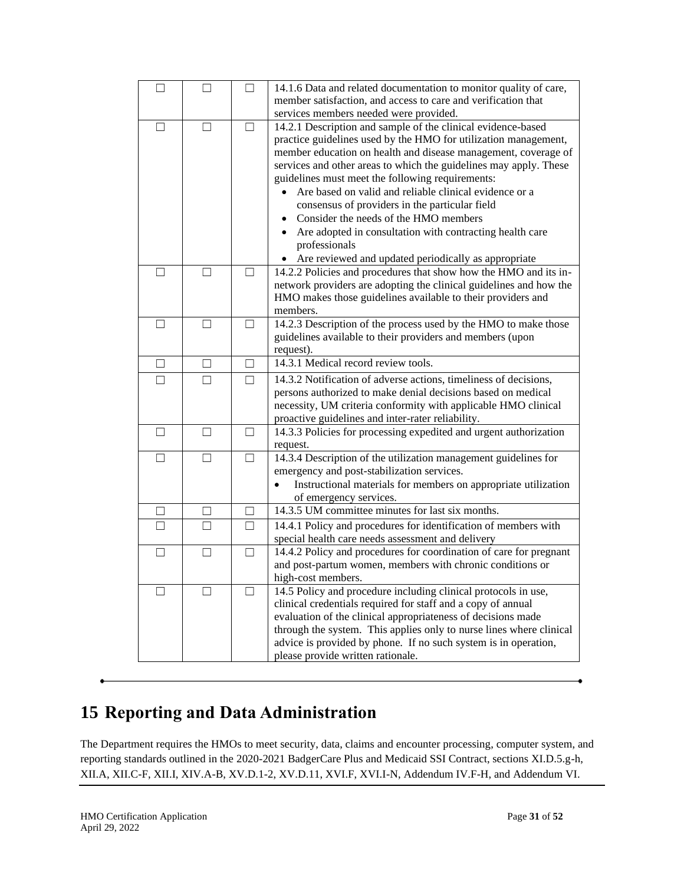| | | | |
|---|---|---|---|
| ☐ | ☐ | ☐ | 14.1.6 Data and related documentation to monitor quality of care, member satisfaction, and access to care and verification that services members needed were provided. |
| ☐ | ☐ | ☐ | 14.2.1 Description and sample of the clinical evidence-based practice guidelines used by the HMO for utilization management, member education on health and disease management, coverage of services and other areas to which the guidelines may apply. These guidelines must meet the following requirements:<br>• Are based on valid and reliable clinical evidence or a consensus of providers in the particular field<br>• Consider the needs of the HMO members<br>• Are adopted in consultation with contracting health care professionals<br>• Are reviewed and updated periodically as appropriate |
| ☐ | ☐ | ☐ | 14.2.2 Policies and procedures that show how the HMO and its in-network providers are adopting the clinical guidelines and how the HMO makes those guidelines available to their providers and members. |
| ☐ | ☐ | ☐ | 14.2.3 Description of the process used by the HMO to make those guidelines available to their providers and members (upon request). |
| ☐ | ☐ | ☐ | 14.3.1 Medical record review tools. |
| ☐ | ☐ | ☐ | 14.3.2 Notification of adverse actions, timeliness of decisions, persons authorized to make denial decisions based on medical necessity, UM criteria conformity with applicable HMO clinical proactive guidelines and inter-rater reliability. |
| ☐ | ☐ | ☐ | 14.3.3 Policies for processing expedited and urgent authorization request. |
| ☐ | ☐ | ☐ | 14.3.4 Description of the utilization management guidelines for emergency and post-stabilization services.<br>• Instructional materials for members on appropriate utilization of emergency services. |
| ☐ | ☐ | ☐ | 14.3.5 UM committee minutes for last six months. |
| ☐ | ☐ | ☐ | 14.4.1 Policy and procedures for identification of members with special health care needs assessment and delivery |
| ☐ | ☐ | ☐ | 14.4.2 Policy and procedures for coordination of care for pregnant and post-partum women, members with chronic conditions or high-cost members. |
| ☐ | ☐ | ☐ | 14.5 Policy and procedure including clinical protocols in use, clinical credentials required for staff and a copy of annual evaluation of the clinical appropriateness of decisions made through the system. This applies only to nurse lines where clinical advice is provided by phone. If no such system is in operation, please provide written rationale. |

# 15 Reporting and Data Administration

The Department requires the HMOs to meet security, data, claims and encounter processing, computer system, and reporting standards outlined in the 2020-2021 BadgerCare Plus and Medicaid SSI Contract, sections XI.D.5.g-h, XII.A, XII.C-F, XII.I, XIV.A-B, XV.D.1-2, XV.D.11, XVI.F, XVI.I-N, Addendum IV.F-H, and Addendum VI.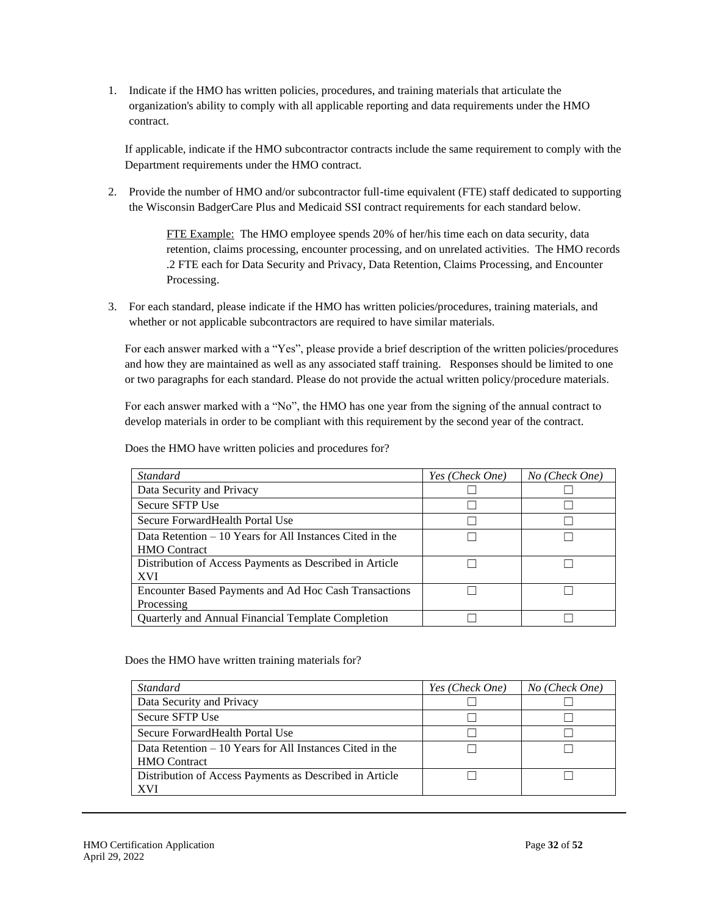1. Indicate if the HMO has written policies, procedures, and training materials that articulate the organization's ability to comply with all applicable reporting and data requirements under the HMO contract.

   If applicable, indicate if the HMO subcontractor contracts include the same requirement to comply with the Department requirements under the HMO contract.

2. Provide the number of HMO and/or subcontractor full-time equivalent (FTE) staff dedicated to supporting the Wisconsin BadgerCare Plus and Medicaid SSI contract requirements for each standard below.

   > FTE Example: The HMO employee spends 20% of her/his time each on data security, data retention, claims processing, encounter processing, and on unrelated activities. The HMO records .2 FTE each for Data Security and Privacy, Data Retention, Claims Processing, and Encounter Processing.

3. For each standard, please indicate if the HMO has written policies/procedures, training materials, and whether or not applicable subcontractors are required to have similar materials.

   For each answer marked with a "Yes", please provide a brief description of the written policies/procedures and how they are maintained as well as any associated staff training. Responses should be limited to one or two paragraphs for each standard. Please do not provide the actual written policy/procedure materials.

   For each answer marked with a "No", the HMO has one year from the signing of the annual contract to develop materials in order to be compliant with this requirement by the second year of the contract.

Does the HMO have written policies and procedures for?

| *Standard* | *Yes (Check One)* | *No (Check One)* |
|---|---|---|
| Data Security and Privacy | ☐ | ☐ |
| Secure SFTP Use | ☐ | ☐ |
| Secure ForwardHealth Portal Use | ☐ | ☐ |
| Data Retention – 10 Years for All Instances Cited in the HMO Contract | ☐ | ☐ |
| Distribution of Access Payments as Described in Article XVI | ☐ | ☐ |
| Encounter Based Payments and Ad Hoc Cash Transactions Processing | ☐ | ☐ |
| Quarterly and Annual Financial Template Completion | ☐ | ☐ |

Does the HMO have written training materials for?

| *Standard* | *Yes (Check One)* | *No (Check One)* |
|---|---|---|
| Data Security and Privacy | ☐ | ☐ |
| Secure SFTP Use | ☐ | ☐ |
| Secure ForwardHealth Portal Use | ☐ | ☐ |
| Data Retention – 10 Years for All Instances Cited in the HMO Contract | ☐ | ☐ |
| Distribution of Access Payments as Described in Article XVI | ☐ | ☐ |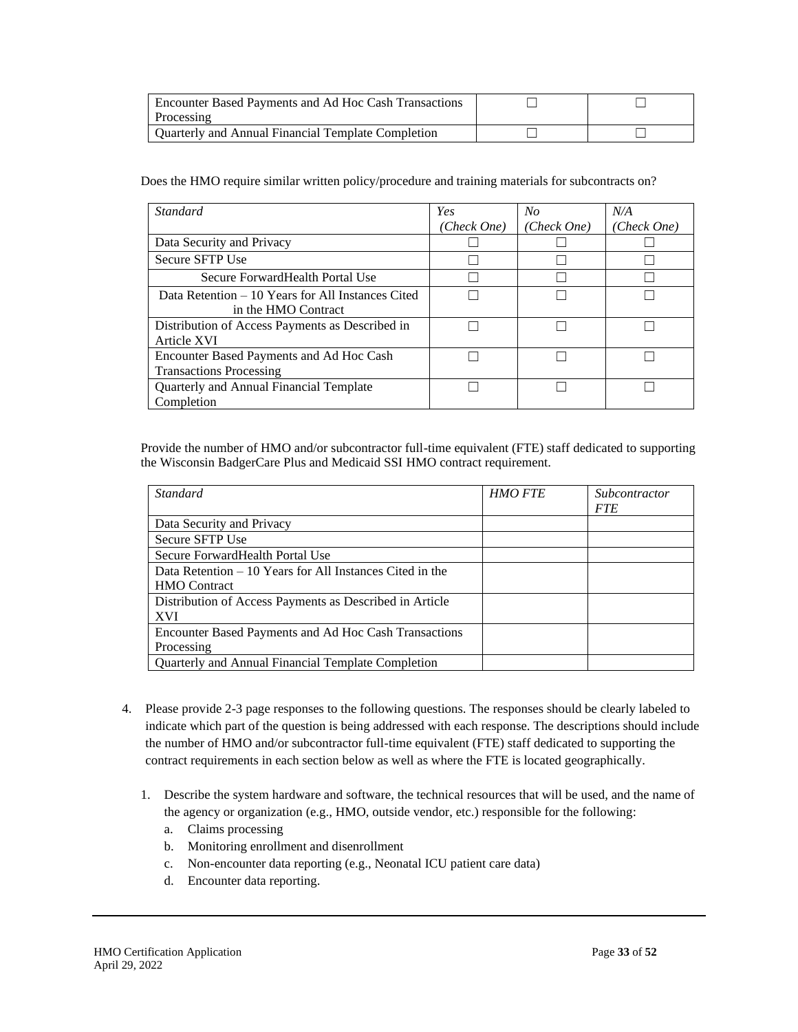| Encounter Based Payments and Ad Hoc Cash Transactions Processing | ☐ | ☐ |
|---|---|---|
| Quarterly and Annual Financial Template Completion | ☐ | ☐ |

Does the HMO require similar written policy/procedure and training materials for subcontracts on?

| *Standard* | *Yes (Check One)* | *No (Check One)* | *N/A (Check One)* |
|---|---|---|---|
| Data Security and Privacy | ☐ | ☐ | ☐ |
| Secure SFTP Use | ☐ | ☐ | ☐ |
| Secure ForwardHealth Portal Use | ☐ | ☐ | ☐ |
| Data Retention – 10 Years for All Instances Cited in the HMO Contract | ☐ | ☐ | ☐ |
| Distribution of Access Payments as Described in Article XVI | ☐ | ☐ | ☐ |
| Encounter Based Payments and Ad Hoc Cash Transactions Processing | ☐ | ☐ | ☐ |
| Quarterly and Annual Financial Template Completion | ☐ | ☐ | ☐ |

Provide the number of HMO and/or subcontractor full-time equivalent (FTE) staff dedicated to supporting the Wisconsin BadgerCare Plus and Medicaid SSI HMO contract requirement.

| *Standard* | *HMO FTE* | *Subcontractor FTE* |
|---|---|---|
| Data Security and Privacy | | |
| Secure SFTP Use | | |
| Secure ForwardHealth Portal Use | | |
| Data Retention – 10 Years for All Instances Cited in the HMO Contract | | |
| Distribution of Access Payments as Described in Article XVI | | |
| Encounter Based Payments and Ad Hoc Cash Transactions Processing | | |
| Quarterly and Annual Financial Template Completion | | |

4. Please provide 2-3 page responses to the following questions. The responses should be clearly labeled to indicate which part of the question is being addressed with each response. The descriptions should include the number of HMO and/or subcontractor full-time equivalent (FTE) staff dedicated to supporting the contract requirements in each section below as well as where the FTE is located geographically.

   1. Describe the system hardware and software, the technical resources that will be used, and the name of the agency or organization (e.g., HMO, outside vendor, etc.) responsible for the following:
      a. Claims processing
      b. Monitoring enrollment and disenrollment
      c. Non-encounter data reporting (e.g., Neonatal ICU patient care data)
      d. Encounter data reporting.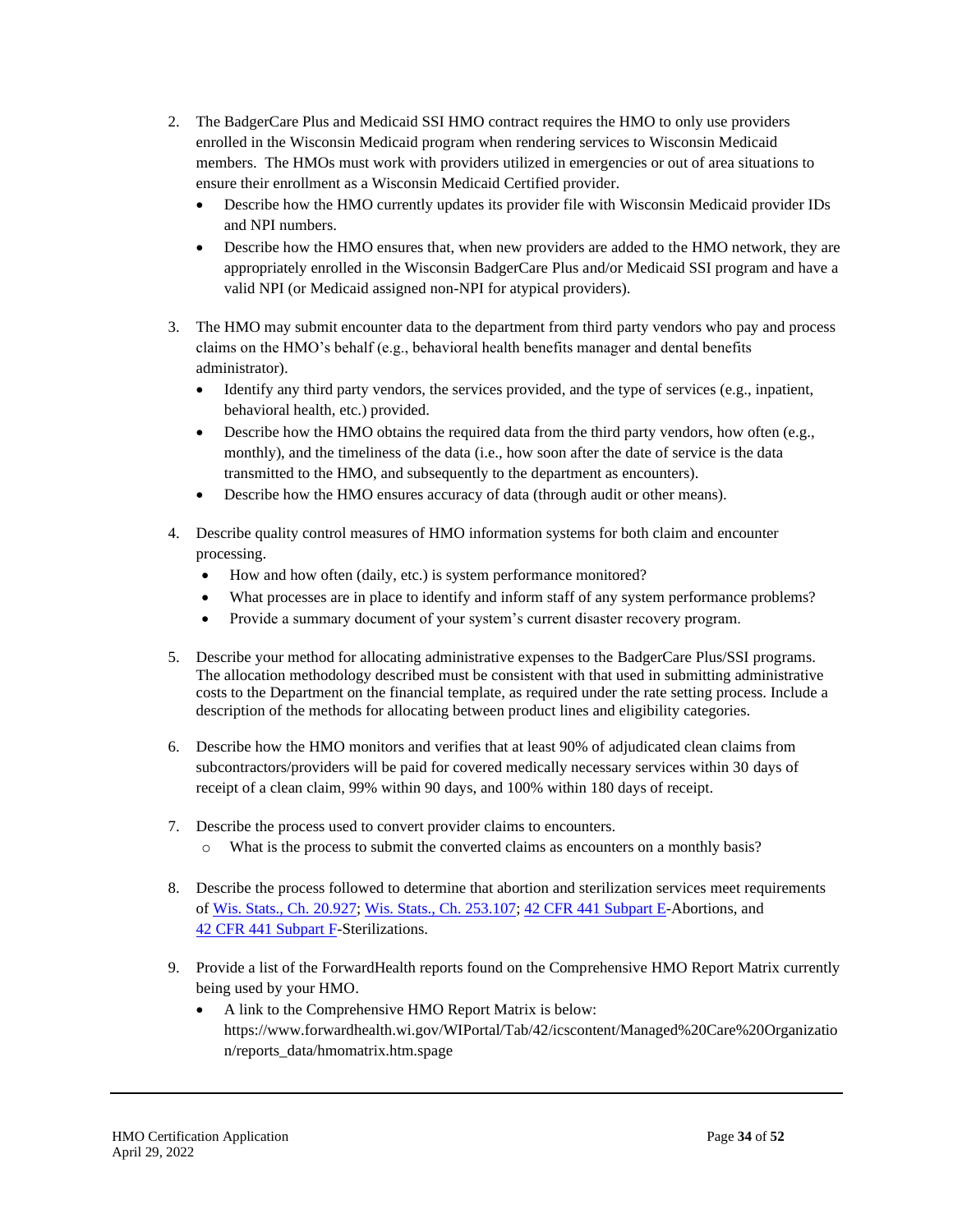2. The BadgerCare Plus and Medicaid SSI HMO contract requires the HMO to only use providers enrolled in the Wisconsin Medicaid program when rendering services to Wisconsin Medicaid members. The HMOs must work with providers utilized in emergencies or out of area situations to ensure their enrollment as a Wisconsin Medicaid Certified provider.
   - Describe how the HMO currently updates its provider file with Wisconsin Medicaid provider IDs and NPI numbers.
   - Describe how the HMO ensures that, when new providers are added to the HMO network, they are appropriately enrolled in the Wisconsin BadgerCare Plus and/or Medicaid SSI program and have a valid NPI (or Medicaid assigned non-NPI for atypical providers).

3. The HMO may submit encounter data to the department from third party vendors who pay and process claims on the HMO's behalf (e.g., behavioral health benefits manager and dental benefits administrator).
   - Identify any third party vendors, the services provided, and the type of services (e.g., inpatient, behavioral health, etc.) provided.
   - Describe how the HMO obtains the required data from the third party vendors, how often (e.g., monthly), and the timeliness of the data (i.e., how soon after the date of service is the data transmitted to the HMO, and subsequently to the department as encounters).
   - Describe how the HMO ensures accuracy of data (through audit or other means).

4. Describe quality control measures of HMO information systems for both claim and encounter processing.
   - How and how often (daily, etc.) is system performance monitored?
   - What processes are in place to identify and inform staff of any system performance problems?
   - Provide a summary document of your system's current disaster recovery program.

5. Describe your method for allocating administrative expenses to the BadgerCare Plus/SSI programs. The allocation methodology described must be consistent with that used in submitting administrative costs to the Department on the financial template, as required under the rate setting process. Include a description of the methods for allocating between product lines and eligibility categories.

6. Describe how the HMO monitors and verifies that at least 90% of adjudicated clean claims from subcontractors/providers will be paid for covered medically necessary services within 30 days of receipt of a clean claim, 99% within 90 days, and 100% within 180 days of receipt.

7. Describe the process used to convert provider claims to encounters.
   - What is the process to submit the converted claims as encounters on a monthly basis?

8. Describe the process followed to determine that abortion and sterilization services meet requirements of Wis. Stats., Ch. 20.927; Wis. Stats., Ch. 253.107; 42 CFR 441 Subpart E-Abortions, and 42 CFR 441 Subpart F-Sterilizations.

9. Provide a list of the ForwardHealth reports found on the Comprehensive HMO Report Matrix currently being used by your HMO.
   - A link to the Comprehensive HMO Report Matrix is below: https://www.forwardhealth.wi.gov/WIPortal/Tab/42/icscontent/Managed%20Care%20Organization/reports_data/hmomatrix.htm.spage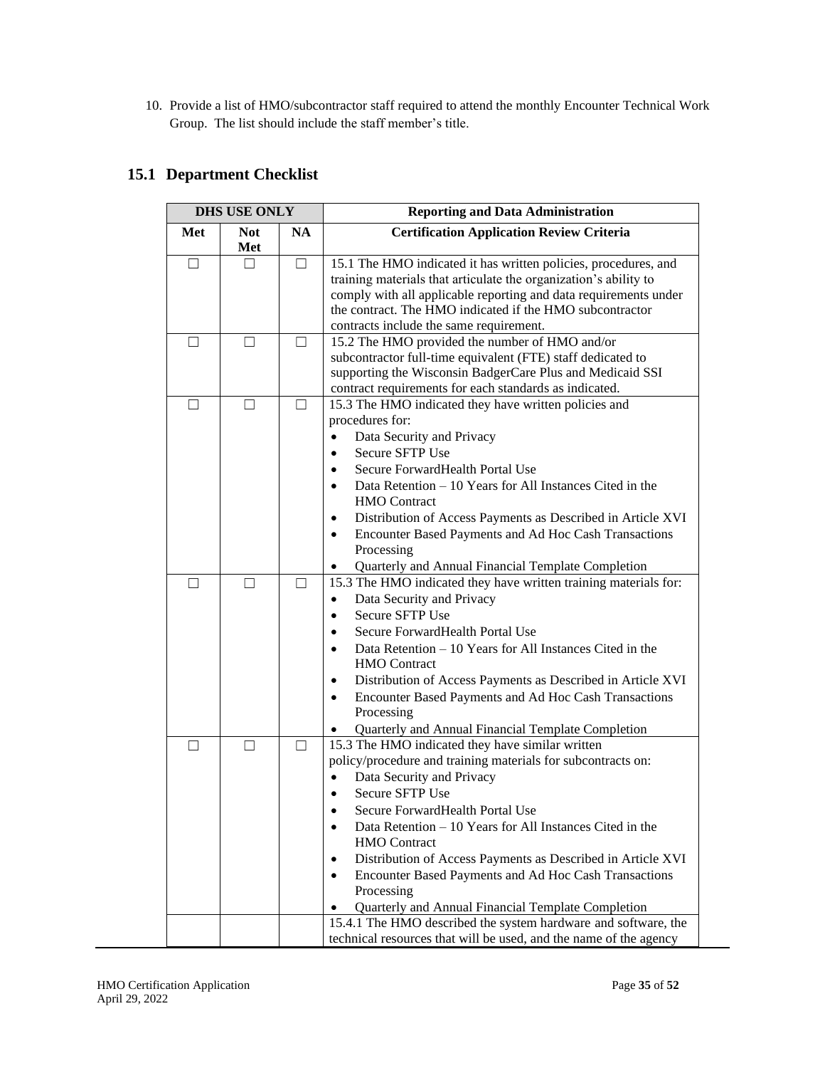10. Provide a list of HMO/subcontractor staff required to attend the monthly Encounter Technical Work Group. The list should include the staff member's title.

## 15.1 Department Checklist

| DHS USE ONLY | | | Reporting and Data Administration |
|---|---|---|---|
| **Met** | **Not Met** | **NA** | **Certification Application Review Criteria** |
| ☐ | ☐ | ☐ | 15.1 The HMO indicated it has written policies, procedures, and training materials that articulate the organization's ability to comply with all applicable reporting and data requirements under the contract. The HMO indicated if the HMO subcontractor contracts include the same requirement. |
| ☐ | ☐ | ☐ | 15.2 The HMO provided the number of HMO and/or subcontractor full-time equivalent (FTE) staff dedicated to supporting the Wisconsin BadgerCare Plus and Medicaid SSI contract requirements for each standards as indicated. |
| ☐ | ☐ | ☐ | 15.3 The HMO indicated they have written policies and procedures for: <br>• Data Security and Privacy <br>• Secure SFTP Use <br>• Secure ForwardHealth Portal Use <br>• Data Retention – 10 Years for All Instances Cited in the HMO Contract <br>• Distribution of Access Payments as Described in Article XVI <br>• Encounter Based Payments and Ad Hoc Cash Transactions Processing <br>• Quarterly and Annual Financial Template Completion |
| ☐ | ☐ | ☐ | 15.3 The HMO indicated they have written training materials for: <br>• Data Security and Privacy <br>• Secure SFTP Use <br>• Secure ForwardHealth Portal Use <br>• Data Retention – 10 Years for All Instances Cited in the HMO Contract <br>• Distribution of Access Payments as Described in Article XVI <br>• Encounter Based Payments and Ad Hoc Cash Transactions Processing <br>• Quarterly and Annual Financial Template Completion |
| ☐ | ☐ | ☐ | 15.3 The HMO indicated they have similar written policy/procedure and training materials for subcontracts on: <br>• Data Security and Privacy <br>• Secure SFTP Use <br>• Secure ForwardHealth Portal Use <br>• Data Retention – 10 Years for All Instances Cited in the HMO Contract <br>• Distribution of Access Payments as Described in Article XVI <br>• Encounter Based Payments and Ad Hoc Cash Transactions Processing <br>• Quarterly and Annual Financial Template Completion |
| | | | 15.4.1 The HMO described the system hardware and software, the technical resources that will be used, and the name of the agency |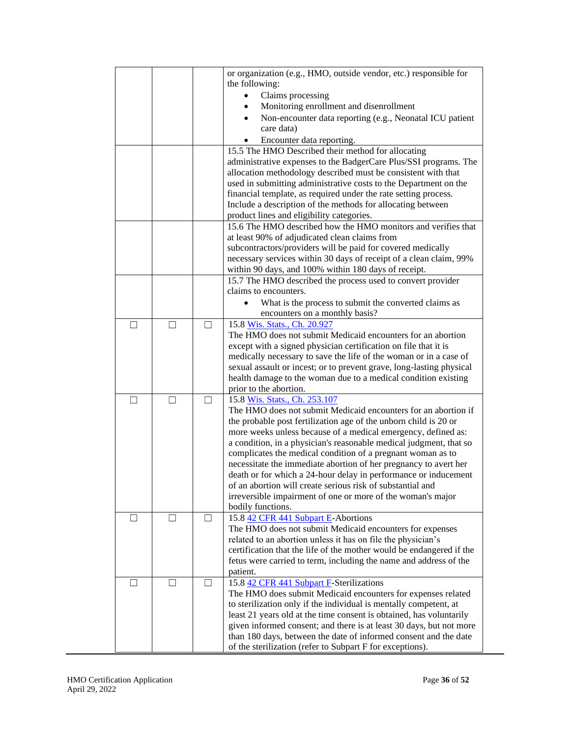| | | | |
|---|---|---|---|
| | | | or organization (e.g., HMO, outside vendor, etc.) responsible for the following:<br>• Claims processing<br>• Monitoring enrollment and disenrollment<br>• Non-encounter data reporting (e.g., Neonatal ICU patient care data)<br>• Encounter data reporting. |
| | | | 15.5 The HMO Described their method for allocating administrative expenses to the BadgerCare Plus/SSI programs. The allocation methodology described must be consistent with that used in submitting administrative costs to the Department on the financial template, as required under the rate setting process. Include a description of the methods for allocating between product lines and eligibility categories. |
| | | | 15.6 The HMO described how the HMO monitors and verifies that at least 90% of adjudicated clean claims from subcontractors/providers will be paid for covered medically necessary services within 30 days of receipt of a clean claim, 99% within 90 days, and 100% within 180 days of receipt. |
| | | | 15.7 The HMO described the process used to convert provider claims to encounters.<br>• What is the process to submit the converted claims as encounters on a monthly basis? |
| ☐ | ☐ | ☐ | 15.8 Wis. Stats., Ch. 20.927<br>The HMO does not submit Medicaid encounters for an abortion except with a signed physician certification on file that it is medically necessary to save the life of the woman or in a case of sexual assault or incest; or to prevent grave, long-lasting physical health damage to the woman due to a medical condition existing prior to the abortion. |
| ☐ | ☐ | ☐ | 15.8 Wis. Stats., Ch. 253.107<br>The HMO does not submit Medicaid encounters for an abortion if the probable post fertilization age of the unborn child is 20 or more weeks unless because of a medical emergency, defined as: a condition, in a physician's reasonable medical judgment, that so complicates the medical condition of a pregnant woman as to necessitate the immediate abortion of her pregnancy to avert her death or for which a 24-hour delay in performance or inducement of an abortion will create serious risk of substantial and irreversible impairment of one or more of the woman's major bodily functions. |
| ☐ | ☐ | ☐ | 15.8 42 CFR 441 Subpart E-Abortions<br>The HMO does not submit Medicaid encounters for expenses related to an abortion unless it has on file the physician's certification that the life of the mother would be endangered if the fetus were carried to term, including the name and address of the patient. |
| ☐ | ☐ | ☐ | 15.8 42 CFR 441 Subpart F-Sterilizations<br>The HMO does submit Medicaid encounters for expenses related to sterilization only if the individual is mentally competent, at least 21 years old at the time consent is obtained, has voluntarily given informed consent; and there is at least 30 days, but not more than 180 days, between the date of informed consent and the date of the sterilization (refer to Subpart F for exceptions). |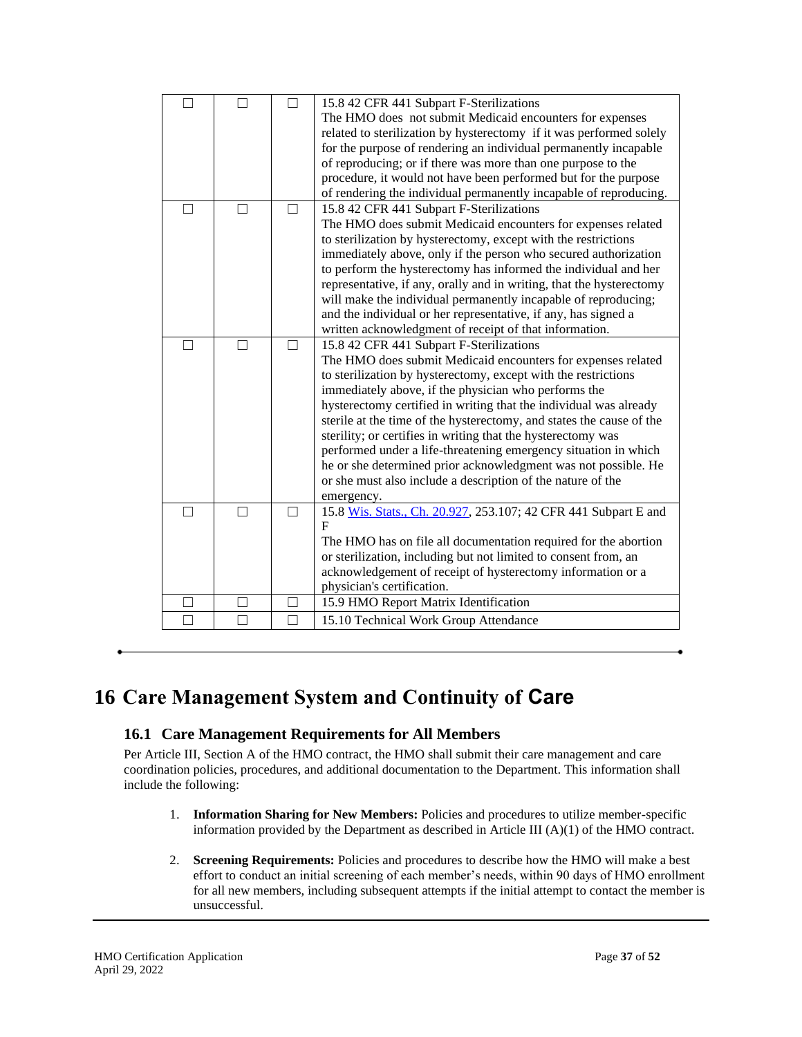| ☐ | ☐ | ☐ | 15.8 42 CFR 441 Subpart F-Sterilizations<br>The HMO does not submit Medicaid encounters for expenses related to sterilization by hysterectomy if it was performed solely for the purpose of rendering an individual permanently incapable of reproducing; or if there was more than one purpose to the procedure, it would not have been performed but for the purpose of rendering the individual permanently incapable of reproducing. |
|---|---|---|---|
| ☐ | ☐ | ☐ | 15.8 42 CFR 441 Subpart F-Sterilizations<br>The HMO does submit Medicaid encounters for expenses related to sterilization by hysterectomy, except with the restrictions immediately above, only if the person who secured authorization to perform the hysterectomy has informed the individual and her representative, if any, orally and in writing, that the hysterectomy will make the individual permanently incapable of reproducing; and the individual or her representative, if any, has signed a written acknowledgment of receipt of that information. |
| ☐ | ☐ | ☐ | 15.8 42 CFR 441 Subpart F-Sterilizations<br>The HMO does submit Medicaid encounters for expenses related to sterilization by hysterectomy, except with the restrictions immediately above, if the physician who performs the hysterectomy certified in writing that the individual was already sterile at the time of the hysterectomy, and states the cause of the sterility; or certifies in writing that the hysterectomy was performed under a life-threatening emergency situation in which he or she determined prior acknowledgment was not possible. He or she must also include a description of the nature of the emergency. |
| ☐ | ☐ | ☐ | 15.8 Wis. Stats., Ch. 20.927, 253.107; 42 CFR 441 Subpart E and F<br>The HMO has on file all documentation required for the abortion or sterilization, including but not limited to consent from, an acknowledgement of receipt of hysterectomy information or a physician's certification. |
| ☐ | ☐ | ☐ | 15.9 HMO Report Matrix Identification |
| ☐ | ☐ | ☐ | 15.10 Technical Work Group Attendance |

# 16 Care Management System and Continuity of Care

## 16.1 Care Management Requirements for All Members

Per Article III, Section A of the HMO contract, the HMO shall submit their care management and care coordination policies, procedures, and additional documentation to the Department. This information shall include the following:

1. **Information Sharing for New Members:** Policies and procedures to utilize member-specific information provided by the Department as described in Article III (A)(1) of the HMO contract.

2. **Screening Requirements:** Policies and procedures to describe how the HMO will make a best effort to conduct an initial screening of each member's needs, within 90 days of HMO enrollment for all new members, including subsequent attempts if the initial attempt to contact the member is unsuccessful.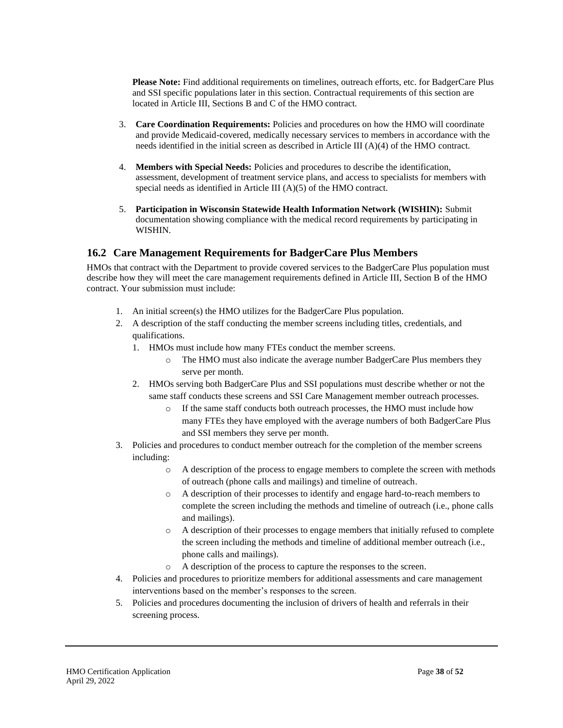**Please Note:** Find additional requirements on timelines, outreach efforts, etc. for BadgerCare Plus and SSI specific populations later in this section. Contractual requirements of this section are located in Article III, Sections B and C of the HMO contract.

3. **Care Coordination Requirements:** Policies and procedures on how the HMO will coordinate and provide Medicaid-covered, medically necessary services to members in accordance with the needs identified in the initial screen as described in Article III (A)(4) of the HMO contract.
4. **Members with Special Needs:** Policies and procedures to describe the identification, assessment, development of treatment service plans, and access to specialists for members with special needs as identified in Article III (A)(5) of the HMO contract.
5. **Participation in Wisconsin Statewide Health Information Network (WISHIN):** Submit documentation showing compliance with the medical record requirements by participating in WISHIN.

## 16.2 Care Management Requirements for BadgerCare Plus Members

HMOs that contract with the Department to provide covered services to the BadgerCare Plus population must describe how they will meet the care management requirements defined in Article III, Section B of the HMO contract. Your submission must include:

1. An initial screen(s) the HMO utilizes for the BadgerCare Plus population.
2. A description of the staff conducting the member screens including titles, credentials, and qualifications.
    1. HMOs must include how many FTEs conduct the member screens.
        - The HMO must also indicate the average number BadgerCare Plus members they serve per month.
    2. HMOs serving both BadgerCare Plus and SSI populations must describe whether or not the same staff conducts these screens and SSI Care Management member outreach processes.
        - If the same staff conducts both outreach processes, the HMO must include how many FTEs they have employed with the average numbers of both BadgerCare Plus and SSI members they serve per month.
3. Policies and procedures to conduct member outreach for the completion of the member screens including:
    - A description of the process to engage members to complete the screen with methods of outreach (phone calls and mailings) and timeline of outreach.
    - A description of their processes to identify and engage hard-to-reach members to complete the screen including the methods and timeline of outreach (i.e., phone calls and mailings).
    - A description of their processes to engage members that initially refused to complete the screen including the methods and timeline of additional member outreach (i.e., phone calls and mailings).
    - A description of the process to capture the responses to the screen.
4. Policies and procedures to prioritize members for additional assessments and care management interventions based on the member's responses to the screen.
5. Policies and procedures documenting the inclusion of drivers of health and referrals in their screening process.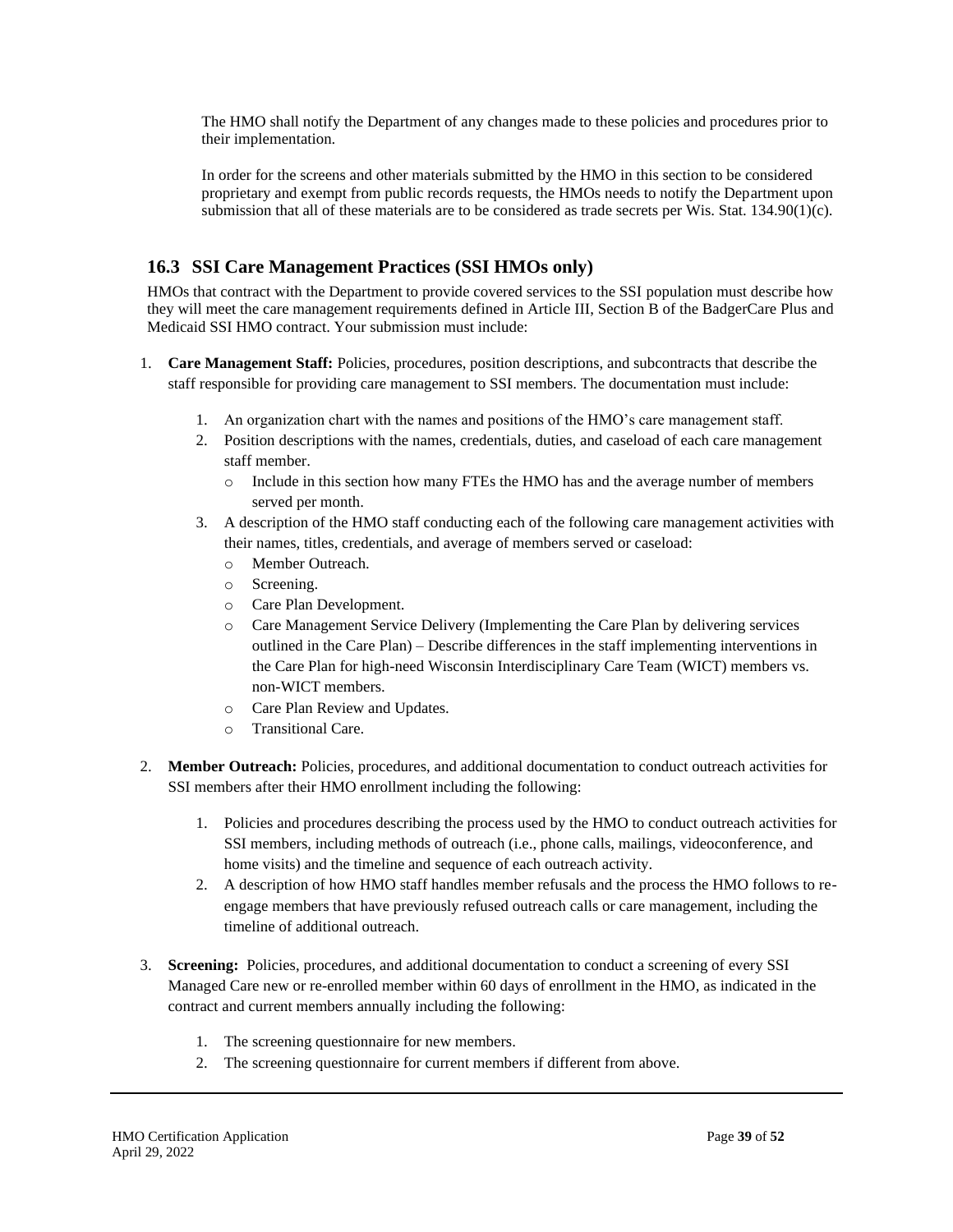The HMO shall notify the Department of any changes made to these policies and procedures prior to their implementation.

In order for the screens and other materials submitted by the HMO in this section to be considered proprietary and exempt from public records requests, the HMOs needs to notify the Department upon submission that all of these materials are to be considered as trade secrets per Wis. Stat. 134.90(1)(c).

## 16.3 SSI Care Management Practices (SSI HMOs only)

HMOs that contract with the Department to provide covered services to the SSI population must describe how they will meet the care management requirements defined in Article III, Section B of the BadgerCare Plus and Medicaid SSI HMO contract. Your submission must include:

1. **Care Management Staff:** Policies, procedures, position descriptions, and subcontracts that describe the staff responsible for providing care management to SSI members. The documentation must include:
    1. An organization chart with the names and positions of the HMO's care management staff.
    2. Position descriptions with the names, credentials, duties, and caseload of each care management staff member.
        - Include in this section how many FTEs the HMO has and the average number of members served per month.
    3. A description of the HMO staff conducting each of the following care management activities with their names, titles, credentials, and average of members served or caseload:
        - Member Outreach.
        - Screening.
        - Care Plan Development.
        - Care Management Service Delivery (Implementing the Care Plan by delivering services outlined in the Care Plan) – Describe differences in the staff implementing interventions in the Care Plan for high-need Wisconsin Interdisciplinary Care Team (WICT) members vs. non-WICT members.
        - Care Plan Review and Updates.
        - Transitional Care.

2. **Member Outreach:** Policies, procedures, and additional documentation to conduct outreach activities for SSI members after their HMO enrollment including the following:
    1. Policies and procedures describing the process used by the HMO to conduct outreach activities for SSI members, including methods of outreach (i.e., phone calls, mailings, videoconference, and home visits) and the timeline and sequence of each outreach activity.
    2. A description of how HMO staff handles member refusals and the process the HMO follows to re-engage members that have previously refused outreach calls or care management, including the timeline of additional outreach.

3. **Screening:** Policies, procedures, and additional documentation to conduct a screening of every SSI Managed Care new or re-enrolled member within 60 days of enrollment in the HMO, as indicated in the contract and current members annually including the following:
    1. The screening questionnaire for new members.
    2. The screening questionnaire for current members if different from above.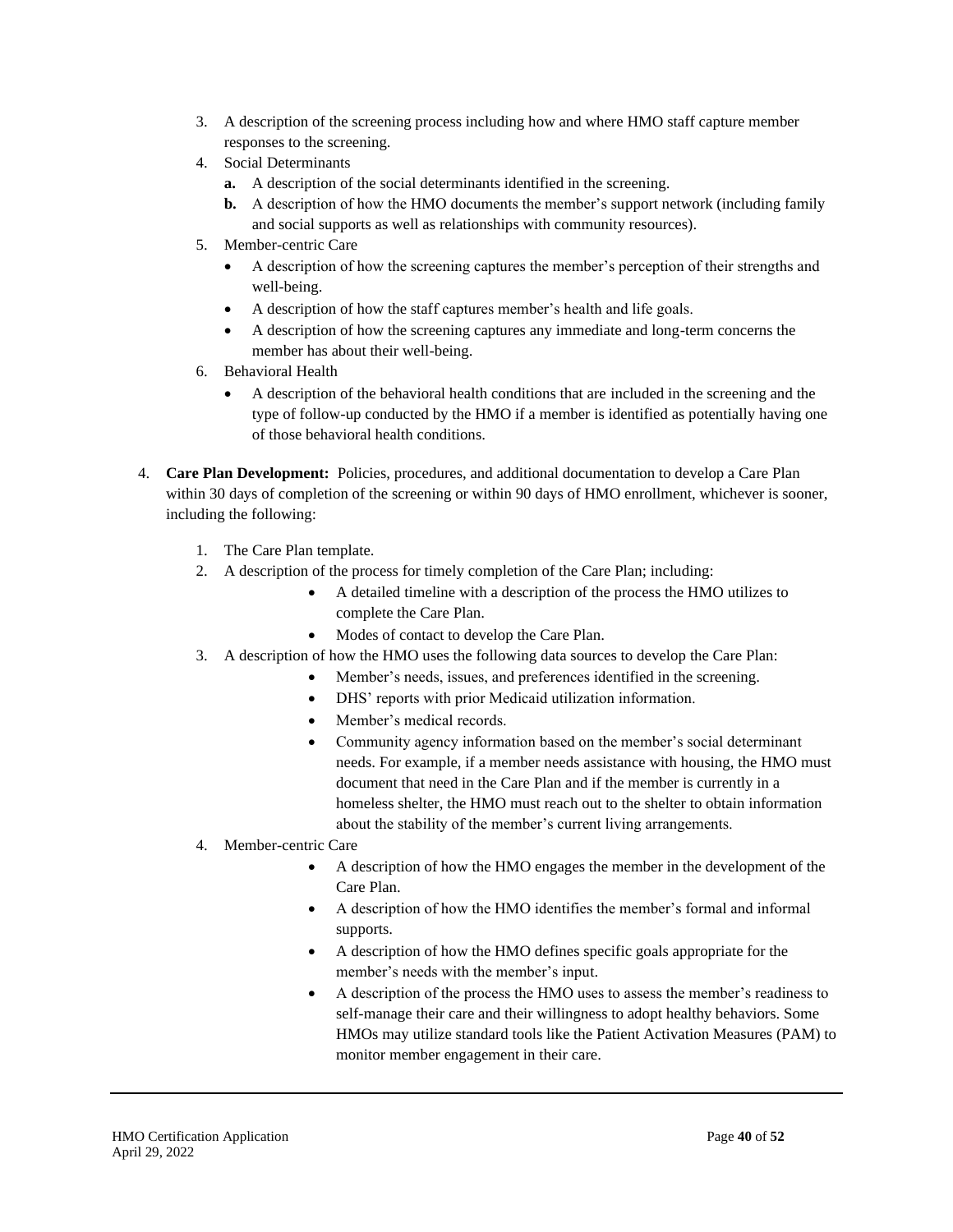3. A description of the screening process including how and where HMO staff capture member responses to the screening.
4. Social Determinants
    - **a.** A description of the social determinants identified in the screening.
    - **b.** A description of how the HMO documents the member's support network (including family and social supports as well as relationships with community resources).
5. Member-centric Care
    - A description of how the screening captures the member's perception of their strengths and well-being.
    - A description of how the staff captures member's health and life goals.
    - A description of how the screening captures any immediate and long-term concerns the member has about their well-being.
6. Behavioral Health
    - A description of the behavioral health conditions that are included in the screening and the type of follow-up conducted by the HMO if a member is identified as potentially having one of those behavioral health conditions.

4. **Care Plan Development:** Policies, procedures, and additional documentation to develop a Care Plan within 30 days of completion of the screening or within 90 days of HMO enrollment, whichever is sooner, including the following:

    1. The Care Plan template.
    2. A description of the process for timely completion of the Care Plan; including:
        - A detailed timeline with a description of the process the HMO utilizes to complete the Care Plan.
        - Modes of contact to develop the Care Plan.
    3. A description of how the HMO uses the following data sources to develop the Care Plan:
        - Member's needs, issues, and preferences identified in the screening.
        - DHS' reports with prior Medicaid utilization information.
        - Member's medical records.
        - Community agency information based on the member's social determinant needs. For example, if a member needs assistance with housing, the HMO must document that need in the Care Plan and if the member is currently in a homeless shelter, the HMO must reach out to the shelter to obtain information about the stability of the member's current living arrangements.
    4. Member-centric Care
        - A description of how the HMO engages the member in the development of the Care Plan.
        - A description of how the HMO identifies the member's formal and informal supports.
        - A description of how the HMO defines specific goals appropriate for the member's needs with the member's input.
        - A description of the process the HMO uses to assess the member's readiness to self-manage their care and their willingness to adopt healthy behaviors. Some HMOs may utilize standard tools like the Patient Activation Measures (PAM) to monitor member engagement in their care.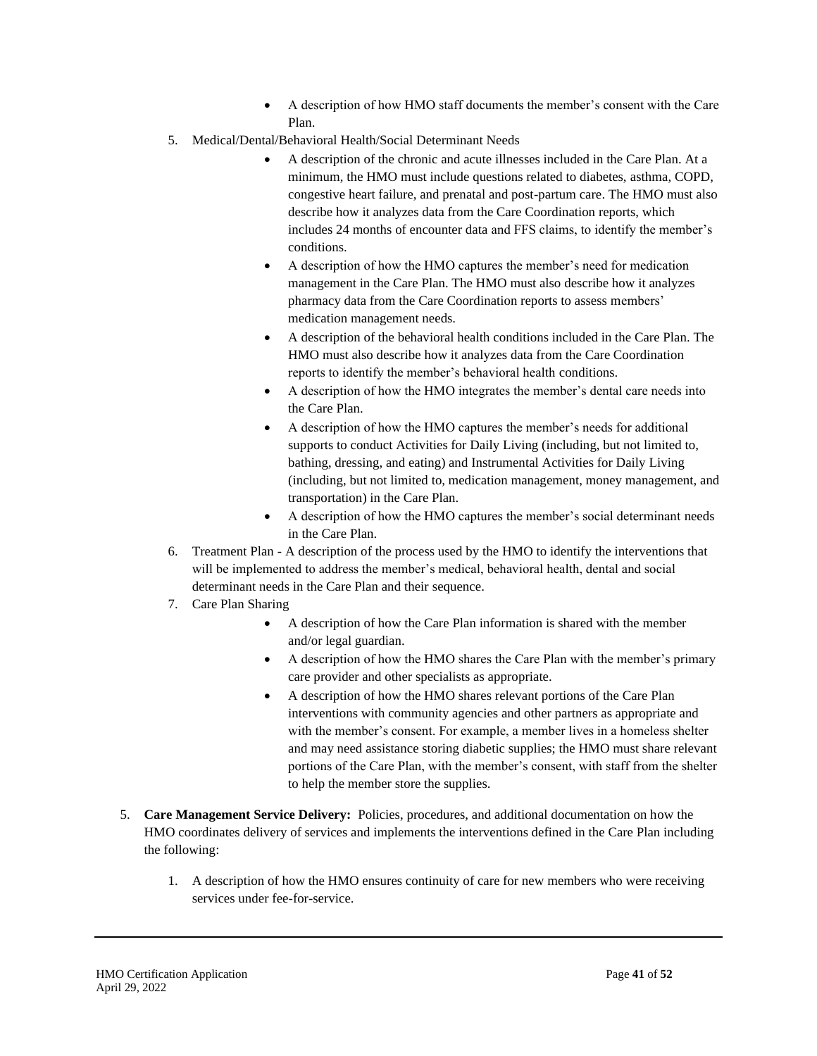- A description of how HMO staff documents the member's consent with the Care Plan.
    5. Medical/Dental/Behavioral Health/Social Determinant Needs
        - A description of the chronic and acute illnesses included in the Care Plan. At a minimum, the HMO must include questions related to diabetes, asthma, COPD, congestive heart failure, and prenatal and post-partum care. The HMO must also describe how it analyzes data from the Care Coordination reports, which includes 24 months of encounter data and FFS claims, to identify the member's conditions.
        - A description of how the HMO captures the member's need for medication management in the Care Plan. The HMO must also describe how it analyzes pharmacy data from the Care Coordination reports to assess members' medication management needs.
        - A description of the behavioral health conditions included in the Care Plan. The HMO must also describe how it analyzes data from the Care Coordination reports to identify the member's behavioral health conditions.
        - A description of how the HMO integrates the member's dental care needs into the Care Plan.
        - A description of how the HMO captures the member's needs for additional supports to conduct Activities for Daily Living (including, but not limited to, bathing, dressing, and eating) and Instrumental Activities for Daily Living (including, but not limited to, medication management, money management, and transportation) in the Care Plan.
        - A description of how the HMO captures the member's social determinant needs in the Care Plan.
    6. Treatment Plan - A description of the process used by the HMO to identify the interventions that will be implemented to address the member's medical, behavioral health, dental and social determinant needs in the Care Plan and their sequence.
    7. Care Plan Sharing
        - A description of how the Care Plan information is shared with the member and/or legal guardian.
        - A description of how the HMO shares the Care Plan with the member's primary care provider and other specialists as appropriate.
        - A description of how the HMO shares relevant portions of the Care Plan interventions with community agencies and other partners as appropriate and with the member's consent. For example, a member lives in a homeless shelter and may need assistance storing diabetic supplies; the HMO must share relevant portions of the Care Plan, with the member's consent, with staff from the shelter to help the member store the supplies.

5. **Care Management Service Delivery:** Policies, procedures, and additional documentation on how the HMO coordinates delivery of services and implements the interventions defined in the Care Plan including the following:

    1. A description of how the HMO ensures continuity of care for new members who were receiving services under fee-for-service.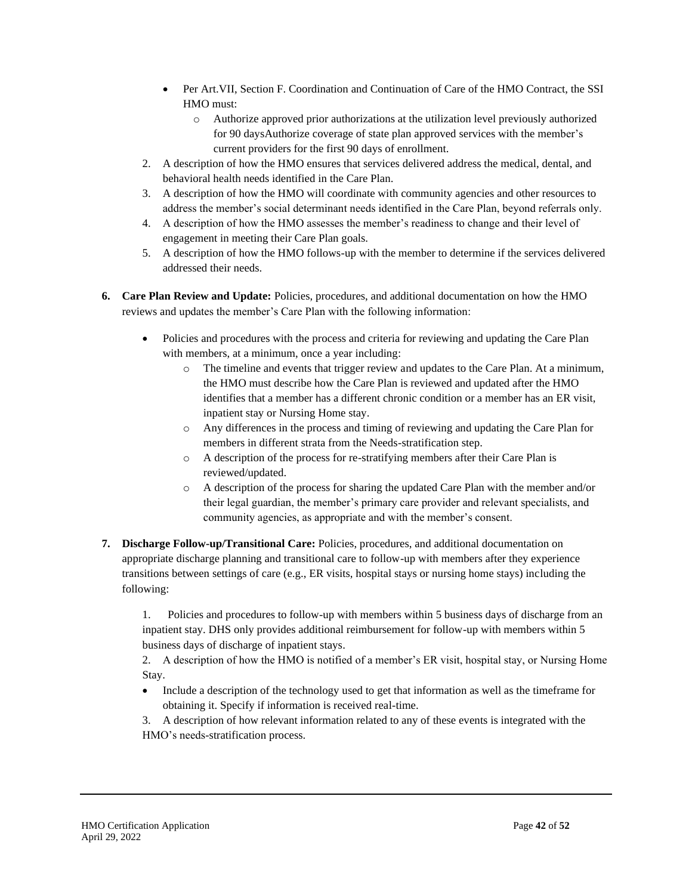- Per Art.VII, Section F. Coordination and Continuation of Care of the HMO Contract, the SSI HMO must:
    - Authorize approved prior authorizations at the utilization level previously authorized for 90 daysAuthorize coverage of state plan approved services with the member's current providers for the first 90 days of enrollment.

2. A description of how the HMO ensures that services delivered address the medical, dental, and behavioral health needs identified in the Care Plan.
3. A description of how the HMO will coordinate with community agencies and other resources to address the member's social determinant needs identified in the Care Plan, beyond referrals only.
4. A description of how the HMO assesses the member's readiness to change and their level of engagement in meeting their Care Plan goals.
5. A description of how the HMO follows-up with the member to determine if the services delivered addressed their needs.

**6. Care Plan Review and Update:** Policies, procedures, and additional documentation on how the HMO reviews and updates the member's Care Plan with the following information:

- Policies and procedures with the process and criteria for reviewing and updating the Care Plan with members, at a minimum, once a year including:
    - The timeline and events that trigger review and updates to the Care Plan. At a minimum, the HMO must describe how the Care Plan is reviewed and updated after the HMO identifies that a member has a different chronic condition or a member has an ER visit, inpatient stay or Nursing Home stay.
    - Any differences in the process and timing of reviewing and updating the Care Plan for members in different strata from the Needs-stratification step.
    - A description of the process for re-stratifying members after their Care Plan is reviewed/updated.
    - A description of the process for sharing the updated Care Plan with the member and/or their legal guardian, the member's primary care provider and relevant specialists, and community agencies, as appropriate and with the member's consent.

**7. Discharge Follow-up/Transitional Care:** Policies, procedures, and additional documentation on appropriate discharge planning and transitional care to follow-up with members after they experience transitions between settings of care (e.g., ER visits, hospital stays or nursing home stays) including the following:

1. Policies and procedures to follow-up with members within 5 business days of discharge from an inpatient stay. DHS only provides additional reimbursement for follow-up with members within 5 business days of discharge of inpatient stays.
2. A description of how the HMO is notified of a member's ER visit, hospital stay, or Nursing Home Stay.
    - Include a description of the technology used to get that information as well as the timeframe for obtaining it. Specify if information is received real-time.
3. A description of how relevant information related to any of these events is integrated with the HMO's needs-stratification process.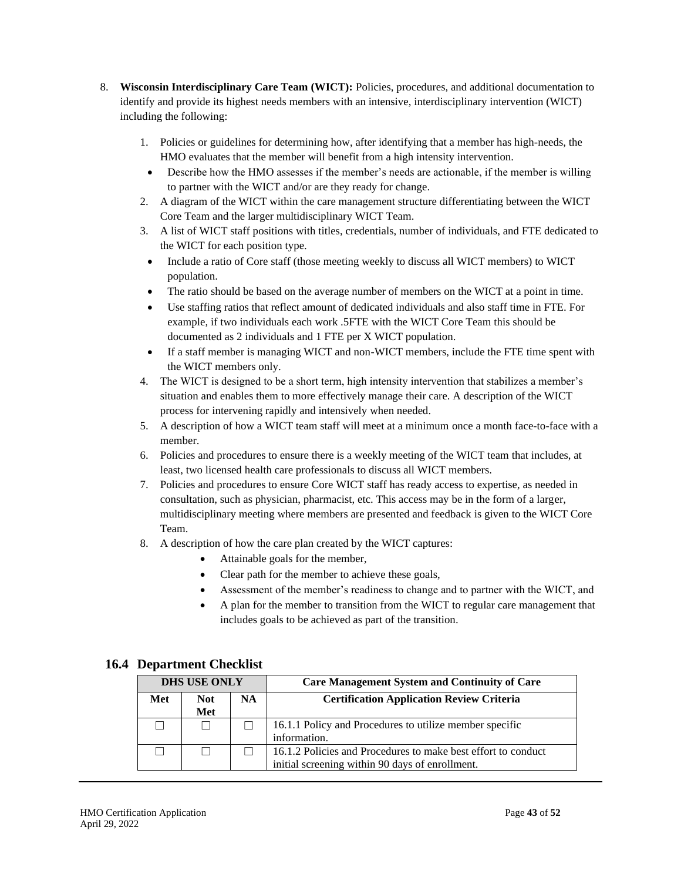8. **Wisconsin Interdisciplinary Care Team (WICT):** Policies, procedures, and additional documentation to identify and provide its highest needs members with an intensive, interdisciplinary intervention (WICT) including the following:

    1. Policies or guidelines for determining how, after identifying that a member has high-needs, the HMO evaluates that the member will benefit from a high intensity intervention.
        - Describe how the HMO assesses if the member's needs are actionable, if the member is willing to partner with the WICT and/or are they ready for change.
    2. A diagram of the WICT within the care management structure differentiating between the WICT Core Team and the larger multidisciplinary WICT Team.
    3. A list of WICT staff positions with titles, credentials, number of individuals, and FTE dedicated to the WICT for each position type.
        - Include a ratio of Core staff (those meeting weekly to discuss all WICT members) to WICT population.
        - The ratio should be based on the average number of members on the WICT at a point in time.
        - Use staffing ratios that reflect amount of dedicated individuals and also staff time in FTE. For example, if two individuals each work .5FTE with the WICT Core Team this should be documented as 2 individuals and 1 FTE per X WICT population.
        - If a staff member is managing WICT and non-WICT members, include the FTE time spent with the WICT members only.
    4. The WICT is designed to be a short term, high intensity intervention that stabilizes a member's situation and enables them to more effectively manage their care. A description of the WICT process for intervening rapidly and intensively when needed.
    5. A description of how a WICT team staff will meet at a minimum once a month face-to-face with a member.
    6. Policies and procedures to ensure there is a weekly meeting of the WICT team that includes, at least, two licensed health care professionals to discuss all WICT members.
    7. Policies and procedures to ensure Core WICT staff has ready access to expertise, as needed in consultation, such as physician, pharmacist, etc. This access may be in the form of a larger, multidisciplinary meeting where members are presented and feedback is given to the WICT Core Team.
    8. A description of how the care plan created by the WICT captures:
        - Attainable goals for the member,
        - Clear path for the member to achieve these goals,
        - Assessment of the member's readiness to change and to partner with the WICT, and
        - A plan for the member to transition from the WICT to regular care management that includes goals to be achieved as part of the transition.

## 16.4 Department Checklist

| DHS USE ONLY | | | Care Management System and Continuity of Care |
|---|---|---|---|
| **Met** | **Not Met** | **NA** | **Certification Application Review Criteria** |
| ☐ | ☐ | ☐ | 16.1.1 Policy and Procedures to utilize member specific information. |
| ☐ | ☐ | ☐ | 16.1.2 Policies and Procedures to make best effort to conduct initial screening within 90 days of enrollment. |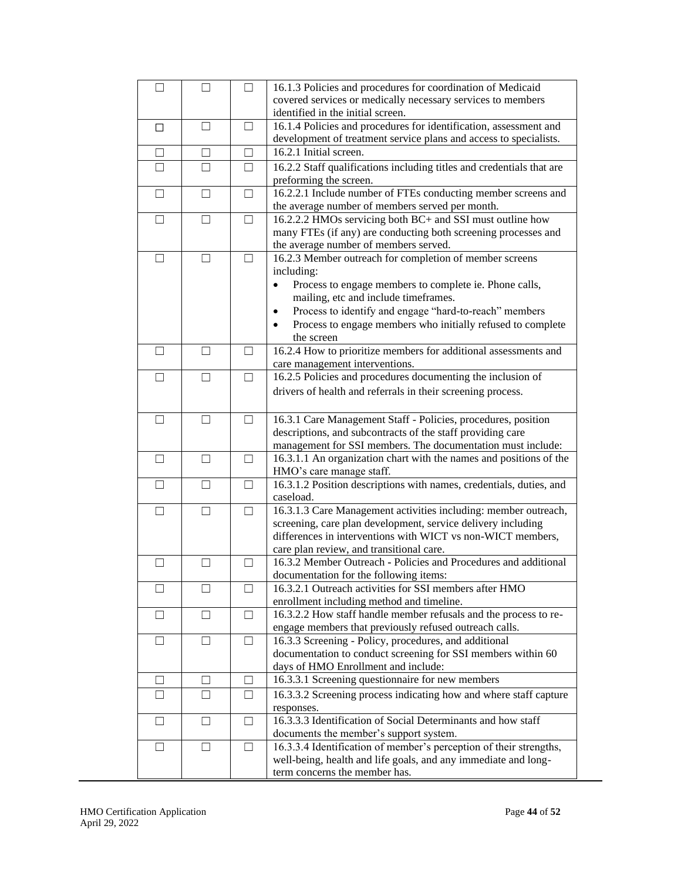| | | | |
|---|---|---|---|
| ☐ | ☐ | ☐ | 16.1.3 Policies and procedures for coordination of Medicaid covered services or medically necessary services to members identified in the initial screen. |
| ☐ | ☐ | ☐ | 16.1.4 Policies and procedures for identification, assessment and development of treatment service plans and access to specialists. |
| ☐ | ☐ | ☐ | 16.2.1 Initial screen. |
| ☐ | ☐ | ☐ | 16.2.2 Staff qualifications including titles and credentials that are preforming the screen. |
| ☐ | ☐ | ☐ | 16.2.2.1 Include number of FTEs conducting member screens and the average number of members served per month. |
| ☐ | ☐ | ☐ | 16.2.2.2 HMOs servicing both BC+ and SSI must outline how many FTEs (if any) are conducting both screening processes and the average number of members served. |
| ☐ | ☐ | ☐ | 16.2.3 Member outreach for completion of member screens including: <br>• Process to engage members to complete ie. Phone calls, mailing, etc and include timeframes. <br>• Process to identify and engage "hard-to-reach" members <br>• Process to engage members who initially refused to complete the screen |
| ☐ | ☐ | ☐ | 16.2.4 How to prioritize members for additional assessments and care management interventions. |
| ☐ | ☐ | ☐ | 16.2.5 Policies and procedures documenting the inclusion of drivers of health and referrals in their screening process. |
| ☐ | ☐ | ☐ | 16.3.1 Care Management Staff - Policies, procedures, position descriptions, and subcontracts of the staff providing care management for SSI members. The documentation must include: |
| ☐ | ☐ | ☐ | 16.3.1.1 An organization chart with the names and positions of the HMO's care manage staff. |
| ☐ | ☐ | ☐ | 16.3.1.2 Position descriptions with names, credentials, duties, and caseload. |
| ☐ | ☐ | ☐ | 16.3.1.3 Care Management activities including: member outreach, screening, care plan development, service delivery including differences in interventions with WICT vs non-WICT members, care plan review, and transitional care. |
| ☐ | ☐ | ☐ | 16.3.2 Member Outreach - Policies and Procedures and additional documentation for the following items: |
| ☐ | ☐ | ☐ | 16.3.2.1 Outreach activities for SSI members after HMO enrollment including method and timeline. |
| ☐ | ☐ | ☐ | 16.3.2.2 How staff handle member refusals and the process to re-engage members that previously refused outreach calls. |
| ☐ | ☐ | ☐ | 16.3.3 Screening - Policy, procedures, and additional documentation to conduct screening for SSI members within 60 days of HMO Enrollment and include: |
| ☐ | ☐ | ☐ | 16.3.3.1 Screening questionnaire for new members |
| ☐ | ☐ | ☐ | 16.3.3.2 Screening process indicating how and where staff capture responses. |
| ☐ | ☐ | ☐ | 16.3.3.3 Identification of Social Determinants and how staff documents the member's support system. |
| ☐ | ☐ | ☐ | 16.3.3.4 Identification of member's perception of their strengths, well-being, health and life goals, and any immediate and long-term concerns the member has. |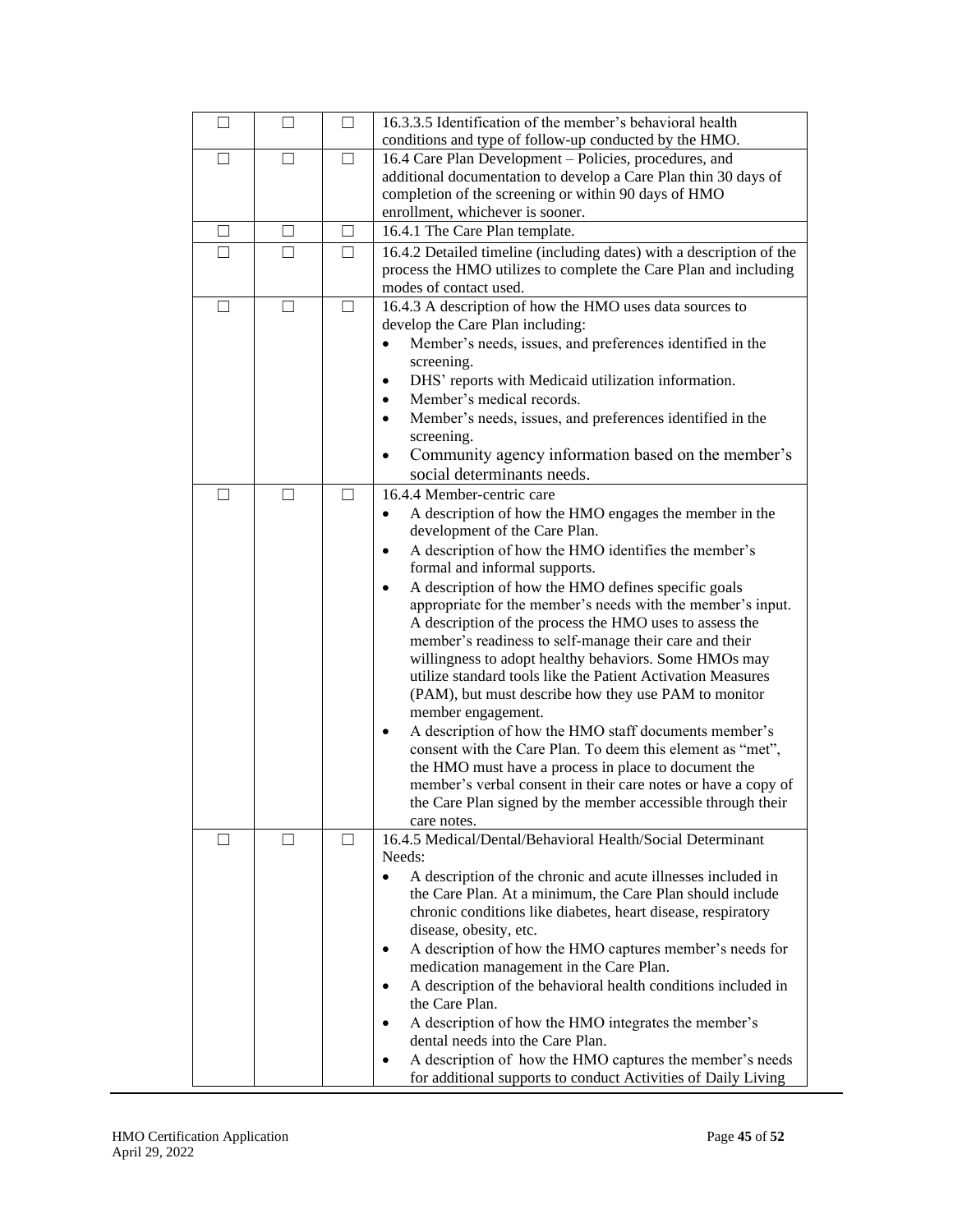| | | | |
|---|---|---|---|
| ☐ | ☐ | ☐ | 16.3.3.5 Identification of the member's behavioral health conditions and type of follow-up conducted by the HMO. |
| ☐ | ☐ | ☐ | 16.4 Care Plan Development – Policies, procedures, and additional documentation to develop a Care Plan thin 30 days of completion of the screening or within 90 days of HMO enrollment, whichever is sooner. |
| ☐ | ☐ | ☐ | 16.4.1 The Care Plan template. |
| ☐ | ☐ | ☐ | 16.4.2 Detailed timeline (including dates) with a description of the process the HMO utilizes to complete the Care Plan and including modes of contact used. |
| ☐ | ☐ | ☐ | 16.4.3 A description of how the HMO uses data sources to develop the Care Plan including: <br>• Member's needs, issues, and preferences identified in the screening. <br>• DHS' reports with Medicaid utilization information. <br>• Member's medical records. <br>• Member's needs, issues, and preferences identified in the screening. <br>• Community agency information based on the member's social determinants needs. |
| ☐ | ☐ | ☐ | 16.4.4 Member-centric care <br>• A description of how the HMO engages the member in the development of the Care Plan. <br>• A description of how the HMO identifies the member's formal and informal supports. <br>• A description of how the HMO defines specific goals appropriate for the member's needs with the member's input. A description of the process the HMO uses to assess the member's readiness to self-manage their care and their willingness to adopt healthy behaviors. Some HMOs may utilize standard tools like the Patient Activation Measures (PAM), but must describe how they use PAM to monitor member engagement. <br>• A description of how the HMO staff documents member's consent with the Care Plan. To deem this element as "met", the HMO must have a process in place to document the member's verbal consent in their care notes or have a copy of the Care Plan signed by the member accessible through their care notes. |
| ☐ | ☐ | ☐ | 16.4.5 Medical/Dental/Behavioral Health/Social Determinant Needs: <br>• A description of the chronic and acute illnesses included in the Care Plan. At a minimum, the Care Plan should include chronic conditions like diabetes, heart disease, respiratory disease, obesity, etc. <br>• A description of how the HMO captures member's needs for medication management in the Care Plan. <br>• A description of the behavioral health conditions included in the Care Plan. <br>• A description of how the HMO integrates the member's dental needs into the Care Plan. <br>• A description of how the HMO captures the member's needs for additional supports to conduct Activities of Daily Living |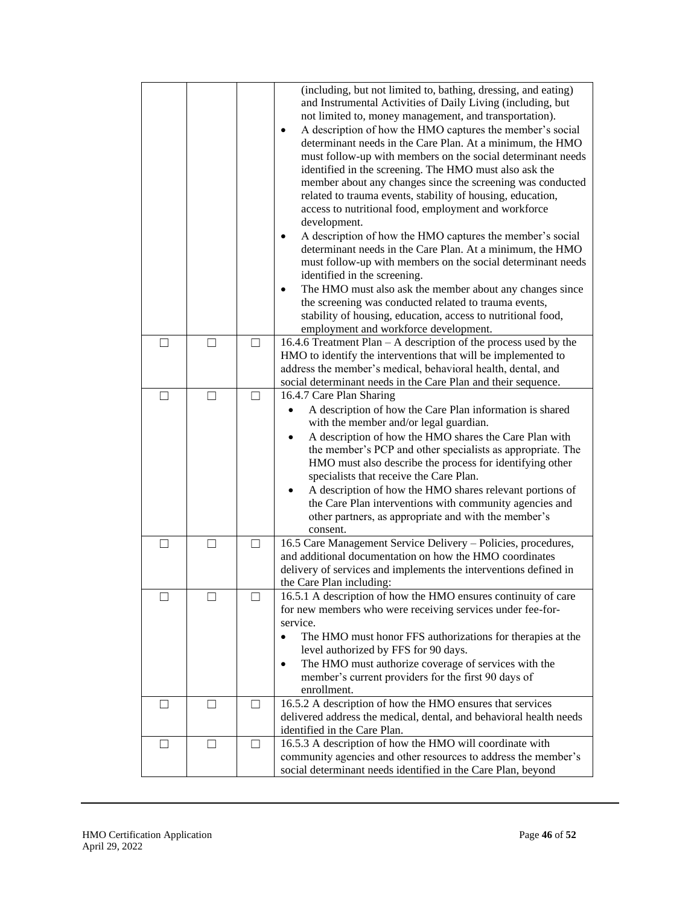| | | | |
|---|---|---|---|
| | | | (including, but not limited to, bathing, dressing, and eating) and Instrumental Activities of Daily Living (including, but not limited to, money management, and transportation).<br>• A description of how the HMO captures the member's social determinant needs in the Care Plan. At a minimum, the HMO must follow-up with members on the social determinant needs identified in the screening. The HMO must also ask the member about any changes since the screening was conducted related to trauma events, stability of housing, education, access to nutritional food, employment and workforce development.<br>• A description of how the HMO captures the member's social determinant needs in the Care Plan. At a minimum, the HMO must follow-up with members on the social determinant needs identified in the screening.<br>• The HMO must also ask the member about any changes since the screening was conducted related to trauma events, stability of housing, education, access to nutritional food, employment and workforce development. |
| ☐ | ☐ | ☐ | 16.4.6 Treatment Plan – A description of the process used by the HMO to identify the interventions that will be implemented to address the member's medical, behavioral health, dental, and social determinant needs in the Care Plan and their sequence. |
| ☐ | ☐ | ☐ | 16.4.7 Care Plan Sharing<br>• A description of how the Care Plan information is shared with the member and/or legal guardian.<br>• A description of how the HMO shares the Care Plan with the member's PCP and other specialists as appropriate. The HMO must also describe the process for identifying other specialists that receive the Care Plan.<br>• A description of how the HMO shares relevant portions of the Care Plan interventions with community agencies and other partners, as appropriate and with the member's consent. |
| ☐ | ☐ | ☐ | 16.5 Care Management Service Delivery – Policies, procedures, and additional documentation on how the HMO coordinates delivery of services and implements the interventions defined in the Care Plan including: |
| ☐ | ☐ | ☐ | 16.5.1 A description of how the HMO ensures continuity of care for new members who were receiving services under fee-for-service.<br>• The HMO must honor FFS authorizations for therapies at the level authorized by FFS for 90 days.<br>• The HMO must authorize coverage of services with the member's current providers for the first 90 days of enrollment. |
| ☐ | ☐ | ☐ | 16.5.2 A description of how the HMO ensures that services delivered address the medical, dental, and behavioral health needs identified in the Care Plan. |
| ☐ | ☐ | ☐ | 16.5.3 A description of how the HMO will coordinate with community agencies and other resources to address the member's social determinant needs identified in the Care Plan, beyond |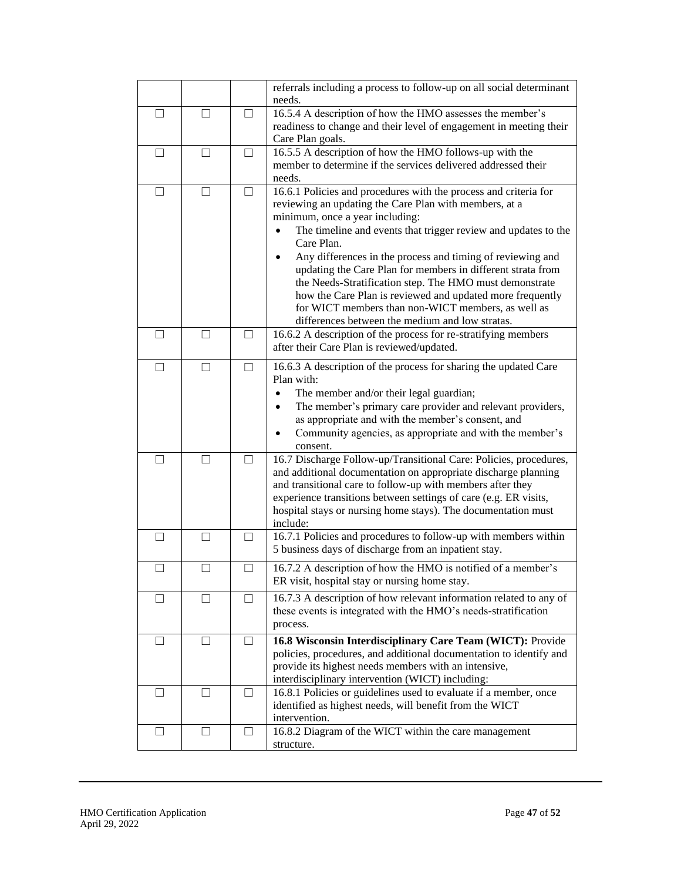| | | | |
|---|---|---|---|
| | | | referrals including a process to follow-up on all social determinant needs. |
| ☐ | ☐ | ☐ | 16.5.4 A description of how the HMO assesses the member's readiness to change and their level of engagement in meeting their Care Plan goals. |
| ☐ | ☐ | ☐ | 16.5.5 A description of how the HMO follows-up with the member to determine if the services delivered addressed their needs. |
| ☐ | ☐ | ☐ | 16.6.1 Policies and procedures with the process and criteria for reviewing an updating the Care Plan with members, at a minimum, once a year including:<br>• The timeline and events that trigger review and updates to the Care Plan.<br>• Any differences in the process and timing of reviewing and updating the Care Plan for members in different strata from the Needs-Stratification step. The HMO must demonstrate how the Care Plan is reviewed and updated more frequently for WICT members than non-WICT members, as well as differences between the medium and low stratas. |
| ☐ | ☐ | ☐ | 16.6.2 A description of the process for re-stratifying members after their Care Plan is reviewed/updated. |
| ☐ | ☐ | ☐ | 16.6.3 A description of the process for sharing the updated Care Plan with:<br>• The member and/or their legal guardian;<br>• The member's primary care provider and relevant providers, as appropriate and with the member's consent, and<br>• Community agencies, as appropriate and with the member's consent. |
| ☐ | ☐ | ☐ | 16.7 Discharge Follow-up/Transitional Care: Policies, procedures, and additional documentation on appropriate discharge planning and transitional care to follow-up with members after they experience transitions between settings of care (e.g. ER visits, hospital stays or nursing home stays). The documentation must include: |
| ☐ | ☐ | ☐ | 16.7.1 Policies and procedures to follow-up with members within 5 business days of discharge from an inpatient stay. |
| ☐ | ☐ | ☐ | 16.7.2 A description of how the HMO is notified of a member's ER visit, hospital stay or nursing home stay. |
| ☐ | ☐ | ☐ | 16.7.3 A description of how relevant information related to any of these events is integrated with the HMO's needs-stratification process. |
| ☐ | ☐ | ☐ | **16.8 Wisconsin Interdisciplinary Care Team (WICT):** Provide policies, procedures, and additional documentation to identify and provide its highest needs members with an intensive, interdisciplinary intervention (WICT) including: |
| ☐ | ☐ | ☐ | 16.8.1 Policies or guidelines used to evaluate if a member, once identified as highest needs, will benefit from the WICT intervention. |
| ☐ | ☐ | ☐ | 16.8.2 Diagram of the WICT within the care management structure. |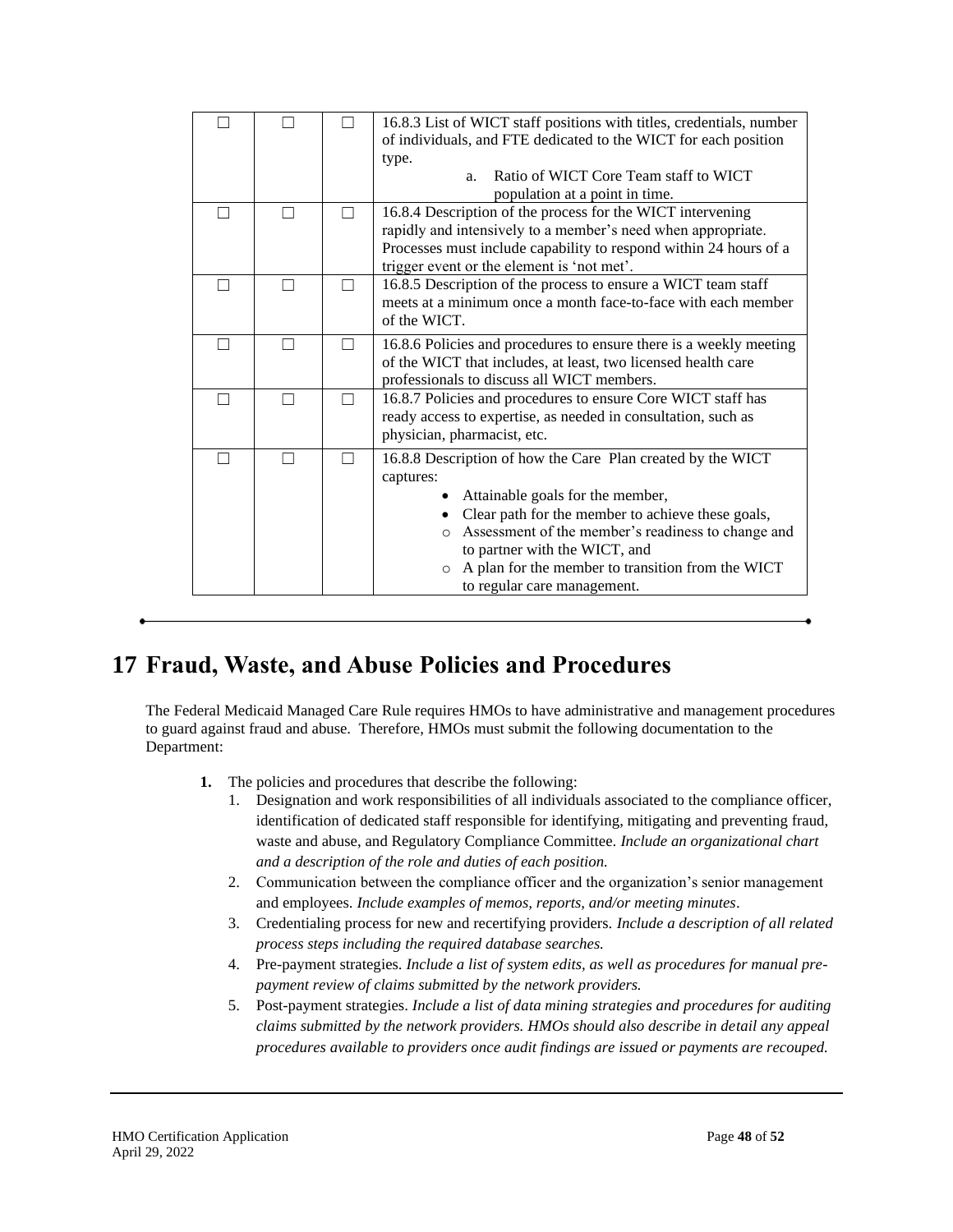| ☐ | ☐ | ☐ | 16.8.3 List of WICT staff positions with titles, credentials, number of individuals, and FTE dedicated to the WICT for each position type.<br>a. Ratio of WICT Core Team staff to WICT population at a point in time. |
|---|---|---|---|
| ☐ | ☐ | ☐ | 16.8.4 Description of the process for the WICT intervening rapidly and intensively to a member's need when appropriate. Processes must include capability to respond within 24 hours of a trigger event or the element is 'not met'. |
| ☐ | ☐ | ☐ | 16.8.5 Description of the process to ensure a WICT team staff meets at a minimum once a month face-to-face with each member of the WICT. |
| ☐ | ☐ | ☐ | 16.8.6 Policies and procedures to ensure there is a weekly meeting of the WICT that includes, at least, two licensed health care professionals to discuss all WICT members. |
| ☐ | ☐ | ☐ | 16.8.7 Policies and procedures to ensure Core WICT staff has ready access to expertise, as needed in consultation, such as physician, pharmacist, etc. |
| ☐ | ☐ | ☐ | 16.8.8 Description of how the Care Plan created by the WICT captures:<br>• Attainable goals for the member,<br>• Clear path for the member to achieve these goals,<br>○ Assessment of the member's readiness to change and to partner with the WICT, and<br>○ A plan for the member to transition from the WICT to regular care management. |

# 17 Fraud, Waste, and Abuse Policies and Procedures

The Federal Medicaid Managed Care Rule requires HMOs to have administrative and management procedures to guard against fraud and abuse. Therefore, HMOs must submit the following documentation to the Department:

**1.** The policies and procedures that describe the following:

1. Designation and work responsibilities of all individuals associated to the compliance officer, identification of dedicated staff responsible for identifying, mitigating and preventing fraud, waste and abuse, and Regulatory Compliance Committee. *Include an organizational chart and a description of the role and duties of each position.*
2. Communication between the compliance officer and the organization's senior management and employees. *Include examples of memos, reports, and/or meeting minutes*.
3. Credentialing process for new and recertifying providers. *Include a description of all related process steps including the required database searches.*
4. Pre-payment strategies. *Include a list of system edits, as well as procedures for manual pre-payment review of claims submitted by the network providers.*
5. Post-payment strategies. *Include a list of data mining strategies and procedures for auditing claims submitted by the network providers. HMOs should also describe in detail any appeal procedures available to providers once audit findings are issued or payments are recouped.*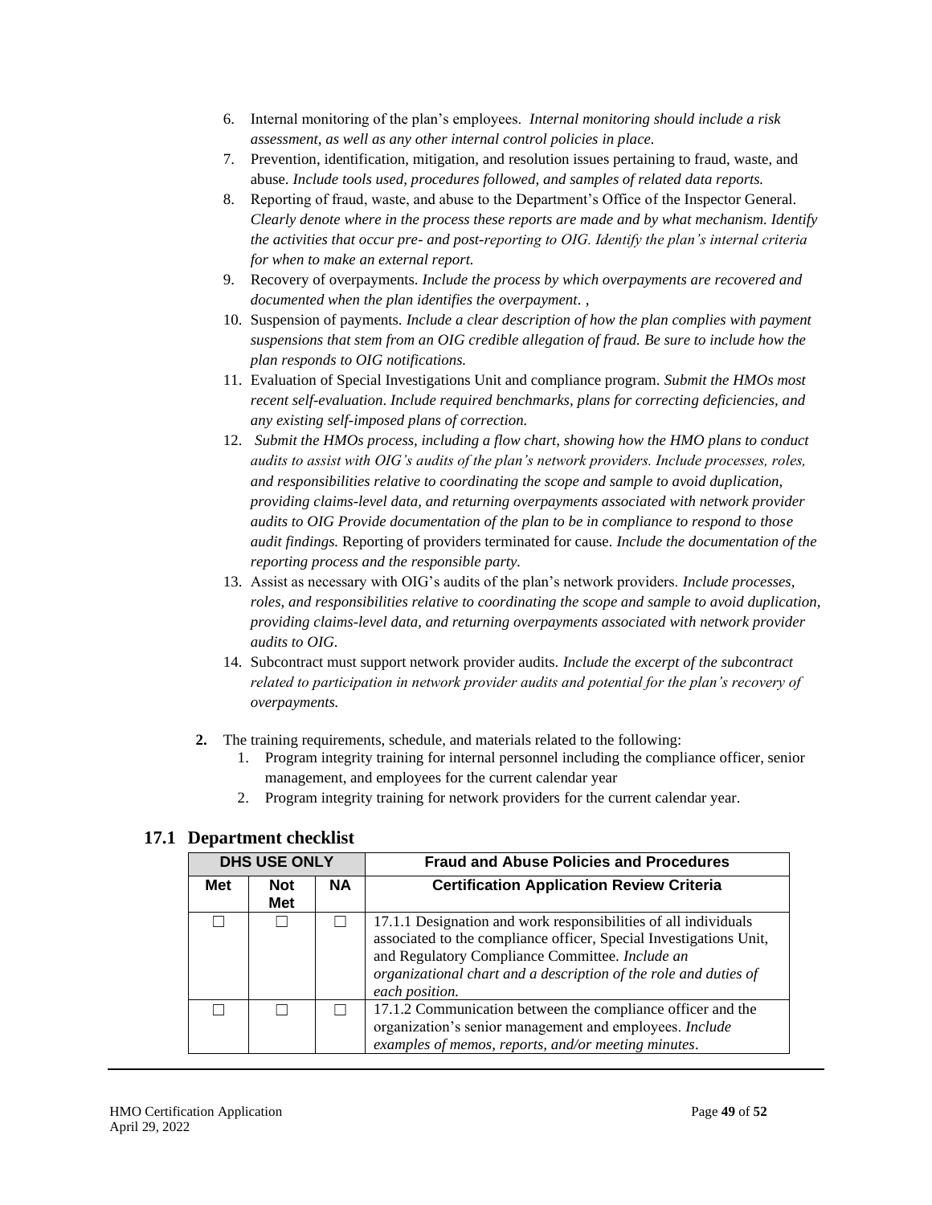6. Internal monitoring of the plan's employees. *Internal monitoring should include a risk assessment, as well as any other internal control policies in place.*
7. Prevention, identification, mitigation, and resolution issues pertaining to fraud, waste, and abuse. *Include tools used, procedures followed, and samples of related data reports.*
8. Reporting of fraud, waste, and abuse to the Department's Office of the Inspector General. *Clearly denote where in the process these reports are made and by what mechanism. Identify the activities that occur pre- and post-reporting to OIG. Identify the plan's internal criteria for when to make an external report.*
9. Recovery of overpayments. *Include the process by which overpayments are recovered and documented when the plan identifies the overpayment. ,*
10. Suspension of payments. *Include a clear description of how the plan complies with payment suspensions that stem from an OIG credible allegation of fraud. Be sure to include how the plan responds to OIG notifications.*
11. Evaluation of Special Investigations Unit and compliance program. *Submit the HMOs most recent self-evaluation. Include required benchmarks, plans for correcting deficiencies, and any existing self-imposed plans of correction.*
12. *Submit the HMOs process, including a flow chart, showing how the HMO plans to conduct audits to assist with OIG's audits of the plan's network providers. Include processes, roles, and responsibilities relative to coordinating the scope and sample to avoid duplication, providing claims-level data, and returning overpayments associated with network provider audits to OIG Provide documentation of the plan to be in compliance to respond to those audit findings.* Reporting of providers terminated for cause. *Include the documentation of the reporting process and the responsible party.*
13. Assist as necessary with OIG's audits of the plan's network providers. *Include processes, roles, and responsibilities relative to coordinating the scope and sample to avoid duplication, providing claims-level data, and returning overpayments associated with network provider audits to OIG.*
14. Subcontract must support network provider audits. *Include the excerpt of the subcontract related to participation in network provider audits and potential for the plan's recovery of overpayments.*

**2.** The training requirements, schedule, and materials related to the following:
   1. Program integrity training for internal personnel including the compliance officer, senior management, and employees for the current calendar year
   2. Program integrity training for network providers for the current calendar year.

## 17.1 Department checklist

| DHS USE ONLY | | | Fraud and Abuse Policies and Procedures |
|---|---|---|---|
| **Met** | **Not Met** | **NA** | **Certification Application Review Criteria** |
| ☐ | ☐ | ☐ | 17.1.1 Designation and work responsibilities of all individuals associated to the compliance officer, Special Investigations Unit, and Regulatory Compliance Committee. *Include an organizational chart and a description of the role and duties of each position.* |
| ☐ | ☐ | ☐ | 17.1.2 Communication between the compliance officer and the organization's senior management and employees. *Include examples of memos, reports, and/or meeting minutes*. |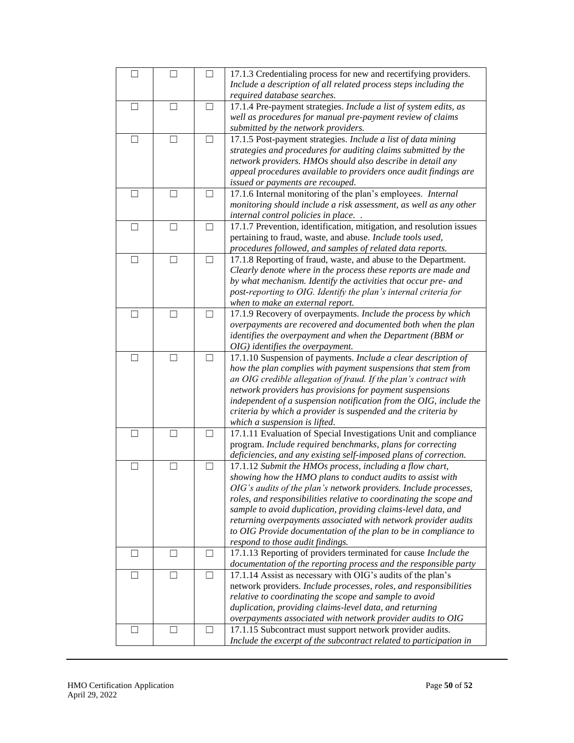| | | | |
|---|---|---|---|
| ☐ | ☐ | ☐ | 17.1.3 Credentialing process for new and recertifying providers. *Include a description of all related process steps including the required database searches.* |
| ☐ | ☐ | ☐ | 17.1.4 Pre-payment strategies. *Include a list of system edits, as well as procedures for manual pre-payment review of claims submitted by the network providers.* |
| ☐ | ☐ | ☐ | 17.1.5 Post-payment strategies. *Include a list of data mining strategies and procedures for auditing claims submitted by the network providers. HMOs should also describe in detail any appeal procedures available to providers once audit findings are issued or payments are recouped.* |
| ☐ | ☐ | ☐ | 17.1.6 Internal monitoring of the plan's employees. *Internal monitoring should include a risk assessment, as well as any other internal control policies in place. .* |
| ☐ | ☐ | ☐ | 17.1.7 Prevention, identification, mitigation, and resolution issues pertaining to fraud, waste, and abuse. *Include tools used, procedures followed, and samples of related data reports.* |
| ☐ | ☐ | ☐ | 17.1.8 Reporting of fraud, waste, and abuse to the Department. *Clearly denote where in the process these reports are made and by what mechanism. Identify the activities that occur pre- and post-reporting to OIG. Identify the plan's internal criteria for when to make an external report.* |
| ☐ | ☐ | ☐ | 17.1.9 Recovery of overpayments. *Include the process by which overpayments are recovered and documented both when the plan identifies the overpayment and when the Department (BBM or OIG) identifies the overpayment.* |
| ☐ | ☐ | ☐ | 17.1.10 Suspension of payments. *Include a clear description of how the plan complies with payment suspensions that stem from an OIG credible allegation of fraud. If the plan's contract with network providers has provisions for payment suspensions independent of a suspension notification from the OIG, include the criteria by which a provider is suspended and the criteria by which a suspension is lifted.* |
| ☐ | ☐ | ☐ | 17.1.11 Evaluation of Special Investigations Unit and compliance program. *Include required benchmarks, plans for correcting deficiencies, and any existing self-imposed plans of correction.* |
| ☐ | ☐ | ☐ | 17.1.12 *Submit the HMOs process, including a flow chart, showing how the HMO plans to conduct audits to assist with OIG's audits of the plan's network providers. Include processes, roles, and responsibilities relative to coordinating the scope and sample to avoid duplication, providing claims-level data, and returning overpayments associated with network provider audits to OIG Provide documentation of the plan to be in compliance to respond to those audit findings.* |
| ☐ | ☐ | ☐ | 17.1.13 Reporting of providers terminated for cause *Include the documentation of the reporting process and the responsible party* |
| ☐ | ☐ | ☐ | 17.1.14 Assist as necessary with OIG's audits of the plan's network providers. *Include processes, roles, and responsibilities relative to coordinating the scope and sample to avoid duplication, providing claims-level data, and returning overpayments associated with network provider audits to OIG* |
| ☐ | ☐ | ☐ | 17.1.15 Subcontract must support network provider audits. *Include the excerpt of the subcontract related to participation in* |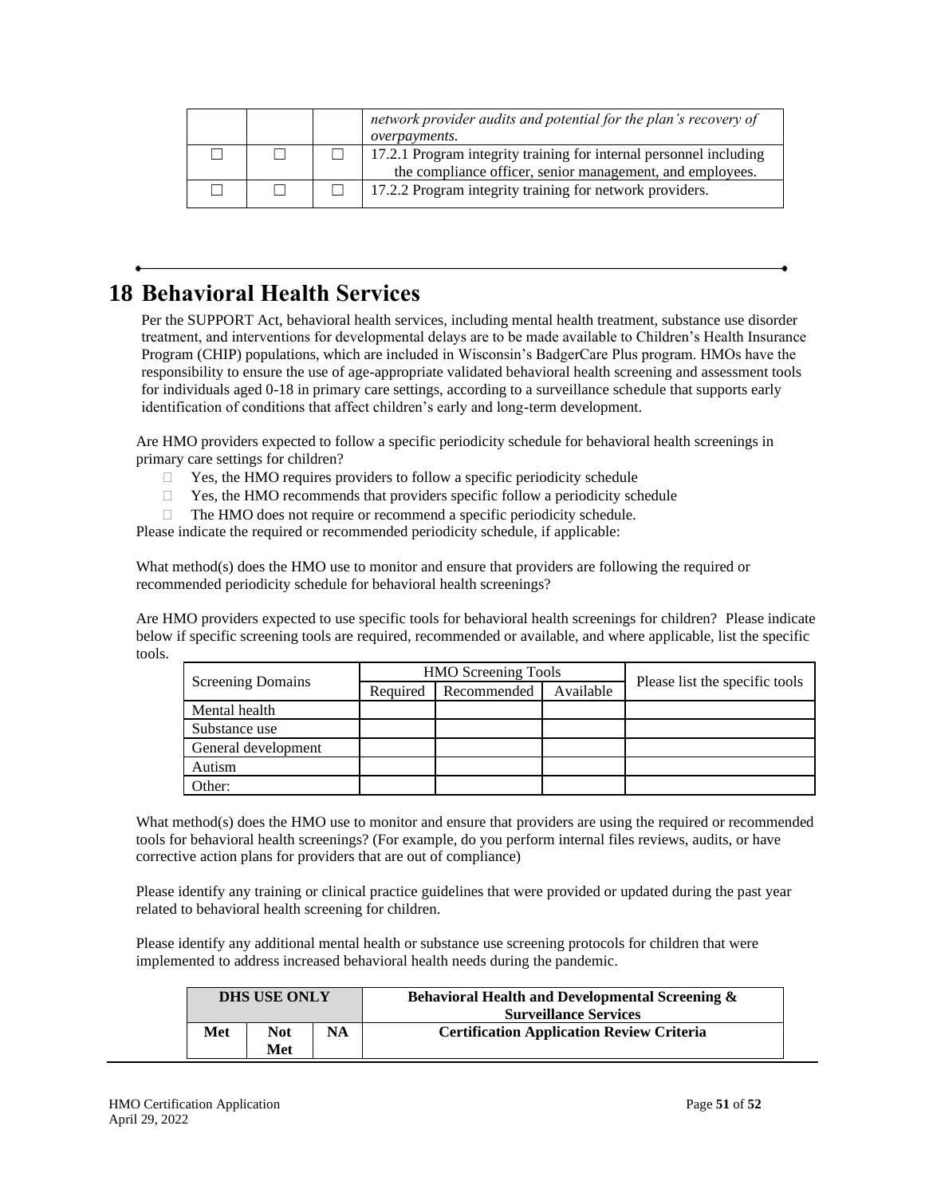| | | | |
|---|---|---|---|
| | | | *network provider audits and potential for the plan's recovery of overpayments.* |
| ☐ | ☐ | ☐ | 17.2.1 Program integrity training for internal personnel including the compliance officer, senior management, and employees. |
| ☐ | ☐ | ☐ | 17.2.2 Program integrity training for network providers. |

# 18 Behavioral Health Services

Per the SUPPORT Act, behavioral health services, including mental health treatment, substance use disorder treatment, and interventions for developmental delays are to be made available to Children's Health Insurance Program (CHIP) populations, which are included in Wisconsin's BadgerCare Plus program. HMOs have the responsibility to ensure the use of age-appropriate validated behavioral health screening and assessment tools for individuals aged 0-18 in primary care settings, according to a surveillance schedule that supports early identification of conditions that affect children's early and long-term development.

Are HMO providers expected to follow a specific periodicity schedule for behavioral health screenings in primary care settings for children?

- ☐ Yes, the HMO requires providers to follow a specific periodicity schedule
- ☐ Yes, the HMO recommends that providers specific follow a periodicity schedule
- ☐ The HMO does not require or recommend a specific periodicity schedule.

Please indicate the required or recommended periodicity schedule, if applicable:

What method(s) does the HMO use to monitor and ensure that providers are following the required or recommended periodicity schedule for behavioral health screenings?

Are HMO providers expected to use specific tools for behavioral health screenings for children? Please indicate below if specific screening tools are required, recommended or available, and where applicable, list the specific tools.

| Screening Domains | HMO Screening Tools | | | Please list the specific tools |
|---|---|---|---|---|
| | Required | Recommended | Available | |
| Mental health | | | | |
| Substance use | | | | |
| General development | | | | |
| Autism | | | | |
| Other: | | | | |

What method(s) does the HMO use to monitor and ensure that providers are using the required or recommended tools for behavioral health screenings? (For example, do you perform internal files reviews, audits, or have corrective action plans for providers that are out of compliance)

Please identify any training or clinical practice guidelines that were provided or updated during the past year related to behavioral health screening for children.

Please identify any additional mental health or substance use screening protocols for children that were implemented to address increased behavioral health needs during the pandemic.

| **DHS USE ONLY** | | | **Behavioral Health and Developmental Screening & Surveillance Services** |
|---|---|---|---|
| **Met** | **Not Met** | **NA** | **Certification Application Review Criteria** |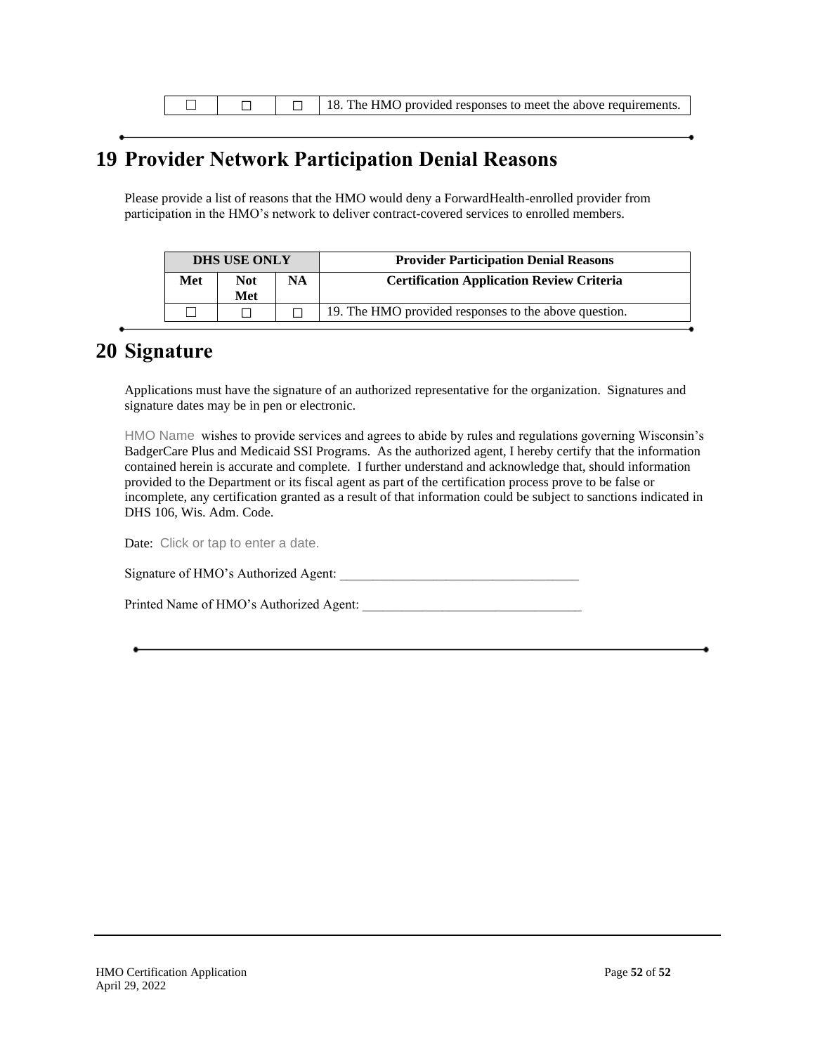| | | | |
|---|---|---|---|
| ☐ | ☐ | ☐ | 18. The HMO provided responses to meet the above requirements. |

# 19 Provider Network Participation Denial Reasons

Please provide a list of reasons that the HMO would deny a ForwardHealth-enrolled provider from participation in the HMO's network to deliver contract-covered services to enrolled members.

| DHS USE ONLY | | | Provider Participation Denial Reasons |
|---|---|---|---|
| Met | Not Met | NA | Certification Application Review Criteria |
| ☐ | ☐ | ☐ | 19. The HMO provided responses to the above question. |

# 20 Signature

Applications must have the signature of an authorized representative for the organization. Signatures and signature dates may be in pen or electronic.

HMO Name wishes to provide services and agrees to abide by rules and regulations governing Wisconsin's BadgerCare Plus and Medicaid SSI Programs. As the authorized agent, I hereby certify that the information contained herein is accurate and complete. I further understand and acknowledge that, should information provided to the Department or its fiscal agent as part of the certification process prove to be false or incomplete, any certification granted as a result of that information could be subject to sanctions indicated in DHS 106, Wis. Adm. Code.

Date: Click or tap to enter a date.

Signature of HMO's Authorized Agent: ___________________________________

Printed Name of HMO's Authorized Agent: _________________________________